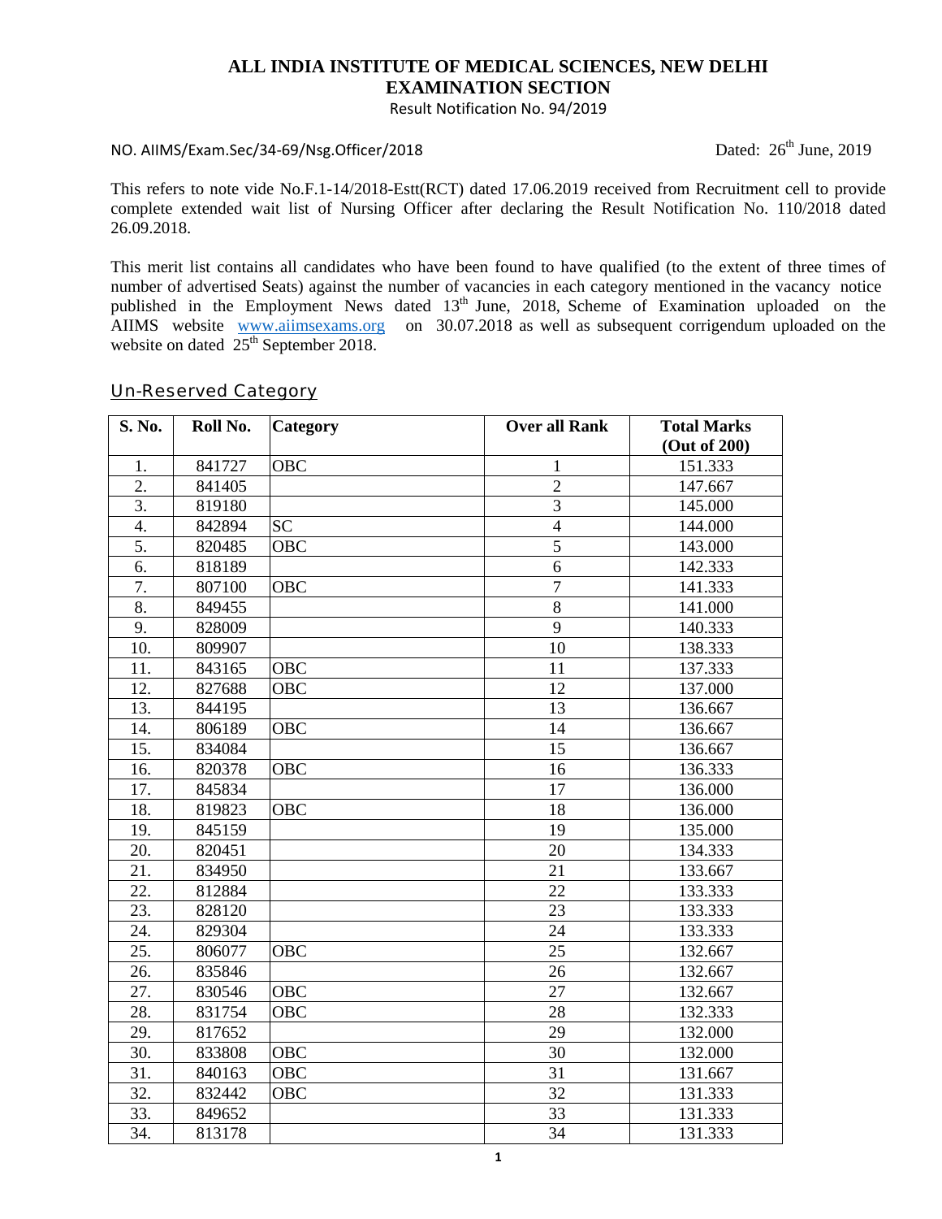# ALL INDIA INSTITUTE OF MEDICAL SCIENCES, NEW DELHI
## EXAMINATION SECTION
Result Notification No. 94/2019

NO. AIIMS/Exam.Sec/34-69/Nsg.Officer/2018 Dated: 26th June, 2019

This refers to note vide No.F.1-14/2018-Estt(RCT) dated 17.06.2019 received from Recruitment cell to provide complete extended wait list of Nursing Officer after declaring the Result Notification No. 110/2018 dated 26.09.2018.

This merit list contains all candidates who have been found to have qualified (to the extent of three times of number of advertised Seats) against the number of vacancies in each category mentioned in the vacancy notice published in the Employment News dated 13th June, 2018, Scheme of Examination uploaded on the AIIMS website www.aiimsexams.org on 30.07.2018 as well as subsequent corrigendum uploaded on the website on dated 25th September 2018.

### Un-Reserved Category

| S. No. | Roll No. | Category | Over all Rank | Total Marks (Out of 200) |
|---|---|---|---|---|
| 1. | 841727 | OBC | 1 | 151.333 |
| 2. | 841405 | | 2 | 147.667 |
| 3. | 819180 | | 3 | 145.000 |
| 4. | 842894 | SC | 4 | 144.000 |
| 5. | 820485 | OBC | 5 | 143.000 |
| 6. | 818189 | | 6 | 142.333 |
| 7. | 807100 | OBC | 7 | 141.333 |
| 8. | 849455 | | 8 | 141.000 |
| 9. | 828009 | | 9 | 140.333 |
| 10. | 809907 | | 10 | 138.333 |
| 11. | 843165 | OBC | 11 | 137.333 |
| 12. | 827688 | OBC | 12 | 137.000 |
| 13. | 844195 | | 13 | 136.667 |
| 14. | 806189 | OBC | 14 | 136.667 |
| 15. | 834084 | | 15 | 136.667 |
| 16. | 820378 | OBC | 16 | 136.333 |
| 17. | 845834 | | 17 | 136.000 |
| 18. | 819823 | OBC | 18 | 136.000 |
| 19. | 845159 | | 19 | 135.000 |
| 20. | 820451 | | 20 | 134.333 |
| 21. | 834950 | | 21 | 133.667 |
| 22. | 812884 | | 22 | 133.333 |
| 23. | 828120 | | 23 | 133.333 |
| 24. | 829304 | | 24 | 133.333 |
| 25. | 806077 | OBC | 25 | 132.667 |
| 26. | 835846 | | 26 | 132.667 |
| 27. | 830546 | OBC | 27 | 132.667 |
| 28. | 831754 | OBC | 28 | 132.333 |
| 29. | 817652 | | 29 | 132.000 |
| 30. | 833808 | OBC | 30 | 132.000 |
| 31. | 840163 | OBC | 31 | 131.667 |
| 32. | 832442 | OBC | 32 | 131.333 |
| 33. | 849652 | | 33 | 131.333 |
| 34. | 813178 | | 34 | 131.333 |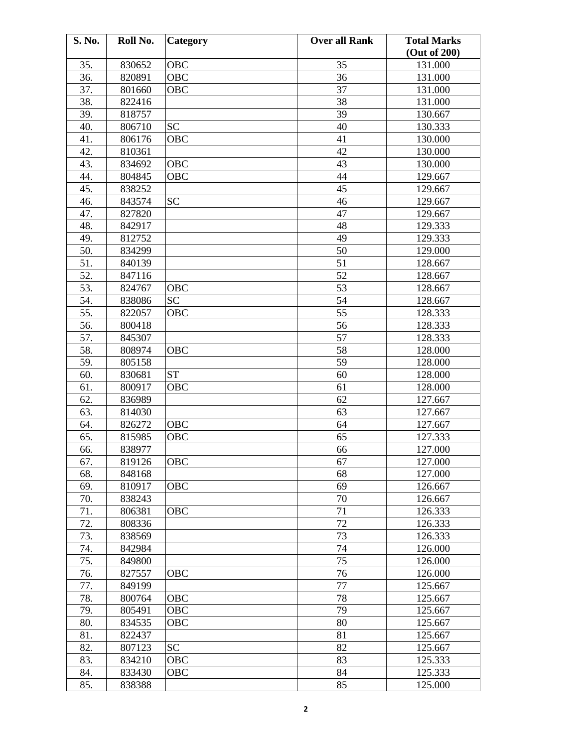| S. No. | Roll No. | Category | Over all Rank | Total Marks (Out of 200) |
|---|---|---|---|---|
| 35. | 830652 | OBC | 35 | 131.000 |
| 36. | 820891 | OBC | 36 | 131.000 |
| 37. | 801660 | OBC | 37 | 131.000 |
| 38. | 822416 | | 38 | 131.000 |
| 39. | 818757 | | 39 | 130.667 |
| 40. | 806710 | SC | 40 | 130.333 |
| 41. | 806176 | OBC | 41 | 130.000 |
| 42. | 810361 | | 42 | 130.000 |
| 43. | 834692 | OBC | 43 | 130.000 |
| 44. | 804845 | OBC | 44 | 129.667 |
| 45. | 838252 | | 45 | 129.667 |
| 46. | 843574 | SC | 46 | 129.667 |
| 47. | 827820 | | 47 | 129.667 |
| 48. | 842917 | | 48 | 129.333 |
| 49. | 812752 | | 49 | 129.333 |
| 50. | 834299 | | 50 | 129.000 |
| 51. | 840139 | | 51 | 128.667 |
| 52. | 847116 | | 52 | 128.667 |
| 53. | 824767 | OBC | 53 | 128.667 |
| 54. | 838086 | SC | 54 | 128.667 |
| 55. | 822057 | OBC | 55 | 128.333 |
| 56. | 800418 | | 56 | 128.333 |
| 57. | 845307 | | 57 | 128.333 |
| 58. | 808974 | OBC | 58 | 128.000 |
| 59. | 805158 | | 59 | 128.000 |
| 60. | 830681 | ST | 60 | 128.000 |
| 61. | 800917 | OBC | 61 | 128.000 |
| 62. | 836989 | | 62 | 127.667 |
| 63. | 814030 | | 63 | 127.667 |
| 64. | 826272 | OBC | 64 | 127.667 |
| 65. | 815985 | OBC | 65 | 127.333 |
| 66. | 838977 | | 66 | 127.000 |
| 67. | 819126 | OBC | 67 | 127.000 |
| 68. | 848168 | | 68 | 127.000 |
| 69. | 810917 | OBC | 69 | 126.667 |
| 70. | 838243 | | 70 | 126.667 |
| 71. | 806381 | OBC | 71 | 126.333 |
| 72. | 808336 | | 72 | 126.333 |
| 73. | 838569 | | 73 | 126.333 |
| 74. | 842984 | | 74 | 126.000 |
| 75. | 849800 | | 75 | 126.000 |
| 76. | 827557 | OBC | 76 | 126.000 |
| 77. | 849199 | | 77 | 125.667 |
| 78. | 800764 | OBC | 78 | 125.667 |
| 79. | 805491 | OBC | 79 | 125.667 |
| 80. | 834535 | OBC | 80 | 125.667 |
| 81. | 822437 | | 81 | 125.667 |
| 82. | 807123 | SC | 82 | 125.667 |
| 83. | 834210 | OBC | 83 | 125.333 |
| 84. | 833430 | OBC | 84 | 125.333 |
| 85. | 838388 | | 85 | 125.000 |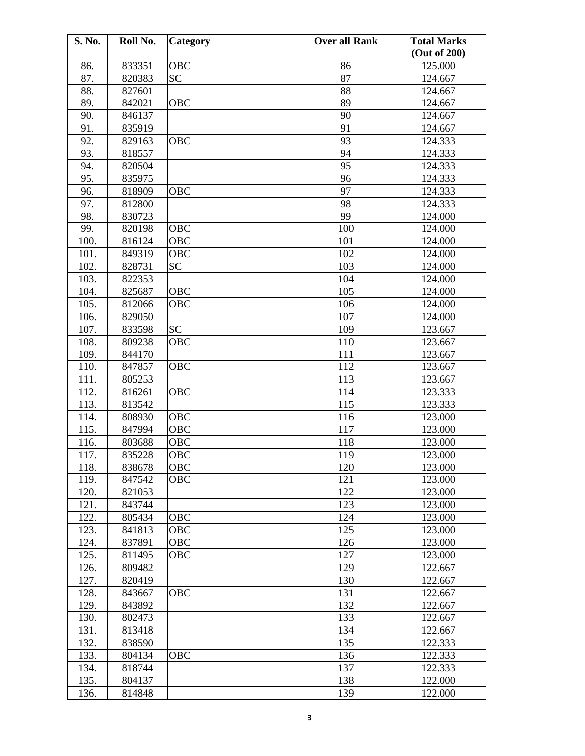| S. No. | Roll No. | Category | Over all Rank | Total Marks (Out of 200) |
|---|---|---|---|---|
| 86. | 833351 | OBC | 86 | 125.000 |
| 87. | 820383 | SC | 87 | 124.667 |
| 88. | 827601 | | 88 | 124.667 |
| 89. | 842021 | OBC | 89 | 124.667 |
| 90. | 846137 | | 90 | 124.667 |
| 91. | 835919 | | 91 | 124.667 |
| 92. | 829163 | OBC | 93 | 124.333 |
| 93. | 818557 | | 94 | 124.333 |
| 94. | 820504 | | 95 | 124.333 |
| 95. | 835975 | | 96 | 124.333 |
| 96. | 818909 | OBC | 97 | 124.333 |
| 97. | 812800 | | 98 | 124.333 |
| 98. | 830723 | | 99 | 124.000 |
| 99. | 820198 | OBC | 100 | 124.000 |
| 100. | 816124 | OBC | 101 | 124.000 |
| 101. | 849319 | OBC | 102 | 124.000 |
| 102. | 828731 | SC | 103 | 124.000 |
| 103. | 822353 | | 104 | 124.000 |
| 104. | 825687 | OBC | 105 | 124.000 |
| 105. | 812066 | OBC | 106 | 124.000 |
| 106. | 829050 | | 107 | 124.000 |
| 107. | 833598 | SC | 109 | 123.667 |
| 108. | 809238 | OBC | 110 | 123.667 |
| 109. | 844170 | | 111 | 123.667 |
| 110. | 847857 | OBC | 112 | 123.667 |
| 111. | 805253 | | 113 | 123.667 |
| 112. | 816261 | OBC | 114 | 123.333 |
| 113. | 813542 | | 115 | 123.333 |
| 114. | 808930 | OBC | 116 | 123.000 |
| 115. | 847994 | OBC | 117 | 123.000 |
| 116. | 803688 | OBC | 118 | 123.000 |
| 117. | 835228 | OBC | 119 | 123.000 |
| 118. | 838678 | OBC | 120 | 123.000 |
| 119. | 847542 | OBC | 121 | 123.000 |
| 120. | 821053 | | 122 | 123.000 |
| 121. | 843744 | | 123 | 123.000 |
| 122. | 805434 | OBC | 124 | 123.000 |
| 123. | 841813 | OBC | 125 | 123.000 |
| 124. | 837891 | OBC | 126 | 123.000 |
| 125. | 811495 | OBC | 127 | 123.000 |
| 126. | 809482 | | 129 | 122.667 |
| 127. | 820419 | | 130 | 122.667 |
| 128. | 843667 | OBC | 131 | 122.667 |
| 129. | 843892 | | 132 | 122.667 |
| 130. | 802473 | | 133 | 122.667 |
| 131. | 813418 | | 134 | 122.667 |
| 132. | 838590 | | 135 | 122.333 |
| 133. | 804134 | OBC | 136 | 122.333 |
| 134. | 818744 | | 137 | 122.333 |
| 135. | 804137 | | 138 | 122.000 |
| 136. | 814848 | | 139 | 122.000 |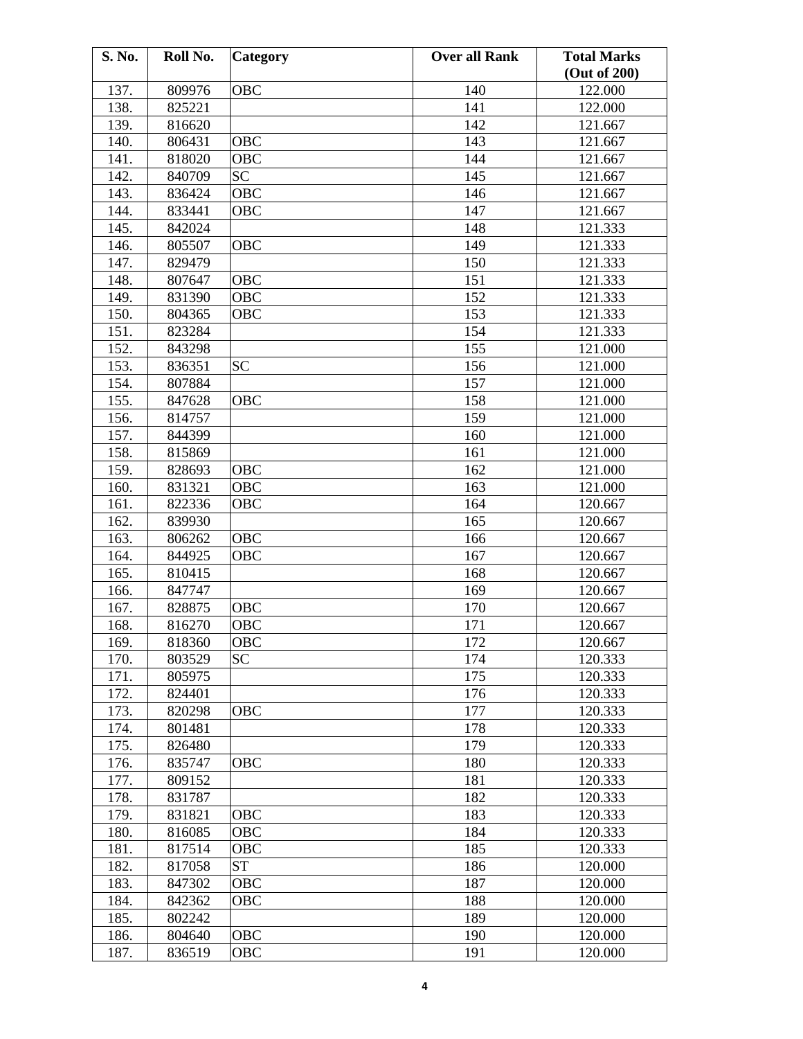| S. No. | Roll No. | Category | Over all Rank | Total Marks (Out of 200) |
|---|---|---|---|---|
| 137. | 809976 | OBC | 140 | 122.000 |
| 138. | 825221 | | 141 | 122.000 |
| 139. | 816620 | | 142 | 121.667 |
| 140. | 806431 | OBC | 143 | 121.667 |
| 141. | 818020 | OBC | 144 | 121.667 |
| 142. | 840709 | SC | 145 | 121.667 |
| 143. | 836424 | OBC | 146 | 121.667 |
| 144. | 833441 | OBC | 147 | 121.667 |
| 145. | 842024 | | 148 | 121.333 |
| 146. | 805507 | OBC | 149 | 121.333 |
| 147. | 829479 | | 150 | 121.333 |
| 148. | 807647 | OBC | 151 | 121.333 |
| 149. | 831390 | OBC | 152 | 121.333 |
| 150. | 804365 | OBC | 153 | 121.333 |
| 151. | 823284 | | 154 | 121.333 |
| 152. | 843298 | | 155 | 121.000 |
| 153. | 836351 | SC | 156 | 121.000 |
| 154. | 807884 | | 157 | 121.000 |
| 155. | 847628 | OBC | 158 | 121.000 |
| 156. | 814757 | | 159 | 121.000 |
| 157. | 844399 | | 160 | 121.000 |
| 158. | 815869 | | 161 | 121.000 |
| 159. | 828693 | OBC | 162 | 121.000 |
| 160. | 831321 | OBC | 163 | 121.000 |
| 161. | 822336 | OBC | 164 | 120.667 |
| 162. | 839930 | | 165 | 120.667 |
| 163. | 806262 | OBC | 166 | 120.667 |
| 164. | 844925 | OBC | 167 | 120.667 |
| 165. | 810415 | | 168 | 120.667 |
| 166. | 847747 | | 169 | 120.667 |
| 167. | 828875 | OBC | 170 | 120.667 |
| 168. | 816270 | OBC | 171 | 120.667 |
| 169. | 818360 | OBC | 172 | 120.667 |
| 170. | 803529 | SC | 174 | 120.333 |
| 171. | 805975 | | 175 | 120.333 |
| 172. | 824401 | | 176 | 120.333 |
| 173. | 820298 | OBC | 177 | 120.333 |
| 174. | 801481 | | 178 | 120.333 |
| 175. | 826480 | | 179 | 120.333 |
| 176. | 835747 | OBC | 180 | 120.333 |
| 177. | 809152 | | 181 | 120.333 |
| 178. | 831787 | | 182 | 120.333 |
| 179. | 831821 | OBC | 183 | 120.333 |
| 180. | 816085 | OBC | 184 | 120.333 |
| 181. | 817514 | OBC | 185 | 120.333 |
| 182. | 817058 | ST | 186 | 120.000 |
| 183. | 847302 | OBC | 187 | 120.000 |
| 184. | 842362 | OBC | 188 | 120.000 |
| 185. | 802242 | | 189 | 120.000 |
| 186. | 804640 | OBC | 190 | 120.000 |
| 187. | 836519 | OBC | 191 | 120.000 |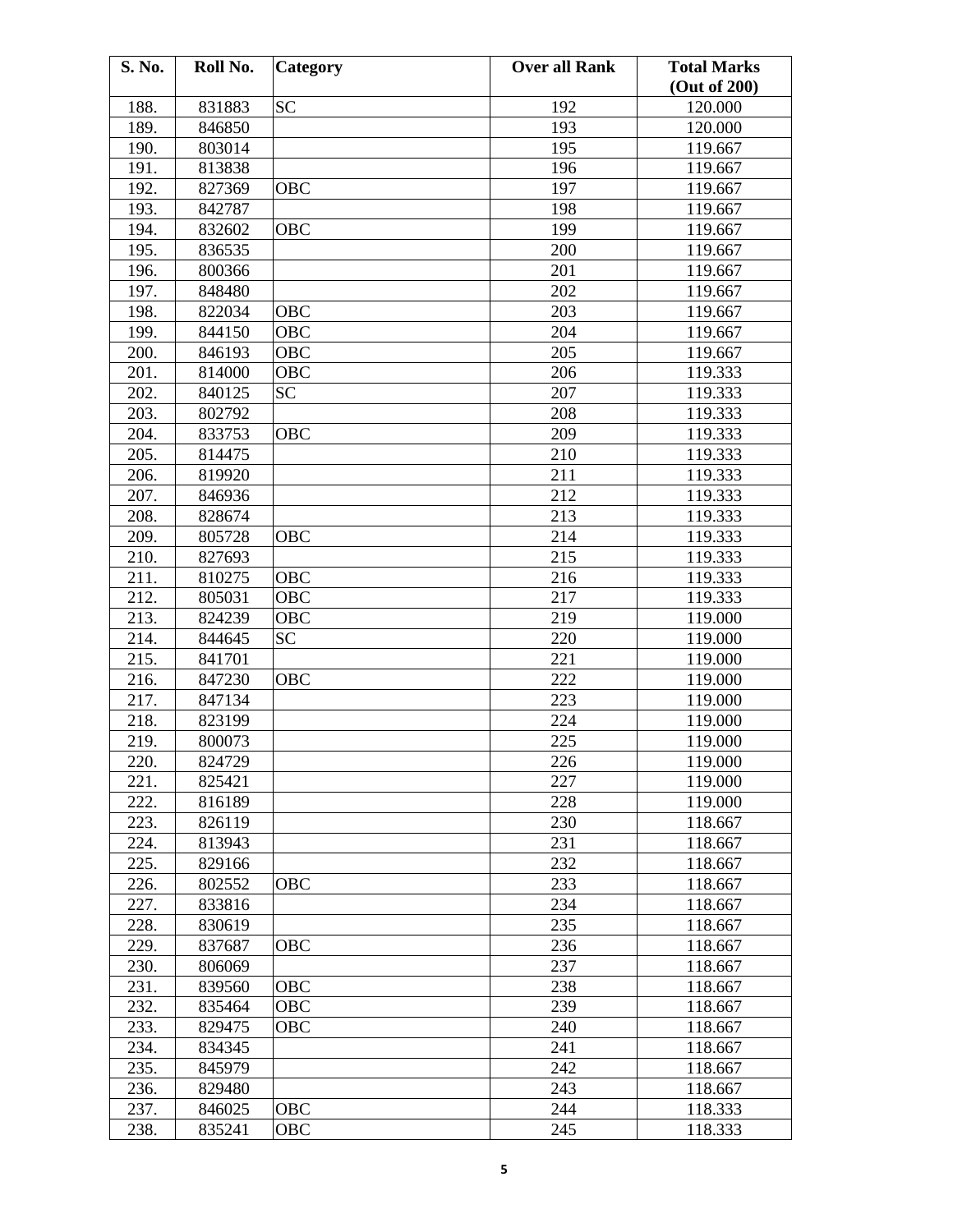| S. No. | Roll No. | Category | Over all Rank | Total Marks (Out of 200) |
|---|---|---|---|---|
| 188. | 831883 | SC | 192 | 120.000 |
| 189. | 846850 | | 193 | 120.000 |
| 190. | 803014 | | 195 | 119.667 |
| 191. | 813838 | | 196 | 119.667 |
| 192. | 827369 | OBC | 197 | 119.667 |
| 193. | 842787 | | 198 | 119.667 |
| 194. | 832602 | OBC | 199 | 119.667 |
| 195. | 836535 | | 200 | 119.667 |
| 196. | 800366 | | 201 | 119.667 |
| 197. | 848480 | | 202 | 119.667 |
| 198. | 822034 | OBC | 203 | 119.667 |
| 199. | 844150 | OBC | 204 | 119.667 |
| 200. | 846193 | OBC | 205 | 119.667 |
| 201. | 814000 | OBC | 206 | 119.333 |
| 202. | 840125 | SC | 207 | 119.333 |
| 203. | 802792 | | 208 | 119.333 |
| 204. | 833753 | OBC | 209 | 119.333 |
| 205. | 814475 | | 210 | 119.333 |
| 206. | 819920 | | 211 | 119.333 |
| 207. | 846936 | | 212 | 119.333 |
| 208. | 828674 | | 213 | 119.333 |
| 209. | 805728 | OBC | 214 | 119.333 |
| 210. | 827693 | | 215 | 119.333 |
| 211. | 810275 | OBC | 216 | 119.333 |
| 212. | 805031 | OBC | 217 | 119.333 |
| 213. | 824239 | OBC | 219 | 119.000 |
| 214. | 844645 | SC | 220 | 119.000 |
| 215. | 841701 | | 221 | 119.000 |
| 216. | 847230 | OBC | 222 | 119.000 |
| 217. | 847134 | | 223 | 119.000 |
| 218. | 823199 | | 224 | 119.000 |
| 219. | 800073 | | 225 | 119.000 |
| 220. | 824729 | | 226 | 119.000 |
| 221. | 825421 | | 227 | 119.000 |
| 222. | 816189 | | 228 | 119.000 |
| 223. | 826119 | | 230 | 118.667 |
| 224. | 813943 | | 231 | 118.667 |
| 225. | 829166 | | 232 | 118.667 |
| 226. | 802552 | OBC | 233 | 118.667 |
| 227. | 833816 | | 234 | 118.667 |
| 228. | 830619 | | 235 | 118.667 |
| 229. | 837687 | OBC | 236 | 118.667 |
| 230. | 806069 | | 237 | 118.667 |
| 231. | 839560 | OBC | 238 | 118.667 |
| 232. | 835464 | OBC | 239 | 118.667 |
| 233. | 829475 | OBC | 240 | 118.667 |
| 234. | 834345 | | 241 | 118.667 |
| 235. | 845979 | | 242 | 118.667 |
| 236. | 829480 | | 243 | 118.667 |
| 237. | 846025 | OBC | 244 | 118.333 |
| 238. | 835241 | OBC | 245 | 118.333 |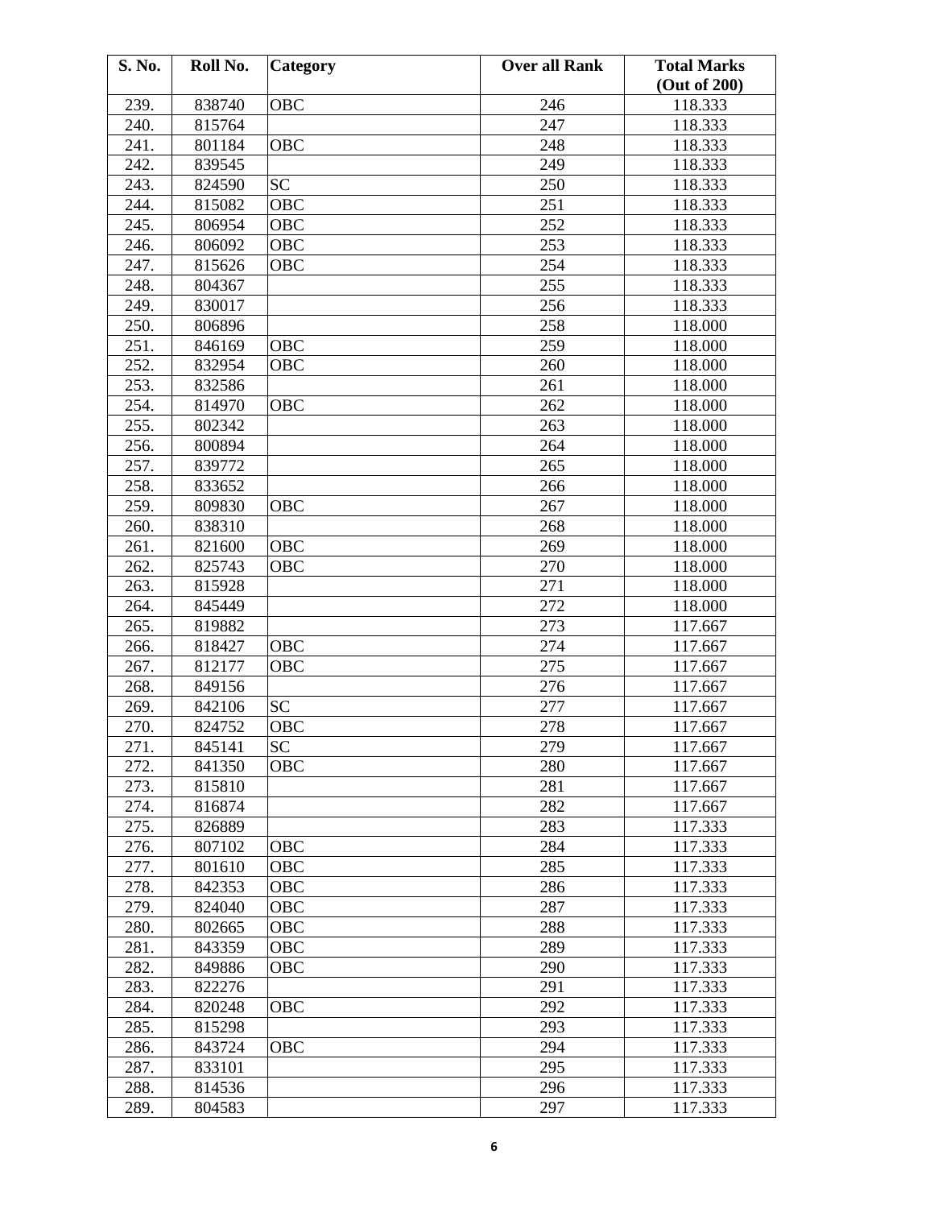| S. No. | Roll No. | Category | Over all Rank | Total Marks (Out of 200) |
|---|---|---|---|---|
| 239. | 838740 | OBC | 246 | 118.333 |
| 240. | 815764 | | 247 | 118.333 |
| 241. | 801184 | OBC | 248 | 118.333 |
| 242. | 839545 | | 249 | 118.333 |
| 243. | 824590 | SC | 250 | 118.333 |
| 244. | 815082 | OBC | 251 | 118.333 |
| 245. | 806954 | OBC | 252 | 118.333 |
| 246. | 806092 | OBC | 253 | 118.333 |
| 247. | 815626 | OBC | 254 | 118.333 |
| 248. | 804367 | | 255 | 118.333 |
| 249. | 830017 | | 256 | 118.333 |
| 250. | 806896 | | 258 | 118.000 |
| 251. | 846169 | OBC | 259 | 118.000 |
| 252. | 832954 | OBC | 260 | 118.000 |
| 253. | 832586 | | 261 | 118.000 |
| 254. | 814970 | OBC | 262 | 118.000 |
| 255. | 802342 | | 263 | 118.000 |
| 256. | 800894 | | 264 | 118.000 |
| 257. | 839772 | | 265 | 118.000 |
| 258. | 833652 | | 266 | 118.000 |
| 259. | 809830 | OBC | 267 | 118.000 |
| 260. | 838310 | | 268 | 118.000 |
| 261. | 821600 | OBC | 269 | 118.000 |
| 262. | 825743 | OBC | 270 | 118.000 |
| 263. | 815928 | | 271 | 118.000 |
| 264. | 845449 | | 272 | 118.000 |
| 265. | 819882 | | 273 | 117.667 |
| 266. | 818427 | OBC | 274 | 117.667 |
| 267. | 812177 | OBC | 275 | 117.667 |
| 268. | 849156 | | 276 | 117.667 |
| 269. | 842106 | SC | 277 | 117.667 |
| 270. | 824752 | OBC | 278 | 117.667 |
| 271. | 845141 | SC | 279 | 117.667 |
| 272. | 841350 | OBC | 280 | 117.667 |
| 273. | 815810 | | 281 | 117.667 |
| 274. | 816874 | | 282 | 117.667 |
| 275. | 826889 | | 283 | 117.333 |
| 276. | 807102 | OBC | 284 | 117.333 |
| 277. | 801610 | OBC | 285 | 117.333 |
| 278. | 842353 | OBC | 286 | 117.333 |
| 279. | 824040 | OBC | 287 | 117.333 |
| 280. | 802665 | OBC | 288 | 117.333 |
| 281. | 843359 | OBC | 289 | 117.333 |
| 282. | 849886 | OBC | 290 | 117.333 |
| 283. | 822276 | | 291 | 117.333 |
| 284. | 820248 | OBC | 292 | 117.333 |
| 285. | 815298 | | 293 | 117.333 |
| 286. | 843724 | OBC | 294 | 117.333 |
| 287. | 833101 | | 295 | 117.333 |
| 288. | 814536 | | 296 | 117.333 |
| 289. | 804583 | | 297 | 117.333 |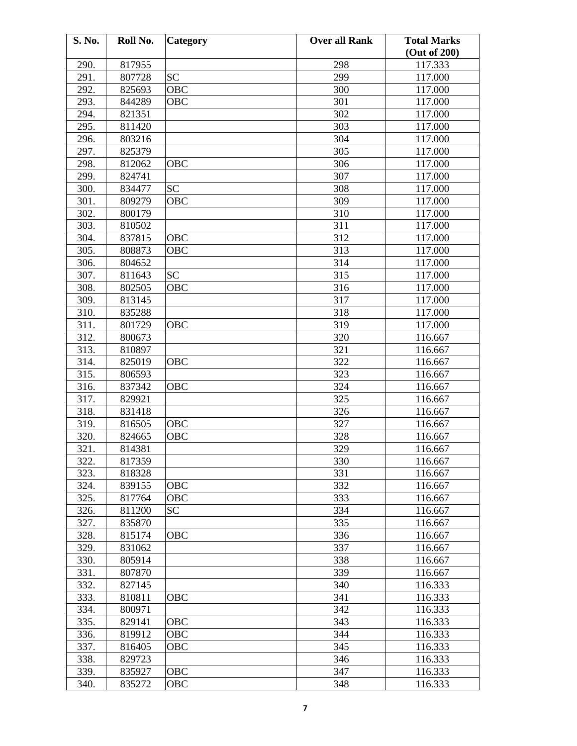| S. No. | Roll No. | Category | Over all Rank | Total Marks (Out of 200) |
|---|---|---|---|---|
| 290. | 817955 | | 298 | 117.333 |
| 291. | 807728 | SC | 299 | 117.000 |
| 292. | 825693 | OBC | 300 | 117.000 |
| 293. | 844289 | OBC | 301 | 117.000 |
| 294. | 821351 | | 302 | 117.000 |
| 295. | 811420 | | 303 | 117.000 |
| 296. | 803216 | | 304 | 117.000 |
| 297. | 825379 | | 305 | 117.000 |
| 298. | 812062 | OBC | 306 | 117.000 |
| 299. | 824741 | | 307 | 117.000 |
| 300. | 834477 | SC | 308 | 117.000 |
| 301. | 809279 | OBC | 309 | 117.000 |
| 302. | 800179 | | 310 | 117.000 |
| 303. | 810502 | | 311 | 117.000 |
| 304. | 837815 | OBC | 312 | 117.000 |
| 305. | 808873 | OBC | 313 | 117.000 |
| 306. | 804652 | | 314 | 117.000 |
| 307. | 811643 | SC | 315 | 117.000 |
| 308. | 802505 | OBC | 316 | 117.000 |
| 309. | 813145 | | 317 | 117.000 |
| 310. | 835288 | | 318 | 117.000 |
| 311. | 801729 | OBC | 319 | 117.000 |
| 312. | 800673 | | 320 | 116.667 |
| 313. | 810897 | | 321 | 116.667 |
| 314. | 825019 | OBC | 322 | 116.667 |
| 315. | 806593 | | 323 | 116.667 |
| 316. | 837342 | OBC | 324 | 116.667 |
| 317. | 829921 | | 325 | 116.667 |
| 318. | 831418 | | 326 | 116.667 |
| 319. | 816505 | OBC | 327 | 116.667 |
| 320. | 824665 | OBC | 328 | 116.667 |
| 321. | 814381 | | 329 | 116.667 |
| 322. | 817359 | | 330 | 116.667 |
| 323. | 818328 | | 331 | 116.667 |
| 324. | 839155 | OBC | 332 | 116.667 |
| 325. | 817764 | OBC | 333 | 116.667 |
| 326. | 811200 | SC | 334 | 116.667 |
| 327. | 835870 | | 335 | 116.667 |
| 328. | 815174 | OBC | 336 | 116.667 |
| 329. | 831062 | | 337 | 116.667 |
| 330. | 805914 | | 338 | 116.667 |
| 331. | 807870 | | 339 | 116.667 |
| 332. | 827145 | | 340 | 116.333 |
| 333. | 810811 | OBC | 341 | 116.333 |
| 334. | 800971 | | 342 | 116.333 |
| 335. | 829141 | OBC | 343 | 116.333 |
| 336. | 819912 | OBC | 344 | 116.333 |
| 337. | 816405 | OBC | 345 | 116.333 |
| 338. | 829723 | | 346 | 116.333 |
| 339. | 835927 | OBC | 347 | 116.333 |
| 340. | 835272 | OBC | 348 | 116.333 |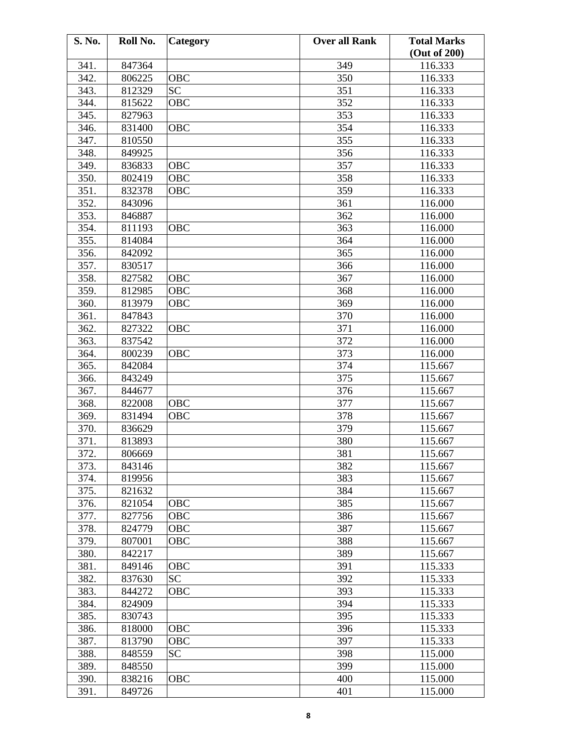| S. No. | Roll No. | Category | Over all Rank | Total Marks (Out of 200) |
|---|---|---|---|---|
| 341. | 847364 | | 349 | 116.333 |
| 342. | 806225 | OBC | 350 | 116.333 |
| 343. | 812329 | SC | 351 | 116.333 |
| 344. | 815622 | OBC | 352 | 116.333 |
| 345. | 827963 | | 353 | 116.333 |
| 346. | 831400 | OBC | 354 | 116.333 |
| 347. | 810550 | | 355 | 116.333 |
| 348. | 849925 | | 356 | 116.333 |
| 349. | 836833 | OBC | 357 | 116.333 |
| 350. | 802419 | OBC | 358 | 116.333 |
| 351. | 832378 | OBC | 359 | 116.333 |
| 352. | 843096 | | 361 | 116.000 |
| 353. | 846887 | | 362 | 116.000 |
| 354. | 811193 | OBC | 363 | 116.000 |
| 355. | 814084 | | 364 | 116.000 |
| 356. | 842092 | | 365 | 116.000 |
| 357. | 830517 | | 366 | 116.000 |
| 358. | 827582 | OBC | 367 | 116.000 |
| 359. | 812985 | OBC | 368 | 116.000 |
| 360. | 813979 | OBC | 369 | 116.000 |
| 361. | 847843 | | 370 | 116.000 |
| 362. | 827322 | OBC | 371 | 116.000 |
| 363. | 837542 | | 372 | 116.000 |
| 364. | 800239 | OBC | 373 | 116.000 |
| 365. | 842084 | | 374 | 115.667 |
| 366. | 843249 | | 375 | 115.667 |
| 367. | 844677 | | 376 | 115.667 |
| 368. | 822008 | OBC | 377 | 115.667 |
| 369. | 831494 | OBC | 378 | 115.667 |
| 370. | 836629 | | 379 | 115.667 |
| 371. | 813893 | | 380 | 115.667 |
| 372. | 806669 | | 381 | 115.667 |
| 373. | 843146 | | 382 | 115.667 |
| 374. | 819956 | | 383 | 115.667 |
| 375. | 821632 | | 384 | 115.667 |
| 376. | 821054 | OBC | 385 | 115.667 |
| 377. | 827756 | OBC | 386 | 115.667 |
| 378. | 824779 | OBC | 387 | 115.667 |
| 379. | 807001 | OBC | 388 | 115.667 |
| 380. | 842217 | | 389 | 115.667 |
| 381. | 849146 | OBC | 391 | 115.333 |
| 382. | 837630 | SC | 392 | 115.333 |
| 383. | 844272 | OBC | 393 | 115.333 |
| 384. | 824909 | | 394 | 115.333 |
| 385. | 830743 | | 395 | 115.333 |
| 386. | 818000 | OBC | 396 | 115.333 |
| 387. | 813790 | OBC | 397 | 115.333 |
| 388. | 848559 | SC | 398 | 115.000 |
| 389. | 848550 | | 399 | 115.000 |
| 390. | 838216 | OBC | 400 | 115.000 |
| 391. | 849726 | | 401 | 115.000 |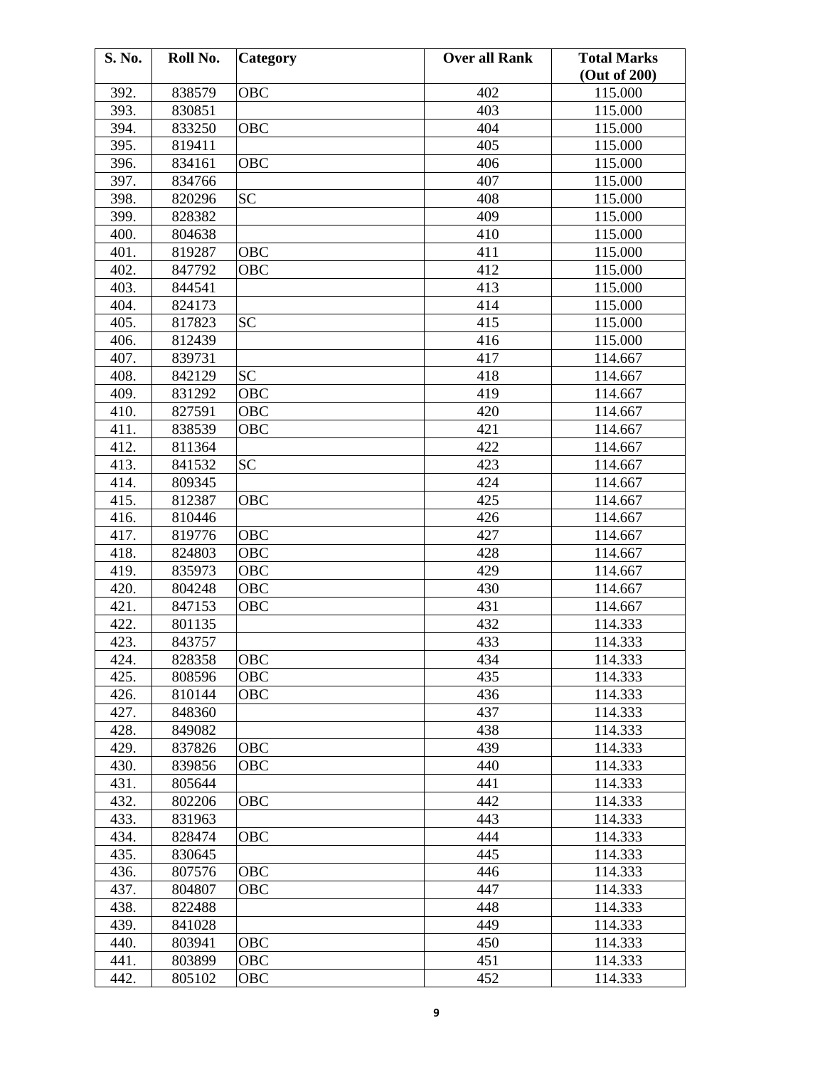| S. No. | Roll No. | Category | Over all Rank | Total Marks (Out of 200) |
|---|---|---|---|---|
| 392. | 838579 | OBC | 402 | 115.000 |
| 393. | 830851 | | 403 | 115.000 |
| 394. | 833250 | OBC | 404 | 115.000 |
| 395. | 819411 | | 405 | 115.000 |
| 396. | 834161 | OBC | 406 | 115.000 |
| 397. | 834766 | | 407 | 115.000 |
| 398. | 820296 | SC | 408 | 115.000 |
| 399. | 828382 | | 409 | 115.000 |
| 400. | 804638 | | 410 | 115.000 |
| 401. | 819287 | OBC | 411 | 115.000 |
| 402. | 847792 | OBC | 412 | 115.000 |
| 403. | 844541 | | 413 | 115.000 |
| 404. | 824173 | | 414 | 115.000 |
| 405. | 817823 | SC | 415 | 115.000 |
| 406. | 812439 | | 416 | 115.000 |
| 407. | 839731 | | 417 | 114.667 |
| 408. | 842129 | SC | 418 | 114.667 |
| 409. | 831292 | OBC | 419 | 114.667 |
| 410. | 827591 | OBC | 420 | 114.667 |
| 411. | 838539 | OBC | 421 | 114.667 |
| 412. | 811364 | | 422 | 114.667 |
| 413. | 841532 | SC | 423 | 114.667 |
| 414. | 809345 | | 424 | 114.667 |
| 415. | 812387 | OBC | 425 | 114.667 |
| 416. | 810446 | | 426 | 114.667 |
| 417. | 819776 | OBC | 427 | 114.667 |
| 418. | 824803 | OBC | 428 | 114.667 |
| 419. | 835973 | OBC | 429 | 114.667 |
| 420. | 804248 | OBC | 430 | 114.667 |
| 421. | 847153 | OBC | 431 | 114.667 |
| 422. | 801135 | | 432 | 114.333 |
| 423. | 843757 | | 433 | 114.333 |
| 424. | 828358 | OBC | 434 | 114.333 |
| 425. | 808596 | OBC | 435 | 114.333 |
| 426. | 810144 | OBC | 436 | 114.333 |
| 427. | 848360 | | 437 | 114.333 |
| 428. | 849082 | | 438 | 114.333 |
| 429. | 837826 | OBC | 439 | 114.333 |
| 430. | 839856 | OBC | 440 | 114.333 |
| 431. | 805644 | | 441 | 114.333 |
| 432. | 802206 | OBC | 442 | 114.333 |
| 433. | 831963 | | 443 | 114.333 |
| 434. | 828474 | OBC | 444 | 114.333 |
| 435. | 830645 | | 445 | 114.333 |
| 436. | 807576 | OBC | 446 | 114.333 |
| 437. | 804807 | OBC | 447 | 114.333 |
| 438. | 822488 | | 448 | 114.333 |
| 439. | 841028 | | 449 | 114.333 |
| 440. | 803941 | OBC | 450 | 114.333 |
| 441. | 803899 | OBC | 451 | 114.333 |
| 442. | 805102 | OBC | 452 | 114.333 |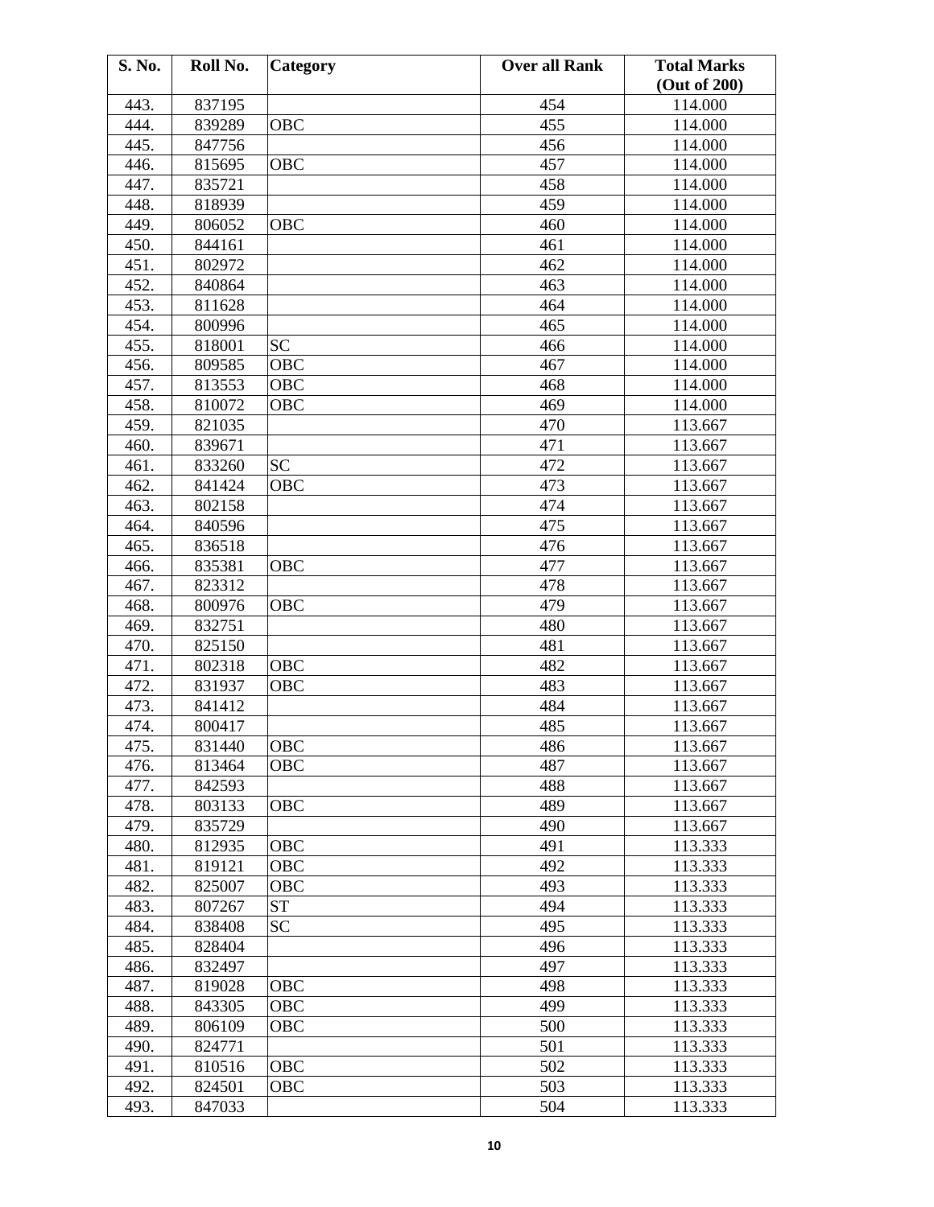| S. No. | Roll No. | Category | Over all Rank | Total Marks (Out of 200) |
|---|---|---|---|---|
| 443. | 837195 | | 454 | 114.000 |
| 444. | 839289 | OBC | 455 | 114.000 |
| 445. | 847756 | | 456 | 114.000 |
| 446. | 815695 | OBC | 457 | 114.000 |
| 447. | 835721 | | 458 | 114.000 |
| 448. | 818939 | | 459 | 114.000 |
| 449. | 806052 | OBC | 460 | 114.000 |
| 450. | 844161 | | 461 | 114.000 |
| 451. | 802972 | | 462 | 114.000 |
| 452. | 840864 | | 463 | 114.000 |
| 453. | 811628 | | 464 | 114.000 |
| 454. | 800996 | | 465 | 114.000 |
| 455. | 818001 | SC | 466 | 114.000 |
| 456. | 809585 | OBC | 467 | 114.000 |
| 457. | 813553 | OBC | 468 | 114.000 |
| 458. | 810072 | OBC | 469 | 114.000 |
| 459. | 821035 | | 470 | 113.667 |
| 460. | 839671 | | 471 | 113.667 |
| 461. | 833260 | SC | 472 | 113.667 |
| 462. | 841424 | OBC | 473 | 113.667 |
| 463. | 802158 | | 474 | 113.667 |
| 464. | 840596 | | 475 | 113.667 |
| 465. | 836518 | | 476 | 113.667 |
| 466. | 835381 | OBC | 477 | 113.667 |
| 467. | 823312 | | 478 | 113.667 |
| 468. | 800976 | OBC | 479 | 113.667 |
| 469. | 832751 | | 480 | 113.667 |
| 470. | 825150 | | 481 | 113.667 |
| 471. | 802318 | OBC | 482 | 113.667 |
| 472. | 831937 | OBC | 483 | 113.667 |
| 473. | 841412 | | 484 | 113.667 |
| 474. | 800417 | | 485 | 113.667 |
| 475. | 831440 | OBC | 486 | 113.667 |
| 476. | 813464 | OBC | 487 | 113.667 |
| 477. | 842593 | | 488 | 113.667 |
| 478. | 803133 | OBC | 489 | 113.667 |
| 479. | 835729 | | 490 | 113.667 |
| 480. | 812935 | OBC | 491 | 113.333 |
| 481. | 819121 | OBC | 492 | 113.333 |
| 482. | 825007 | OBC | 493 | 113.333 |
| 483. | 807267 | ST | 494 | 113.333 |
| 484. | 838408 | SC | 495 | 113.333 |
| 485. | 828404 | | 496 | 113.333 |
| 486. | 832497 | | 497 | 113.333 |
| 487. | 819028 | OBC | 498 | 113.333 |
| 488. | 843305 | OBC | 499 | 113.333 |
| 489. | 806109 | OBC | 500 | 113.333 |
| 490. | 824771 | | 501 | 113.333 |
| 491. | 810516 | OBC | 502 | 113.333 |
| 492. | 824501 | OBC | 503 | 113.333 |
| 493. | 847033 | | 504 | 113.333 |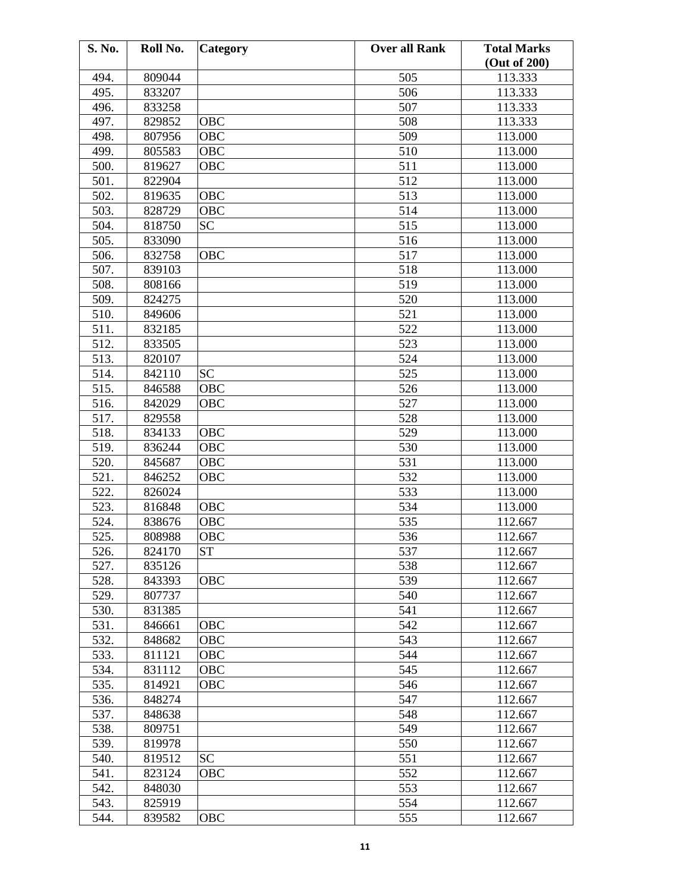| S. No. | Roll No. | Category | Over all Rank | Total Marks (Out of 200) |
|---|---|---|---|---|
| 494. | 809044 | | 505 | 113.333 |
| 495. | 833207 | | 506 | 113.333 |
| 496. | 833258 | | 507 | 113.333 |
| 497. | 829852 | OBC | 508 | 113.333 |
| 498. | 807956 | OBC | 509 | 113.000 |
| 499. | 805583 | OBC | 510 | 113.000 |
| 500. | 819627 | OBC | 511 | 113.000 |
| 501. | 822904 | | 512 | 113.000 |
| 502. | 819635 | OBC | 513 | 113.000 |
| 503. | 828729 | OBC | 514 | 113.000 |
| 504. | 818750 | SC | 515 | 113.000 |
| 505. | 833090 | | 516 | 113.000 |
| 506. | 832758 | OBC | 517 | 113.000 |
| 507. | 839103 | | 518 | 113.000 |
| 508. | 808166 | | 519 | 113.000 |
| 509. | 824275 | | 520 | 113.000 |
| 510. | 849606 | | 521 | 113.000 |
| 511. | 832185 | | 522 | 113.000 |
| 512. | 833505 | | 523 | 113.000 |
| 513. | 820107 | | 524 | 113.000 |
| 514. | 842110 | SC | 525 | 113.000 |
| 515. | 846588 | OBC | 526 | 113.000 |
| 516. | 842029 | OBC | 527 | 113.000 |
| 517. | 829558 | | 528 | 113.000 |
| 518. | 834133 | OBC | 529 | 113.000 |
| 519. | 836244 | OBC | 530 | 113.000 |
| 520. | 845687 | OBC | 531 | 113.000 |
| 521. | 846252 | OBC | 532 | 113.000 |
| 522. | 826024 | | 533 | 113.000 |
| 523. | 816848 | OBC | 534 | 113.000 |
| 524. | 838676 | OBC | 535 | 112.667 |
| 525. | 808988 | OBC | 536 | 112.667 |
| 526. | 824170 | ST | 537 | 112.667 |
| 527. | 835126 | | 538 | 112.667 |
| 528. | 843393 | OBC | 539 | 112.667 |
| 529. | 807737 | | 540 | 112.667 |
| 530. | 831385 | | 541 | 112.667 |
| 531. | 846661 | OBC | 542 | 112.667 |
| 532. | 848682 | OBC | 543 | 112.667 |
| 533. | 811121 | OBC | 544 | 112.667 |
| 534. | 831112 | OBC | 545 | 112.667 |
| 535. | 814921 | OBC | 546 | 112.667 |
| 536. | 848274 | | 547 | 112.667 |
| 537. | 848638 | | 548 | 112.667 |
| 538. | 809751 | | 549 | 112.667 |
| 539. | 819978 | | 550 | 112.667 |
| 540. | 819512 | SC | 551 | 112.667 |
| 541. | 823124 | OBC | 552 | 112.667 |
| 542. | 848030 | | 553 | 112.667 |
| 543. | 825919 | | 554 | 112.667 |
| 544. | 839582 | OBC | 555 | 112.667 |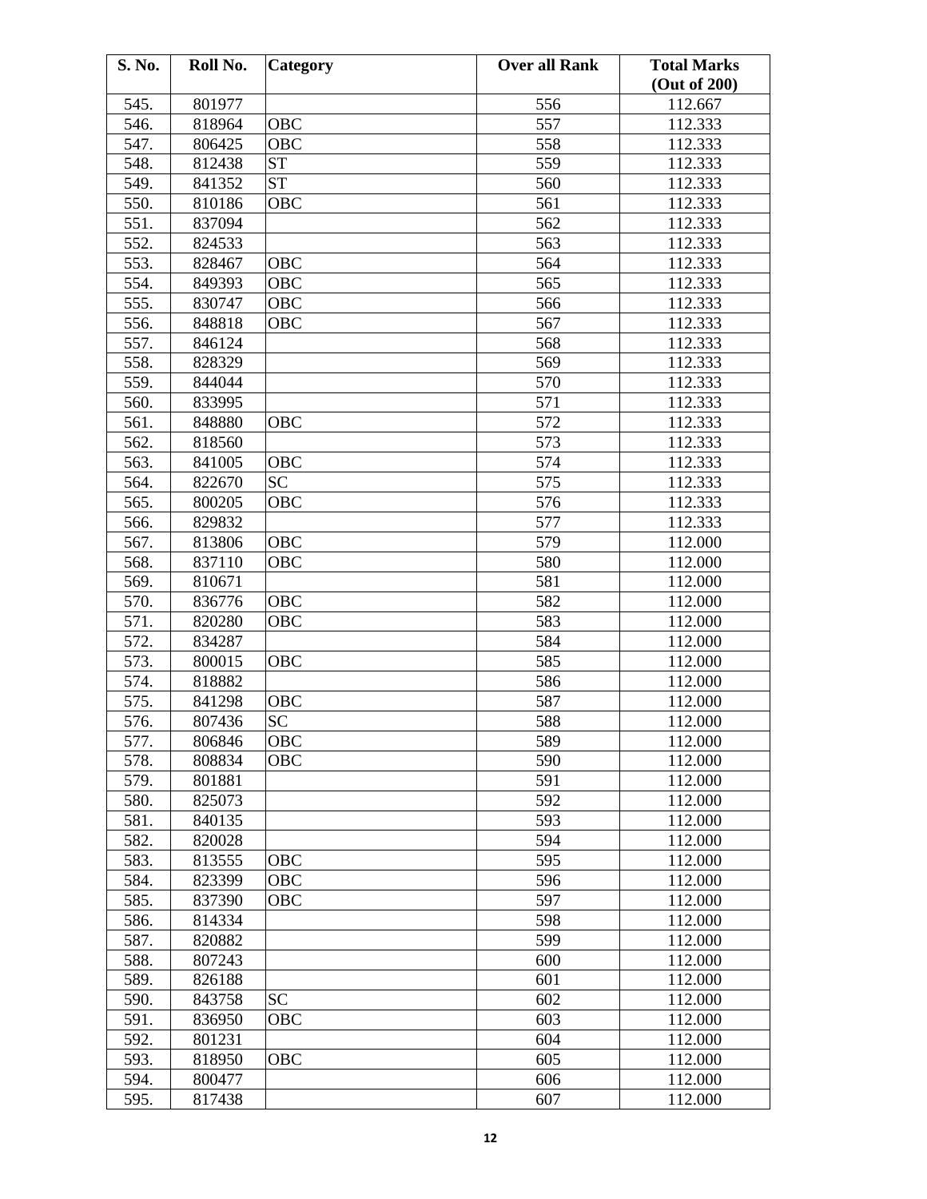| S. No. | Roll No. | Category | Over all Rank | Total Marks (Out of 200) |
|---|---|---|---|---|
| 545. | 801977 | | 556 | 112.667 |
| 546. | 818964 | OBC | 557 | 112.333 |
| 547. | 806425 | OBC | 558 | 112.333 |
| 548. | 812438 | ST | 559 | 112.333 |
| 549. | 841352 | ST | 560 | 112.333 |
| 550. | 810186 | OBC | 561 | 112.333 |
| 551. | 837094 | | 562 | 112.333 |
| 552. | 824533 | | 563 | 112.333 |
| 553. | 828467 | OBC | 564 | 112.333 |
| 554. | 849393 | OBC | 565 | 112.333 |
| 555. | 830747 | OBC | 566 | 112.333 |
| 556. | 848818 | OBC | 567 | 112.333 |
| 557. | 846124 | | 568 | 112.333 |
| 558. | 828329 | | 569 | 112.333 |
| 559. | 844044 | | 570 | 112.333 |
| 560. | 833995 | | 571 | 112.333 |
| 561. | 848880 | OBC | 572 | 112.333 |
| 562. | 818560 | | 573 | 112.333 |
| 563. | 841005 | OBC | 574 | 112.333 |
| 564. | 822670 | SC | 575 | 112.333 |
| 565. | 800205 | OBC | 576 | 112.333 |
| 566. | 829832 | | 577 | 112.333 |
| 567. | 813806 | OBC | 579 | 112.000 |
| 568. | 837110 | OBC | 580 | 112.000 |
| 569. | 810671 | | 581 | 112.000 |
| 570. | 836776 | OBC | 582 | 112.000 |
| 571. | 820280 | OBC | 583 | 112.000 |
| 572. | 834287 | | 584 | 112.000 |
| 573. | 800015 | OBC | 585 | 112.000 |
| 574. | 818882 | | 586 | 112.000 |
| 575. | 841298 | OBC | 587 | 112.000 |
| 576. | 807436 | SC | 588 | 112.000 |
| 577. | 806846 | OBC | 589 | 112.000 |
| 578. | 808834 | OBC | 590 | 112.000 |
| 579. | 801881 | | 591 | 112.000 |
| 580. | 825073 | | 592 | 112.000 |
| 581. | 840135 | | 593 | 112.000 |
| 582. | 820028 | | 594 | 112.000 |
| 583. | 813555 | OBC | 595 | 112.000 |
| 584. | 823399 | OBC | 596 | 112.000 |
| 585. | 837390 | OBC | 597 | 112.000 |
| 586. | 814334 | | 598 | 112.000 |
| 587. | 820882 | | 599 | 112.000 |
| 588. | 807243 | | 600 | 112.000 |
| 589. | 826188 | | 601 | 112.000 |
| 590. | 843758 | SC | 602 | 112.000 |
| 591. | 836950 | OBC | 603 | 112.000 |
| 592. | 801231 | | 604 | 112.000 |
| 593. | 818950 | OBC | 605 | 112.000 |
| 594. | 800477 | | 606 | 112.000 |
| 595. | 817438 | | 607 | 112.000 |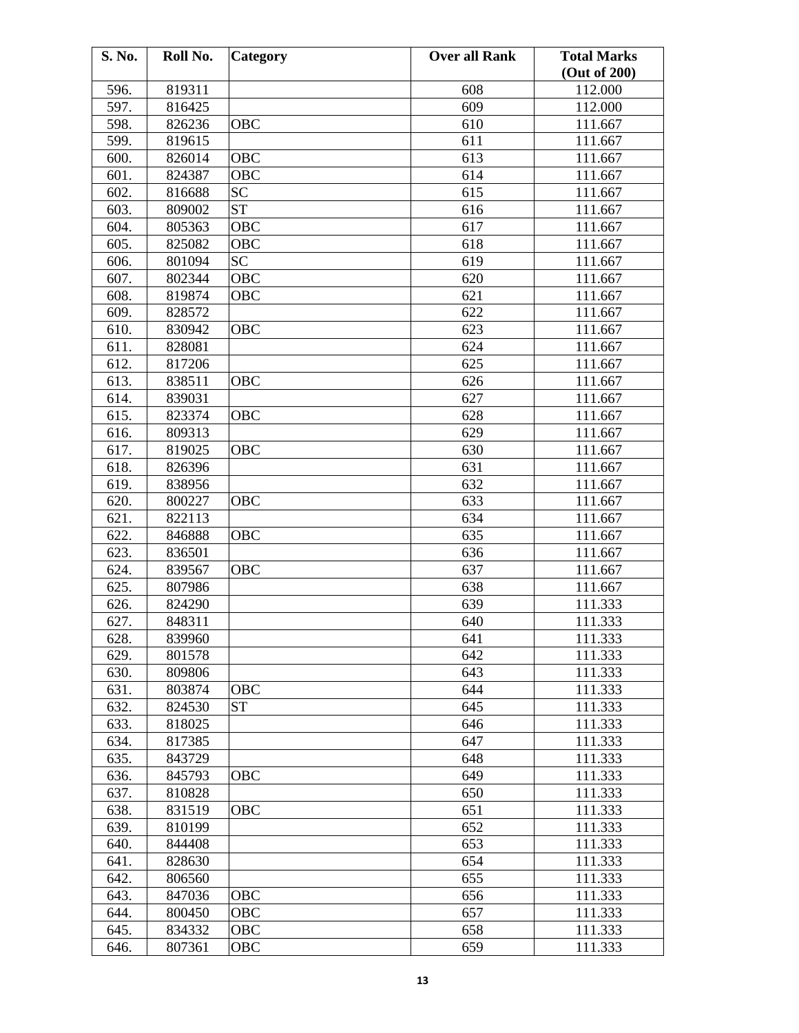| S. No. | Roll No. | Category | Over all Rank | Total Marks (Out of 200) |
|---|---|---|---|---|
| 596. | 819311 | | 608 | 112.000 |
| 597. | 816425 | | 609 | 112.000 |
| 598. | 826236 | OBC | 610 | 111.667 |
| 599. | 819615 | | 611 | 111.667 |
| 600. | 826014 | OBC | 613 | 111.667 |
| 601. | 824387 | OBC | 614 | 111.667 |
| 602. | 816688 | SC | 615 | 111.667 |
| 603. | 809002 | ST | 616 | 111.667 |
| 604. | 805363 | OBC | 617 | 111.667 |
| 605. | 825082 | OBC | 618 | 111.667 |
| 606. | 801094 | SC | 619 | 111.667 |
| 607. | 802344 | OBC | 620 | 111.667 |
| 608. | 819874 | OBC | 621 | 111.667 |
| 609. | 828572 | | 622 | 111.667 |
| 610. | 830942 | OBC | 623 | 111.667 |
| 611. | 828081 | | 624 | 111.667 |
| 612. | 817206 | | 625 | 111.667 |
| 613. | 838511 | OBC | 626 | 111.667 |
| 614. | 839031 | | 627 | 111.667 |
| 615. | 823374 | OBC | 628 | 111.667 |
| 616. | 809313 | | 629 | 111.667 |
| 617. | 819025 | OBC | 630 | 111.667 |
| 618. | 826396 | | 631 | 111.667 |
| 619. | 838956 | | 632 | 111.667 |
| 620. | 800227 | OBC | 633 | 111.667 |
| 621. | 822113 | | 634 | 111.667 |
| 622. | 846888 | OBC | 635 | 111.667 |
| 623. | 836501 | | 636 | 111.667 |
| 624. | 839567 | OBC | 637 | 111.667 |
| 625. | 807986 | | 638 | 111.667 |
| 626. | 824290 | | 639 | 111.333 |
| 627. | 848311 | | 640 | 111.333 |
| 628. | 839960 | | 641 | 111.333 |
| 629. | 801578 | | 642 | 111.333 |
| 630. | 809806 | | 643 | 111.333 |
| 631. | 803874 | OBC | 644 | 111.333 |
| 632. | 824530 | ST | 645 | 111.333 |
| 633. | 818025 | | 646 | 111.333 |
| 634. | 817385 | | 647 | 111.333 |
| 635. | 843729 | | 648 | 111.333 |
| 636. | 845793 | OBC | 649 | 111.333 |
| 637. | 810828 | | 650 | 111.333 |
| 638. | 831519 | OBC | 651 | 111.333 |
| 639. | 810199 | | 652 | 111.333 |
| 640. | 844408 | | 653 | 111.333 |
| 641. | 828630 | | 654 | 111.333 |
| 642. | 806560 | | 655 | 111.333 |
| 643. | 847036 | OBC | 656 | 111.333 |
| 644. | 800450 | OBC | 657 | 111.333 |
| 645. | 834332 | OBC | 658 | 111.333 |
| 646. | 807361 | OBC | 659 | 111.333 |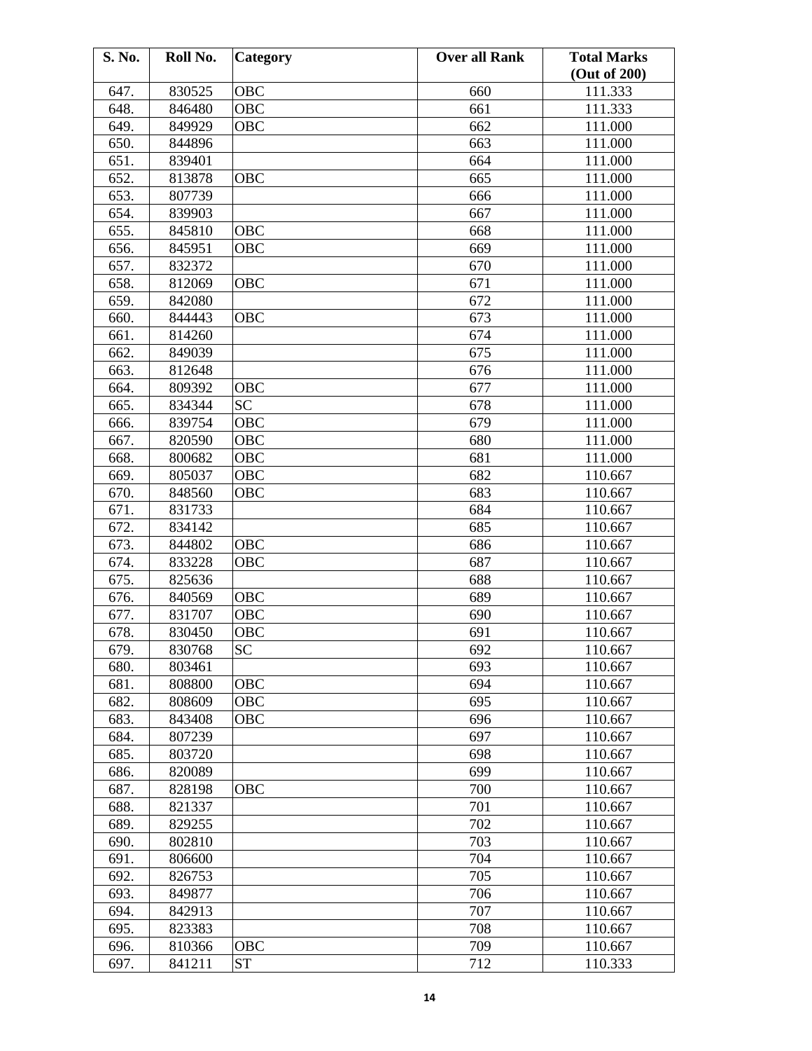| S. No. | Roll No. | Category | Over all Rank | Total Marks (Out of 200) |
|---|---|---|---|---|
| 647. | 830525 | OBC | 660 | 111.333 |
| 648. | 846480 | OBC | 661 | 111.333 |
| 649. | 849929 | OBC | 662 | 111.000 |
| 650. | 844896 | | 663 | 111.000 |
| 651. | 839401 | | 664 | 111.000 |
| 652. | 813878 | OBC | 665 | 111.000 |
| 653. | 807739 | | 666 | 111.000 |
| 654. | 839903 | | 667 | 111.000 |
| 655. | 845810 | OBC | 668 | 111.000 |
| 656. | 845951 | OBC | 669 | 111.000 |
| 657. | 832372 | | 670 | 111.000 |
| 658. | 812069 | OBC | 671 | 111.000 |
| 659. | 842080 | | 672 | 111.000 |
| 660. | 844443 | OBC | 673 | 111.000 |
| 661. | 814260 | | 674 | 111.000 |
| 662. | 849039 | | 675 | 111.000 |
| 663. | 812648 | | 676 | 111.000 |
| 664. | 809392 | OBC | 677 | 111.000 |
| 665. | 834344 | SC | 678 | 111.000 |
| 666. | 839754 | OBC | 679 | 111.000 |
| 667. | 820590 | OBC | 680 | 111.000 |
| 668. | 800682 | OBC | 681 | 111.000 |
| 669. | 805037 | OBC | 682 | 110.667 |
| 670. | 848560 | OBC | 683 | 110.667 |
| 671. | 831733 | | 684 | 110.667 |
| 672. | 834142 | | 685 | 110.667 |
| 673. | 844802 | OBC | 686 | 110.667 |
| 674. | 833228 | OBC | 687 | 110.667 |
| 675. | 825636 | | 688 | 110.667 |
| 676. | 840569 | OBC | 689 | 110.667 |
| 677. | 831707 | OBC | 690 | 110.667 |
| 678. | 830450 | OBC | 691 | 110.667 |
| 679. | 830768 | SC | 692 | 110.667 |
| 680. | 803461 | | 693 | 110.667 |
| 681. | 808800 | OBC | 694 | 110.667 |
| 682. | 808609 | OBC | 695 | 110.667 |
| 683. | 843408 | OBC | 696 | 110.667 |
| 684. | 807239 | | 697 | 110.667 |
| 685. | 803720 | | 698 | 110.667 |
| 686. | 820089 | | 699 | 110.667 |
| 687. | 828198 | OBC | 700 | 110.667 |
| 688. | 821337 | | 701 | 110.667 |
| 689. | 829255 | | 702 | 110.667 |
| 690. | 802810 | | 703 | 110.667 |
| 691. | 806600 | | 704 | 110.667 |
| 692. | 826753 | | 705 | 110.667 |
| 693. | 849877 | | 706 | 110.667 |
| 694. | 842913 | | 707 | 110.667 |
| 695. | 823383 | | 708 | 110.667 |
| 696. | 810366 | OBC | 709 | 110.667 |
| 697. | 841211 | ST | 712 | 110.333 |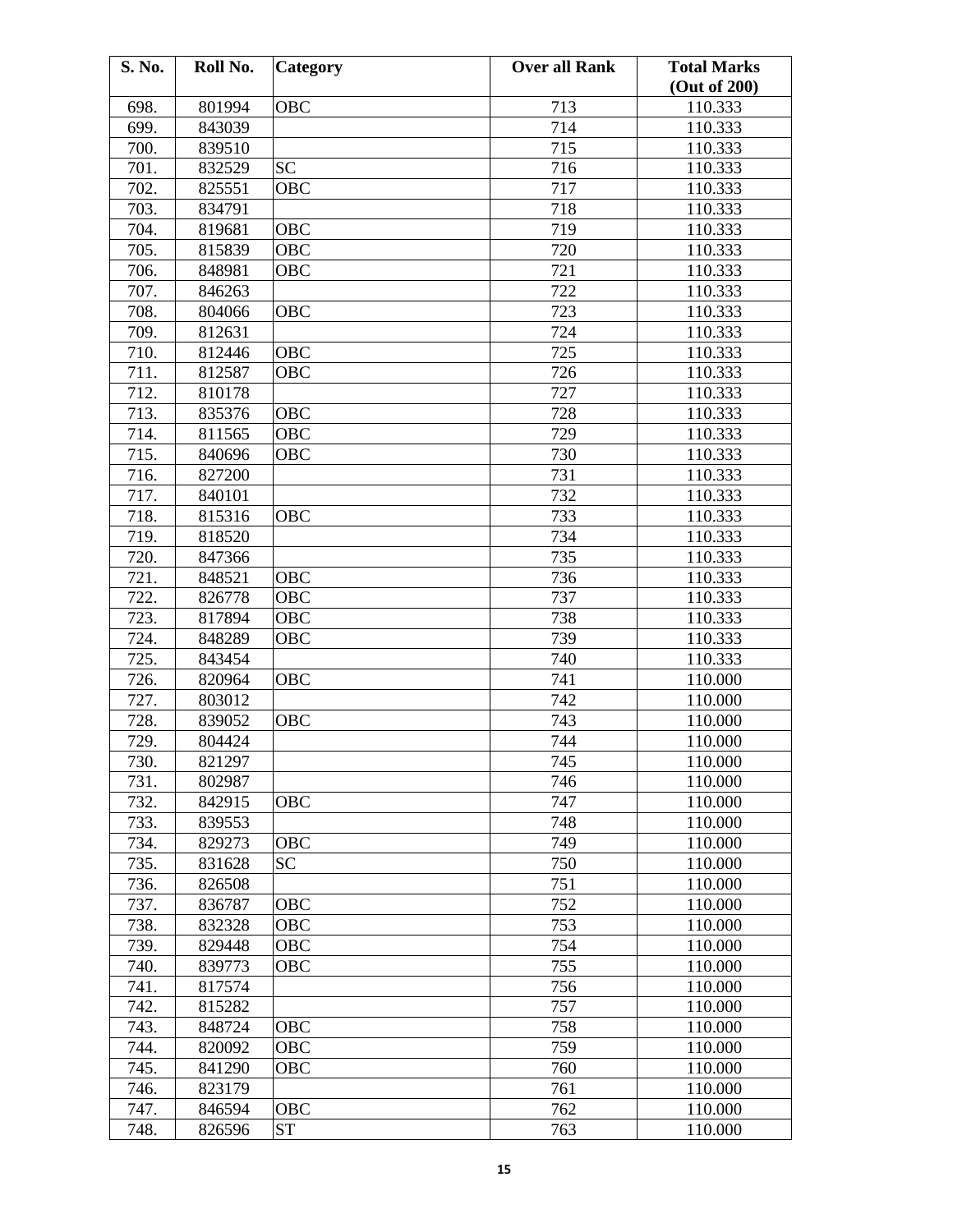| S. No. | Roll No. | Category | Over all Rank | Total Marks (Out of 200) |
|---|---|---|---|---|
| 698. | 801994 | OBC | 713 | 110.333 |
| 699. | 843039 | | 714 | 110.333 |
| 700. | 839510 | | 715 | 110.333 |
| 701. | 832529 | SC | 716 | 110.333 |
| 702. | 825551 | OBC | 717 | 110.333 |
| 703. | 834791 | | 718 | 110.333 |
| 704. | 819681 | OBC | 719 | 110.333 |
| 705. | 815839 | OBC | 720 | 110.333 |
| 706. | 848981 | OBC | 721 | 110.333 |
| 707. | 846263 | | 722 | 110.333 |
| 708. | 804066 | OBC | 723 | 110.333 |
| 709. | 812631 | | 724 | 110.333 |
| 710. | 812446 | OBC | 725 | 110.333 |
| 711. | 812587 | OBC | 726 | 110.333 |
| 712. | 810178 | | 727 | 110.333 |
| 713. | 835376 | OBC | 728 | 110.333 |
| 714. | 811565 | OBC | 729 | 110.333 |
| 715. | 840696 | OBC | 730 | 110.333 |
| 716. | 827200 | | 731 | 110.333 |
| 717. | 840101 | | 732 | 110.333 |
| 718. | 815316 | OBC | 733 | 110.333 |
| 719. | 818520 | | 734 | 110.333 |
| 720. | 847366 | | 735 | 110.333 |
| 721. | 848521 | OBC | 736 | 110.333 |
| 722. | 826778 | OBC | 737 | 110.333 |
| 723. | 817894 | OBC | 738 | 110.333 |
| 724. | 848289 | OBC | 739 | 110.333 |
| 725. | 843454 | | 740 | 110.333 |
| 726. | 820964 | OBC | 741 | 110.000 |
| 727. | 803012 | | 742 | 110.000 |
| 728. | 839052 | OBC | 743 | 110.000 |
| 729. | 804424 | | 744 | 110.000 |
| 730. | 821297 | | 745 | 110.000 |
| 731. | 802987 | | 746 | 110.000 |
| 732. | 842915 | OBC | 747 | 110.000 |
| 733. | 839553 | | 748 | 110.000 |
| 734. | 829273 | OBC | 749 | 110.000 |
| 735. | 831628 | SC | 750 | 110.000 |
| 736. | 826508 | | 751 | 110.000 |
| 737. | 836787 | OBC | 752 | 110.000 |
| 738. | 832328 | OBC | 753 | 110.000 |
| 739. | 829448 | OBC | 754 | 110.000 |
| 740. | 839773 | OBC | 755 | 110.000 |
| 741. | 817574 | | 756 | 110.000 |
| 742. | 815282 | | 757 | 110.000 |
| 743. | 848724 | OBC | 758 | 110.000 |
| 744. | 820092 | OBC | 759 | 110.000 |
| 745. | 841290 | OBC | 760 | 110.000 |
| 746. | 823179 | | 761 | 110.000 |
| 747. | 846594 | OBC | 762 | 110.000 |
| 748. | 826596 | ST | 763 | 110.000 |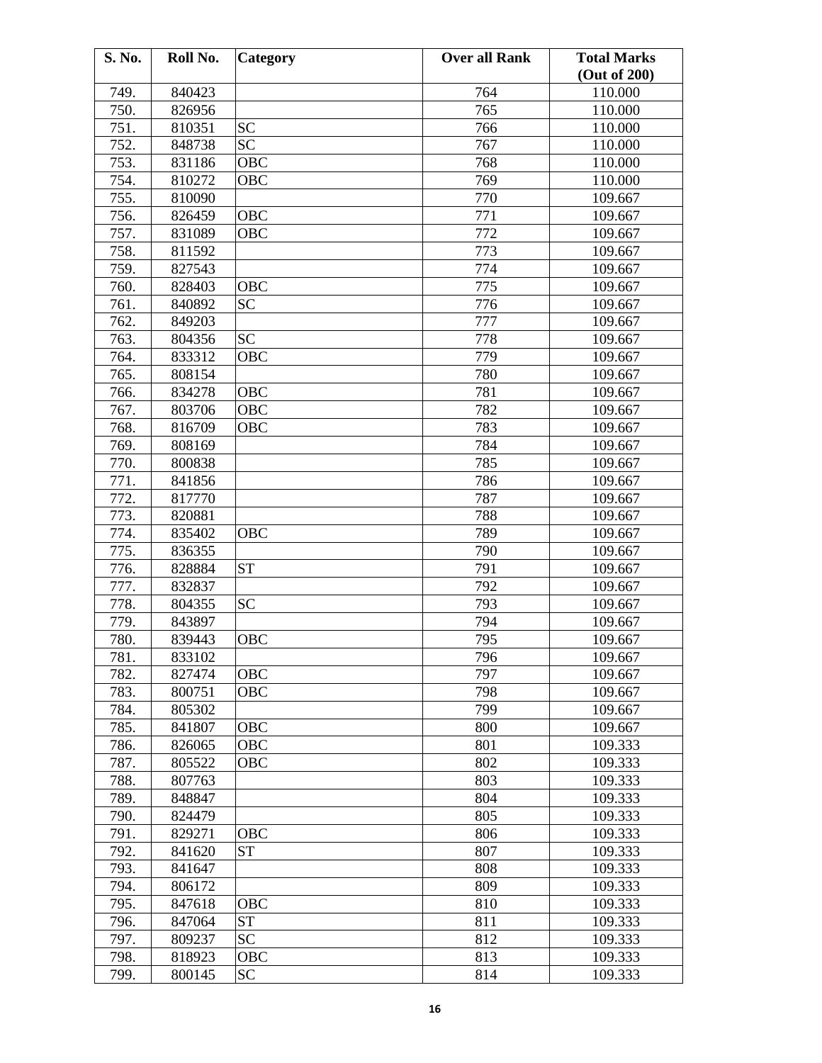| S. No. | Roll No. | Category | Over all Rank | Total Marks (Out of 200) |
|---|---|---|---|---|
| 749. | 840423 | | 764 | 110.000 |
| 750. | 826956 | | 765 | 110.000 |
| 751. | 810351 | SC | 766 | 110.000 |
| 752. | 848738 | SC | 767 | 110.000 |
| 753. | 831186 | OBC | 768 | 110.000 |
| 754. | 810272 | OBC | 769 | 110.000 |
| 755. | 810090 | | 770 | 109.667 |
| 756. | 826459 | OBC | 771 | 109.667 |
| 757. | 831089 | OBC | 772 | 109.667 |
| 758. | 811592 | | 773 | 109.667 |
| 759. | 827543 | | 774 | 109.667 |
| 760. | 828403 | OBC | 775 | 109.667 |
| 761. | 840892 | SC | 776 | 109.667 |
| 762. | 849203 | | 777 | 109.667 |
| 763. | 804356 | SC | 778 | 109.667 |
| 764. | 833312 | OBC | 779 | 109.667 |
| 765. | 808154 | | 780 | 109.667 |
| 766. | 834278 | OBC | 781 | 109.667 |
| 767. | 803706 | OBC | 782 | 109.667 |
| 768. | 816709 | OBC | 783 | 109.667 |
| 769. | 808169 | | 784 | 109.667 |
| 770. | 800838 | | 785 | 109.667 |
| 771. | 841856 | | 786 | 109.667 |
| 772. | 817770 | | 787 | 109.667 |
| 773. | 820881 | | 788 | 109.667 |
| 774. | 835402 | OBC | 789 | 109.667 |
| 775. | 836355 | | 790 | 109.667 |
| 776. | 828884 | ST | 791 | 109.667 |
| 777. | 832837 | | 792 | 109.667 |
| 778. | 804355 | SC | 793 | 109.667 |
| 779. | 843897 | | 794 | 109.667 |
| 780. | 839443 | OBC | 795 | 109.667 |
| 781. | 833102 | | 796 | 109.667 |
| 782. | 827474 | OBC | 797 | 109.667 |
| 783. | 800751 | OBC | 798 | 109.667 |
| 784. | 805302 | | 799 | 109.667 |
| 785. | 841807 | OBC | 800 | 109.667 |
| 786. | 826065 | OBC | 801 | 109.333 |
| 787. | 805522 | OBC | 802 | 109.333 |
| 788. | 807763 | | 803 | 109.333 |
| 789. | 848847 | | 804 | 109.333 |
| 790. | 824479 | | 805 | 109.333 |
| 791. | 829271 | OBC | 806 | 109.333 |
| 792. | 841620 | ST | 807 | 109.333 |
| 793. | 841647 | | 808 | 109.333 |
| 794. | 806172 | | 809 | 109.333 |
| 795. | 847618 | OBC | 810 | 109.333 |
| 796. | 847064 | ST | 811 | 109.333 |
| 797. | 809237 | SC | 812 | 109.333 |
| 798. | 818923 | OBC | 813 | 109.333 |
| 799. | 800145 | SC | 814 | 109.333 |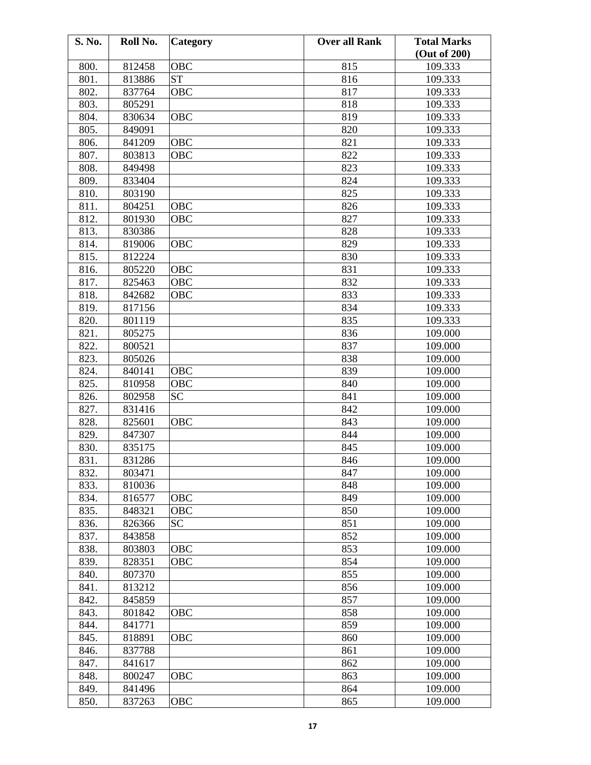| S. No. | Roll No. | Category | Over all Rank | Total Marks (Out of 200) |
|---|---|---|---|---|
| 800. | 812458 | OBC | 815 | 109.333 |
| 801. | 813886 | ST | 816 | 109.333 |
| 802. | 837764 | OBC | 817 | 109.333 |
| 803. | 805291 | | 818 | 109.333 |
| 804. | 830634 | OBC | 819 | 109.333 |
| 805. | 849091 | | 820 | 109.333 |
| 806. | 841209 | OBC | 821 | 109.333 |
| 807. | 803813 | OBC | 822 | 109.333 |
| 808. | 849498 | | 823 | 109.333 |
| 809. | 833404 | | 824 | 109.333 |
| 810. | 803190 | | 825 | 109.333 |
| 811. | 804251 | OBC | 826 | 109.333 |
| 812. | 801930 | OBC | 827 | 109.333 |
| 813. | 830386 | | 828 | 109.333 |
| 814. | 819006 | OBC | 829 | 109.333 |
| 815. | 812224 | | 830 | 109.333 |
| 816. | 805220 | OBC | 831 | 109.333 |
| 817. | 825463 | OBC | 832 | 109.333 |
| 818. | 842682 | OBC | 833 | 109.333 |
| 819. | 817156 | | 834 | 109.333 |
| 820. | 801119 | | 835 | 109.333 |
| 821. | 805275 | | 836 | 109.000 |
| 822. | 800521 | | 837 | 109.000 |
| 823. | 805026 | | 838 | 109.000 |
| 824. | 840141 | OBC | 839 | 109.000 |
| 825. | 810958 | OBC | 840 | 109.000 |
| 826. | 802958 | SC | 841 | 109.000 |
| 827. | 831416 | | 842 | 109.000 |
| 828. | 825601 | OBC | 843 | 109.000 |
| 829. | 847307 | | 844 | 109.000 |
| 830. | 835175 | | 845 | 109.000 |
| 831. | 831286 | | 846 | 109.000 |
| 832. | 803471 | | 847 | 109.000 |
| 833. | 810036 | | 848 | 109.000 |
| 834. | 816577 | OBC | 849 | 109.000 |
| 835. | 848321 | OBC | 850 | 109.000 |
| 836. | 826366 | SC | 851 | 109.000 |
| 837. | 843858 | | 852 | 109.000 |
| 838. | 803803 | OBC | 853 | 109.000 |
| 839. | 828351 | OBC | 854 | 109.000 |
| 840. | 807370 | | 855 | 109.000 |
| 841. | 813212 | | 856 | 109.000 |
| 842. | 845859 | | 857 | 109.000 |
| 843. | 801842 | OBC | 858 | 109.000 |
| 844. | 841771 | | 859 | 109.000 |
| 845. | 818891 | OBC | 860 | 109.000 |
| 846. | 837788 | | 861 | 109.000 |
| 847. | 841617 | | 862 | 109.000 |
| 848. | 800247 | OBC | 863 | 109.000 |
| 849. | 841496 | | 864 | 109.000 |
| 850. | 837263 | OBC | 865 | 109.000 |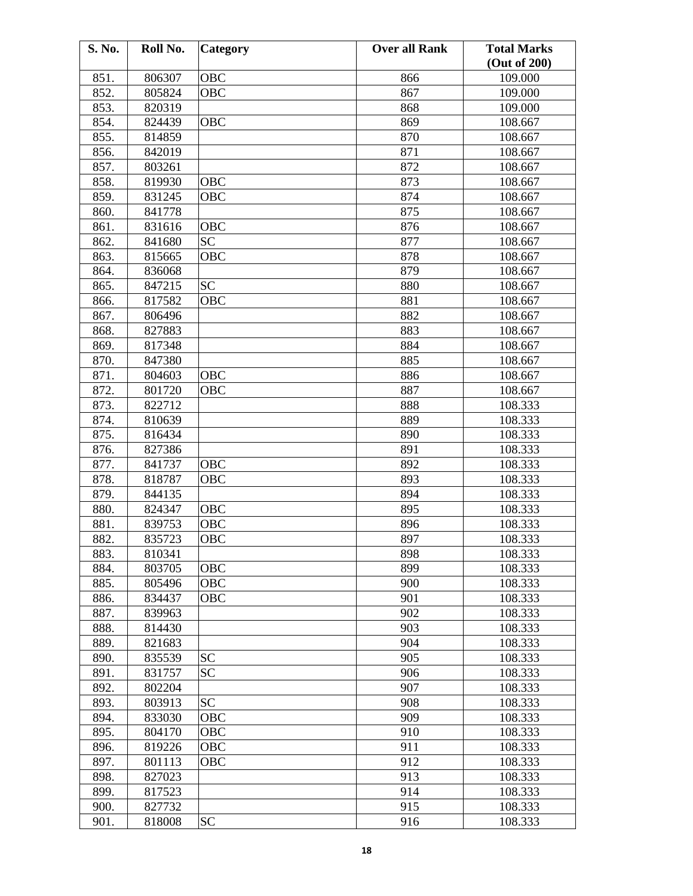| S. No. | Roll No. | Category | Over all Rank | Total Marks (Out of 200) |
|---|---|---|---|---|
| 851. | 806307 | OBC | 866 | 109.000 |
| 852. | 805824 | OBC | 867 | 109.000 |
| 853. | 820319 | | 868 | 109.000 |
| 854. | 824439 | OBC | 869 | 108.667 |
| 855. | 814859 | | 870 | 108.667 |
| 856. | 842019 | | 871 | 108.667 |
| 857. | 803261 | | 872 | 108.667 |
| 858. | 819930 | OBC | 873 | 108.667 |
| 859. | 831245 | OBC | 874 | 108.667 |
| 860. | 841778 | | 875 | 108.667 |
| 861. | 831616 | OBC | 876 | 108.667 |
| 862. | 841680 | SC | 877 | 108.667 |
| 863. | 815665 | OBC | 878 | 108.667 |
| 864. | 836068 | | 879 | 108.667 |
| 865. | 847215 | SC | 880 | 108.667 |
| 866. | 817582 | OBC | 881 | 108.667 |
| 867. | 806496 | | 882 | 108.667 |
| 868. | 827883 | | 883 | 108.667 |
| 869. | 817348 | | 884 | 108.667 |
| 870. | 847380 | | 885 | 108.667 |
| 871. | 804603 | OBC | 886 | 108.667 |
| 872. | 801720 | OBC | 887 | 108.667 |
| 873. | 822712 | | 888 | 108.333 |
| 874. | 810639 | | 889 | 108.333 |
| 875. | 816434 | | 890 | 108.333 |
| 876. | 827386 | | 891 | 108.333 |
| 877. | 841737 | OBC | 892 | 108.333 |
| 878. | 818787 | OBC | 893 | 108.333 |
| 879. | 844135 | | 894 | 108.333 |
| 880. | 824347 | OBC | 895 | 108.333 |
| 881. | 839753 | OBC | 896 | 108.333 |
| 882. | 835723 | OBC | 897 | 108.333 |
| 883. | 810341 | | 898 | 108.333 |
| 884. | 803705 | OBC | 899 | 108.333 |
| 885. | 805496 | OBC | 900 | 108.333 |
| 886. | 834437 | OBC | 901 | 108.333 |
| 887. | 839963 | | 902 | 108.333 |
| 888. | 814430 | | 903 | 108.333 |
| 889. | 821683 | | 904 | 108.333 |
| 890. | 835539 | SC | 905 | 108.333 |
| 891. | 831757 | SC | 906 | 108.333 |
| 892. | 802204 | | 907 | 108.333 |
| 893. | 803913 | SC | 908 | 108.333 |
| 894. | 833030 | OBC | 909 | 108.333 |
| 895. | 804170 | OBC | 910 | 108.333 |
| 896. | 819226 | OBC | 911 | 108.333 |
| 897. | 801113 | OBC | 912 | 108.333 |
| 898. | 827023 | | 913 | 108.333 |
| 899. | 817523 | | 914 | 108.333 |
| 900. | 827732 | | 915 | 108.333 |
| 901. | 818008 | SC | 916 | 108.333 |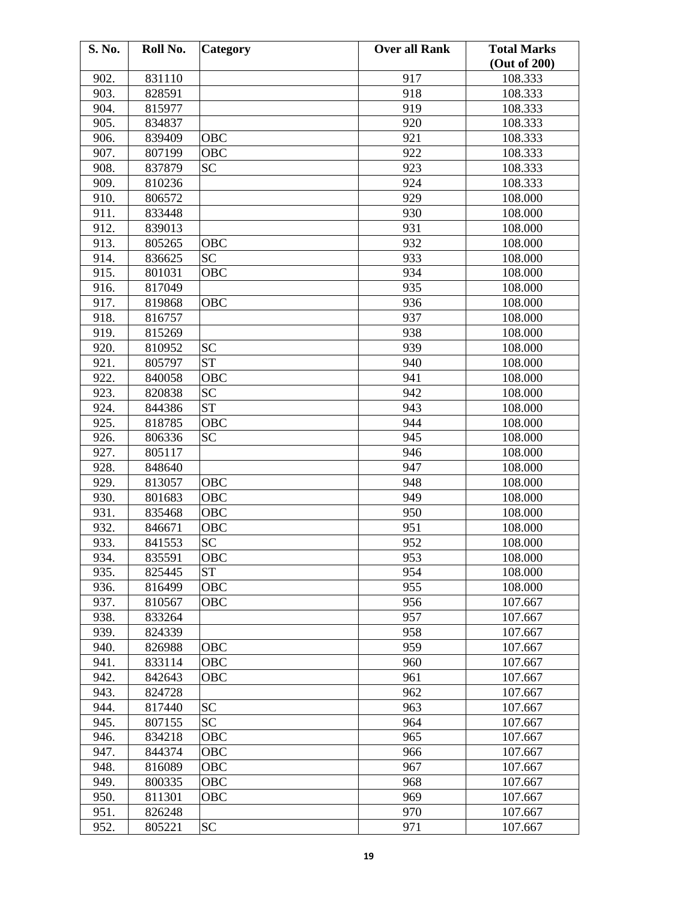| S. No. | Roll No. | Category | Over all Rank | Total Marks (Out of 200) |
|---|---|---|---|---|
| 902. | 831110 | | 917 | 108.333 |
| 903. | 828591 | | 918 | 108.333 |
| 904. | 815977 | | 919 | 108.333 |
| 905. | 834837 | | 920 | 108.333 |
| 906. | 839409 | OBC | 921 | 108.333 |
| 907. | 807199 | OBC | 922 | 108.333 |
| 908. | 837879 | SC | 923 | 108.333 |
| 909. | 810236 | | 924 | 108.333 |
| 910. | 806572 | | 929 | 108.000 |
| 911. | 833448 | | 930 | 108.000 |
| 912. | 839013 | | 931 | 108.000 |
| 913. | 805265 | OBC | 932 | 108.000 |
| 914. | 836625 | SC | 933 | 108.000 |
| 915. | 801031 | OBC | 934 | 108.000 |
| 916. | 817049 | | 935 | 108.000 |
| 917. | 819868 | OBC | 936 | 108.000 |
| 918. | 816757 | | 937 | 108.000 |
| 919. | 815269 | | 938 | 108.000 |
| 920. | 810952 | SC | 939 | 108.000 |
| 921. | 805797 | ST | 940 | 108.000 |
| 922. | 840058 | OBC | 941 | 108.000 |
| 923. | 820838 | SC | 942 | 108.000 |
| 924. | 844386 | ST | 943 | 108.000 |
| 925. | 818785 | OBC | 944 | 108.000 |
| 926. | 806336 | SC | 945 | 108.000 |
| 927. | 805117 | | 946 | 108.000 |
| 928. | 848640 | | 947 | 108.000 |
| 929. | 813057 | OBC | 948 | 108.000 |
| 930. | 801683 | OBC | 949 | 108.000 |
| 931. | 835468 | OBC | 950 | 108.000 |
| 932. | 846671 | OBC | 951 | 108.000 |
| 933. | 841553 | SC | 952 | 108.000 |
| 934. | 835591 | OBC | 953 | 108.000 |
| 935. | 825445 | ST | 954 | 108.000 |
| 936. | 816499 | OBC | 955 | 108.000 |
| 937. | 810567 | OBC | 956 | 107.667 |
| 938. | 833264 | | 957 | 107.667 |
| 939. | 824339 | | 958 | 107.667 |
| 940. | 826988 | OBC | 959 | 107.667 |
| 941. | 833114 | OBC | 960 | 107.667 |
| 942. | 842643 | OBC | 961 | 107.667 |
| 943. | 824728 | | 962 | 107.667 |
| 944. | 817440 | SC | 963 | 107.667 |
| 945. | 807155 | SC | 964 | 107.667 |
| 946. | 834218 | OBC | 965 | 107.667 |
| 947. | 844374 | OBC | 966 | 107.667 |
| 948. | 816089 | OBC | 967 | 107.667 |
| 949. | 800335 | OBC | 968 | 107.667 |
| 950. | 811301 | OBC | 969 | 107.667 |
| 951. | 826248 | | 970 | 107.667 |
| 952. | 805221 | SC | 971 | 107.667 |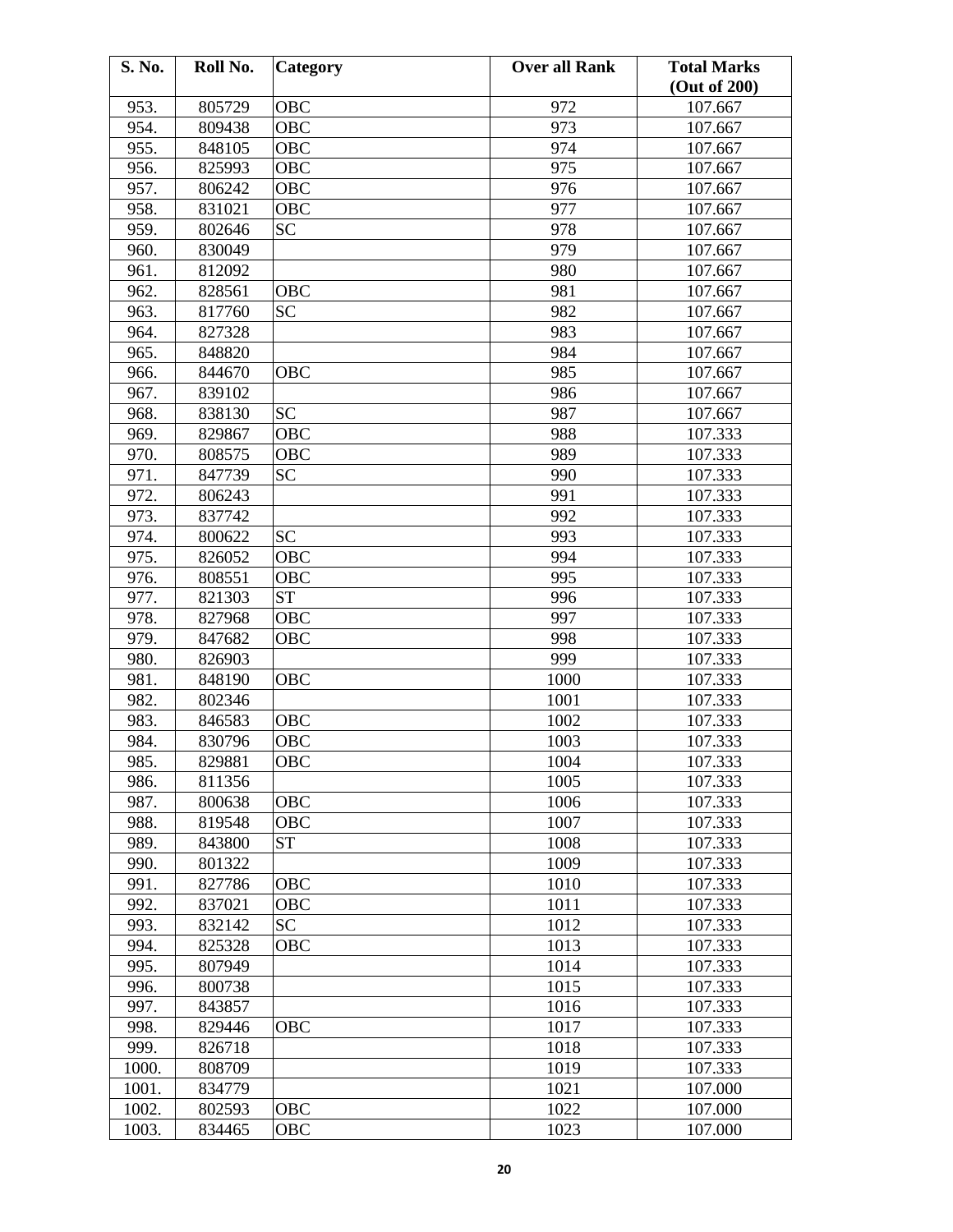| S. No. | Roll No. | Category | Over all Rank | Total Marks (Out of 200) |
|---|---|---|---|---|
| 953. | 805729 | OBC | 972 | 107.667 |
| 954. | 809438 | OBC | 973 | 107.667 |
| 955. | 848105 | OBC | 974 | 107.667 |
| 956. | 825993 | OBC | 975 | 107.667 |
| 957. | 806242 | OBC | 976 | 107.667 |
| 958. | 831021 | OBC | 977 | 107.667 |
| 959. | 802646 | SC | 978 | 107.667 |
| 960. | 830049 | | 979 | 107.667 |
| 961. | 812092 | | 980 | 107.667 |
| 962. | 828561 | OBC | 981 | 107.667 |
| 963. | 817760 | SC | 982 | 107.667 |
| 964. | 827328 | | 983 | 107.667 |
| 965. | 848820 | | 984 | 107.667 |
| 966. | 844670 | OBC | 985 | 107.667 |
| 967. | 839102 | | 986 | 107.667 |
| 968. | 838130 | SC | 987 | 107.667 |
| 969. | 829867 | OBC | 988 | 107.333 |
| 970. | 808575 | OBC | 989 | 107.333 |
| 971. | 847739 | SC | 990 | 107.333 |
| 972. | 806243 | | 991 | 107.333 |
| 973. | 837742 | | 992 | 107.333 |
| 974. | 800622 | SC | 993 | 107.333 |
| 975. | 826052 | OBC | 994 | 107.333 |
| 976. | 808551 | OBC | 995 | 107.333 |
| 977. | 821303 | ST | 996 | 107.333 |
| 978. | 827968 | OBC | 997 | 107.333 |
| 979. | 847682 | OBC | 998 | 107.333 |
| 980. | 826903 | | 999 | 107.333 |
| 981. | 848190 | OBC | 1000 | 107.333 |
| 982. | 802346 | | 1001 | 107.333 |
| 983. | 846583 | OBC | 1002 | 107.333 |
| 984. | 830796 | OBC | 1003 | 107.333 |
| 985. | 829881 | OBC | 1004 | 107.333 |
| 986. | 811356 | | 1005 | 107.333 |
| 987. | 800638 | OBC | 1006 | 107.333 |
| 988. | 819548 | OBC | 1007 | 107.333 |
| 989. | 843800 | ST | 1008 | 107.333 |
| 990. | 801322 | | 1009 | 107.333 |
| 991. | 827786 | OBC | 1010 | 107.333 |
| 992. | 837021 | OBC | 1011 | 107.333 |
| 993. | 832142 | SC | 1012 | 107.333 |
| 994. | 825328 | OBC | 1013 | 107.333 |
| 995. | 807949 | | 1014 | 107.333 |
| 996. | 800738 | | 1015 | 107.333 |
| 997. | 843857 | | 1016 | 107.333 |
| 998. | 829446 | OBC | 1017 | 107.333 |
| 999. | 826718 | | 1018 | 107.333 |
| 1000. | 808709 | | 1019 | 107.333 |
| 1001. | 834779 | | 1021 | 107.000 |
| 1002. | 802593 | OBC | 1022 | 107.000 |
| 1003. | 834465 | OBC | 1023 | 107.000 |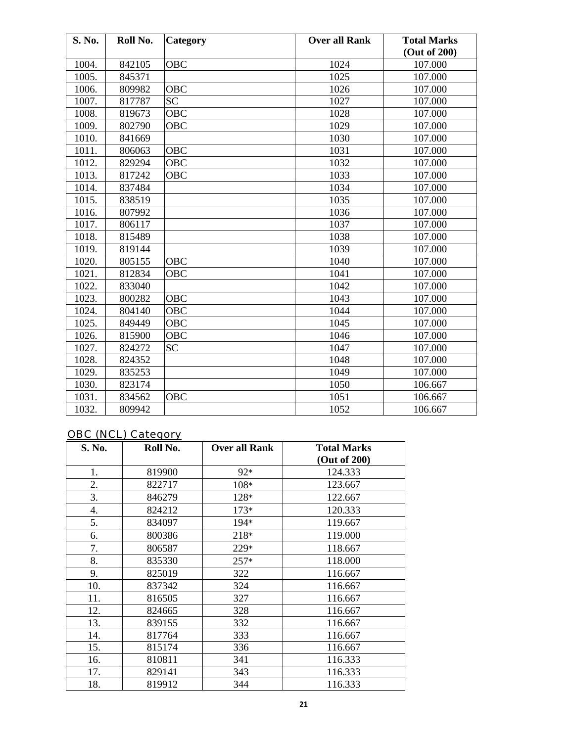| S. No. | Roll No. | Category | Over all Rank | Total Marks (Out of 200) |
|---|---|---|---|---|
| 1004. | 842105 | OBC | 1024 | 107.000 |
| 1005. | 845371 | | 1025 | 107.000 |
| 1006. | 809982 | OBC | 1026 | 107.000 |
| 1007. | 817787 | SC | 1027 | 107.000 |
| 1008. | 819673 | OBC | 1028 | 107.000 |
| 1009. | 802790 | OBC | 1029 | 107.000 |
| 1010. | 841669 | | 1030 | 107.000 |
| 1011. | 806063 | OBC | 1031 | 107.000 |
| 1012. | 829294 | OBC | 1032 | 107.000 |
| 1013. | 817242 | OBC | 1033 | 107.000 |
| 1014. | 837484 | | 1034 | 107.000 |
| 1015. | 838519 | | 1035 | 107.000 |
| 1016. | 807992 | | 1036 | 107.000 |
| 1017. | 806117 | | 1037 | 107.000 |
| 1018. | 815489 | | 1038 | 107.000 |
| 1019. | 819144 | | 1039 | 107.000 |
| 1020. | 805155 | OBC | 1040 | 107.000 |
| 1021. | 812834 | OBC | 1041 | 107.000 |
| 1022. | 833040 | | 1042 | 107.000 |
| 1023. | 800282 | OBC | 1043 | 107.000 |
| 1024. | 804140 | OBC | 1044 | 107.000 |
| 1025. | 849449 | OBC | 1045 | 107.000 |
| 1026. | 815900 | OBC | 1046 | 107.000 |
| 1027. | 824272 | SC | 1047 | 107.000 |
| 1028. | 824352 | | 1048 | 107.000 |
| 1029. | 835253 | | 1049 | 107.000 |
| 1030. | 823174 | | 1050 | 106.667 |
| 1031. | 834562 | OBC | 1051 | 106.667 |
| 1032. | 809942 | | 1052 | 106.667 |

## OBC (NCL) Category

| S. No. | Roll No. | Over all Rank | Total Marks (Out of 200) |
|---|---|---|---|
| 1. | 819900 | 92* | 124.333 |
| 2. | 822717 | 108* | 123.667 |
| 3. | 846279 | 128* | 122.667 |
| 4. | 824212 | 173* | 120.333 |
| 5. | 834097 | 194* | 119.667 |
| 6. | 800386 | 218* | 119.000 |
| 7. | 806587 | 229* | 118.667 |
| 8. | 835330 | 257* | 118.000 |
| 9. | 825019 | 322 | 116.667 |
| 10. | 837342 | 324 | 116.667 |
| 11. | 816505 | 327 | 116.667 |
| 12. | 824665 | 328 | 116.667 |
| 13. | 839155 | 332 | 116.667 |
| 14. | 817764 | 333 | 116.667 |
| 15. | 815174 | 336 | 116.667 |
| 16. | 810811 | 341 | 116.333 |
| 17. | 829141 | 343 | 116.333 |
| 18. | 819912 | 344 | 116.333 |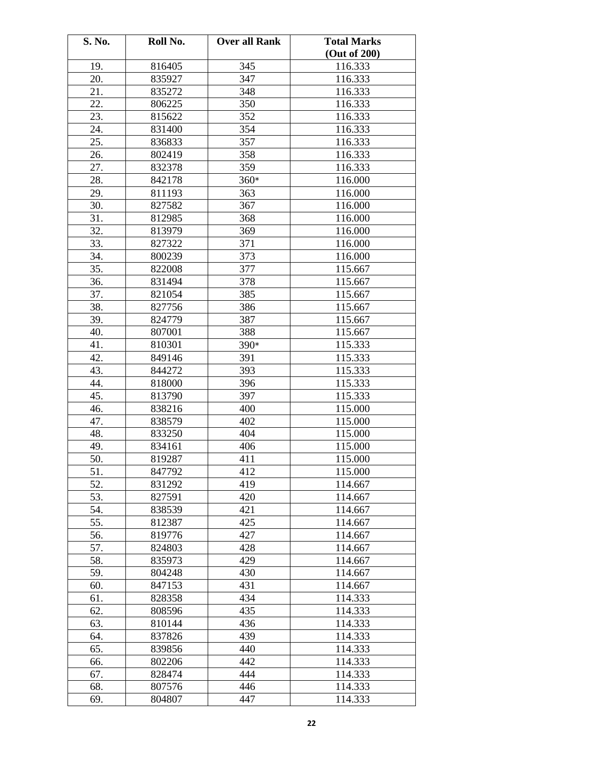| S. No. | Roll No. | Over all Rank | Total Marks (Out of 200) |
|---|---|---|---|
| 19. | 816405 | 345 | 116.333 |
| 20. | 835927 | 347 | 116.333 |
| 21. | 835272 | 348 | 116.333 |
| 22. | 806225 | 350 | 116.333 |
| 23. | 815622 | 352 | 116.333 |
| 24. | 831400 | 354 | 116.333 |
| 25. | 836833 | 357 | 116.333 |
| 26. | 802419 | 358 | 116.333 |
| 27. | 832378 | 359 | 116.333 |
| 28. | 842178 | 360* | 116.000 |
| 29. | 811193 | 363 | 116.000 |
| 30. | 827582 | 367 | 116.000 |
| 31. | 812985 | 368 | 116.000 |
| 32. | 813979 | 369 | 116.000 |
| 33. | 827322 | 371 | 116.000 |
| 34. | 800239 | 373 | 116.000 |
| 35. | 822008 | 377 | 115.667 |
| 36. | 831494 | 378 | 115.667 |
| 37. | 821054 | 385 | 115.667 |
| 38. | 827756 | 386 | 115.667 |
| 39. | 824779 | 387 | 115.667 |
| 40. | 807001 | 388 | 115.667 |
| 41. | 810301 | 390* | 115.333 |
| 42. | 849146 | 391 | 115.333 |
| 43. | 844272 | 393 | 115.333 |
| 44. | 818000 | 396 | 115.333 |
| 45. | 813790 | 397 | 115.333 |
| 46. | 838216 | 400 | 115.000 |
| 47. | 838579 | 402 | 115.000 |
| 48. | 833250 | 404 | 115.000 |
| 49. | 834161 | 406 | 115.000 |
| 50. | 819287 | 411 | 115.000 |
| 51. | 847792 | 412 | 115.000 |
| 52. | 831292 | 419 | 114.667 |
| 53. | 827591 | 420 | 114.667 |
| 54. | 838539 | 421 | 114.667 |
| 55. | 812387 | 425 | 114.667 |
| 56. | 819776 | 427 | 114.667 |
| 57. | 824803 | 428 | 114.667 |
| 58. | 835973 | 429 | 114.667 |
| 59. | 804248 | 430 | 114.667 |
| 60. | 847153 | 431 | 114.667 |
| 61. | 828358 | 434 | 114.333 |
| 62. | 808596 | 435 | 114.333 |
| 63. | 810144 | 436 | 114.333 |
| 64. | 837826 | 439 | 114.333 |
| 65. | 839856 | 440 | 114.333 |
| 66. | 802206 | 442 | 114.333 |
| 67. | 828474 | 444 | 114.333 |
| 68. | 807576 | 446 | 114.333 |
| 69. | 804807 | 447 | 114.333 |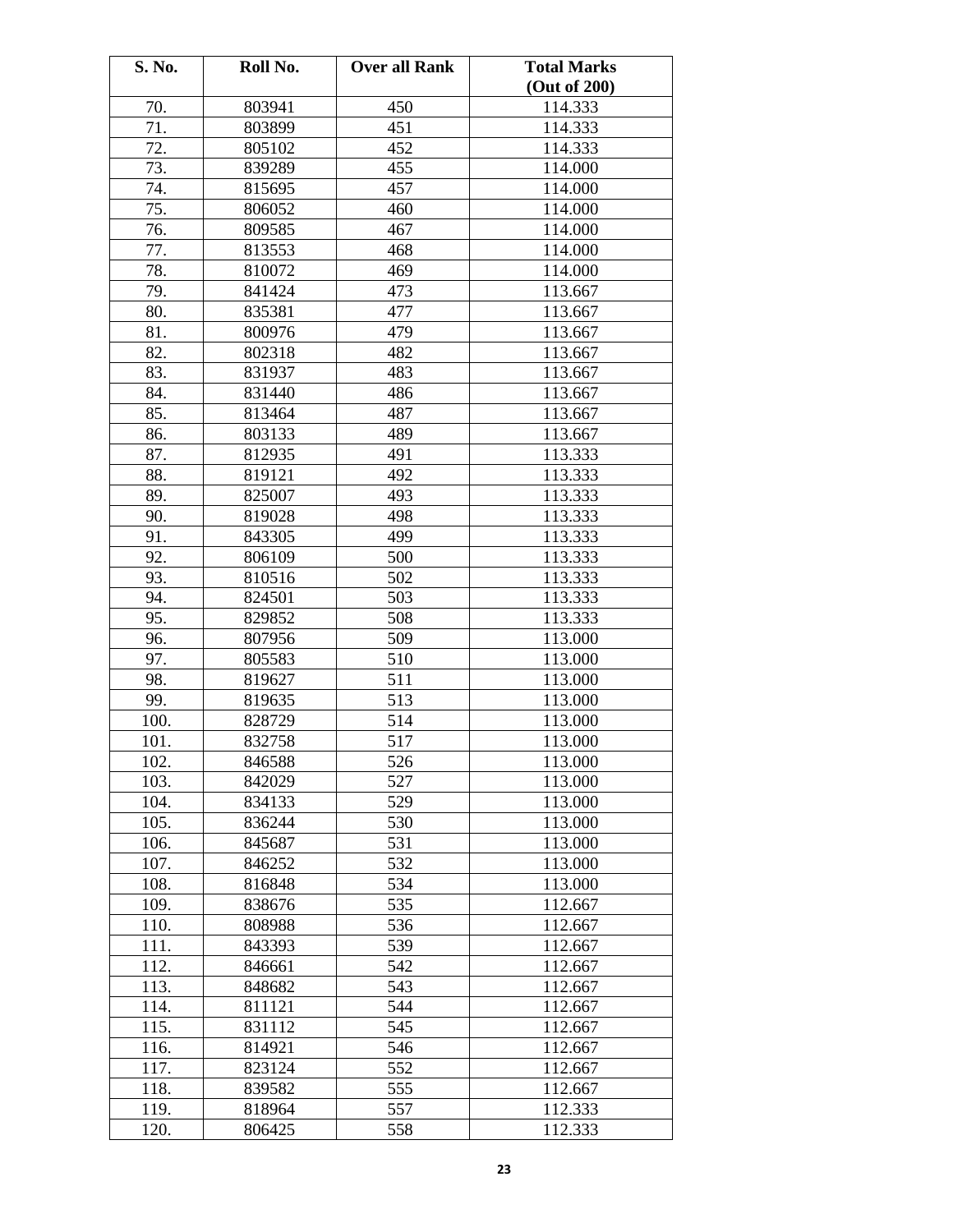| S. No. | Roll No. | Over all Rank | Total Marks (Out of 200) |
|---|---|---|---|
| 70. | 803941 | 450 | 114.333 |
| 71. | 803899 | 451 | 114.333 |
| 72. | 805102 | 452 | 114.333 |
| 73. | 839289 | 455 | 114.000 |
| 74. | 815695 | 457 | 114.000 |
| 75. | 806052 | 460 | 114.000 |
| 76. | 809585 | 467 | 114.000 |
| 77. | 813553 | 468 | 114.000 |
| 78. | 810072 | 469 | 114.000 |
| 79. | 841424 | 473 | 113.667 |
| 80. | 835381 | 477 | 113.667 |
| 81. | 800976 | 479 | 113.667 |
| 82. | 802318 | 482 | 113.667 |
| 83. | 831937 | 483 | 113.667 |
| 84. | 831440 | 486 | 113.667 |
| 85. | 813464 | 487 | 113.667 |
| 86. | 803133 | 489 | 113.667 |
| 87. | 812935 | 491 | 113.333 |
| 88. | 819121 | 492 | 113.333 |
| 89. | 825007 | 493 | 113.333 |
| 90. | 819028 | 498 | 113.333 |
| 91. | 843305 | 499 | 113.333 |
| 92. | 806109 | 500 | 113.333 |
| 93. | 810516 | 502 | 113.333 |
| 94. | 824501 | 503 | 113.333 |
| 95. | 829852 | 508 | 113.333 |
| 96. | 807956 | 509 | 113.000 |
| 97. | 805583 | 510 | 113.000 |
| 98. | 819627 | 511 | 113.000 |
| 99. | 819635 | 513 | 113.000 |
| 100. | 828729 | 514 | 113.000 |
| 101. | 832758 | 517 | 113.000 |
| 102. | 846588 | 526 | 113.000 |
| 103. | 842029 | 527 | 113.000 |
| 104. | 834133 | 529 | 113.000 |
| 105. | 836244 | 530 | 113.000 |
| 106. | 845687 | 531 | 113.000 |
| 107. | 846252 | 532 | 113.000 |
| 108. | 816848 | 534 | 113.000 |
| 109. | 838676 | 535 | 112.667 |
| 110. | 808988 | 536 | 112.667 |
| 111. | 843393 | 539 | 112.667 |
| 112. | 846661 | 542 | 112.667 |
| 113. | 848682 | 543 | 112.667 |
| 114. | 811121 | 544 | 112.667 |
| 115. | 831112 | 545 | 112.667 |
| 116. | 814921 | 546 | 112.667 |
| 117. | 823124 | 552 | 112.667 |
| 118. | 839582 | 555 | 112.667 |
| 119. | 818964 | 557 | 112.333 |
| 120. | 806425 | 558 | 112.333 |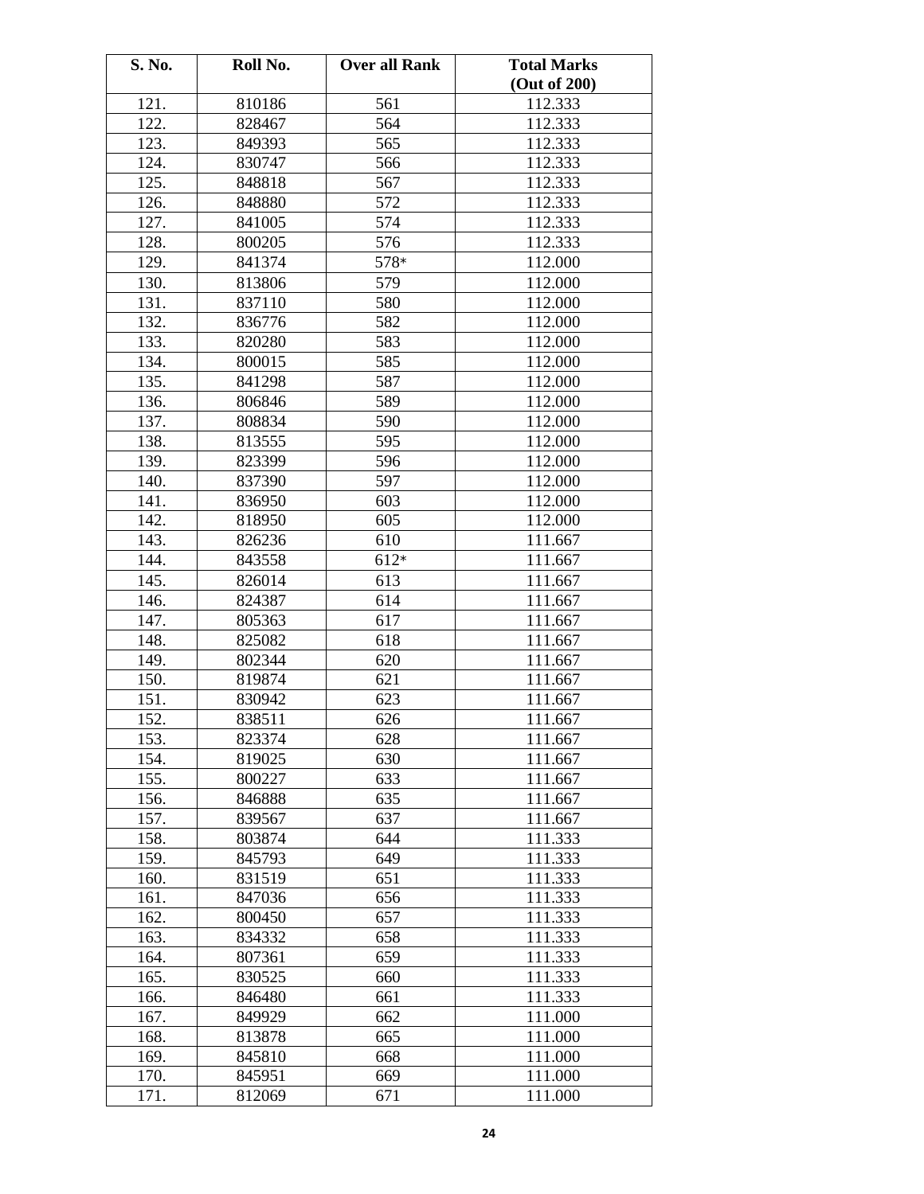| S. No. | Roll No. | Over all Rank | Total Marks (Out of 200) |
|---|---|---|---|
| 121. | 810186 | 561 | 112.333 |
| 122. | 828467 | 564 | 112.333 |
| 123. | 849393 | 565 | 112.333 |
| 124. | 830747 | 566 | 112.333 |
| 125. | 848818 | 567 | 112.333 |
| 126. | 848880 | 572 | 112.333 |
| 127. | 841005 | 574 | 112.333 |
| 128. | 800205 | 576 | 112.333 |
| 129. | 841374 | 578* | 112.000 |
| 130. | 813806 | 579 | 112.000 |
| 131. | 837110 | 580 | 112.000 |
| 132. | 836776 | 582 | 112.000 |
| 133. | 820280 | 583 | 112.000 |
| 134. | 800015 | 585 | 112.000 |
| 135. | 841298 | 587 | 112.000 |
| 136. | 806846 | 589 | 112.000 |
| 137. | 808834 | 590 | 112.000 |
| 138. | 813555 | 595 | 112.000 |
| 139. | 823399 | 596 | 112.000 |
| 140. | 837390 | 597 | 112.000 |
| 141. | 836950 | 603 | 112.000 |
| 142. | 818950 | 605 | 112.000 |
| 143. | 826236 | 610 | 111.667 |
| 144. | 843558 | 612* | 111.667 |
| 145. | 826014 | 613 | 111.667 |
| 146. | 824387 | 614 | 111.667 |
| 147. | 805363 | 617 | 111.667 |
| 148. | 825082 | 618 | 111.667 |
| 149. | 802344 | 620 | 111.667 |
| 150. | 819874 | 621 | 111.667 |
| 151. | 830942 | 623 | 111.667 |
| 152. | 838511 | 626 | 111.667 |
| 153. | 823374 | 628 | 111.667 |
| 154. | 819025 | 630 | 111.667 |
| 155. | 800227 | 633 | 111.667 |
| 156. | 846888 | 635 | 111.667 |
| 157. | 839567 | 637 | 111.667 |
| 158. | 803874 | 644 | 111.333 |
| 159. | 845793 | 649 | 111.333 |
| 160. | 831519 | 651 | 111.333 |
| 161. | 847036 | 656 | 111.333 |
| 162. | 800450 | 657 | 111.333 |
| 163. | 834332 | 658 | 111.333 |
| 164. | 807361 | 659 | 111.333 |
| 165. | 830525 | 660 | 111.333 |
| 166. | 846480 | 661 | 111.333 |
| 167. | 849929 | 662 | 111.000 |
| 168. | 813878 | 665 | 111.000 |
| 169. | 845810 | 668 | 111.000 |
| 170. | 845951 | 669 | 111.000 |
| 171. | 812069 | 671 | 111.000 |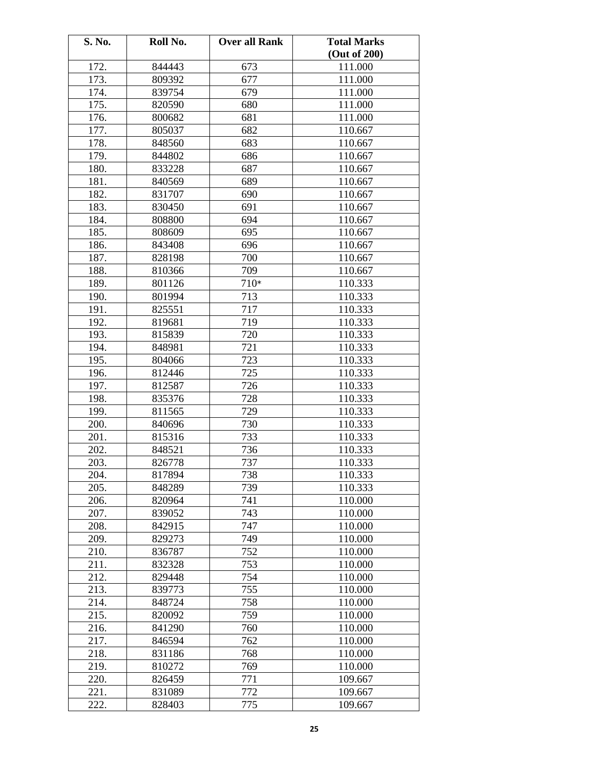| S. No. | Roll No. | Over all Rank | Total Marks (Out of 200) |
|---|---|---|---|
| 172. | 844443 | 673 | 111.000 |
| 173. | 809392 | 677 | 111.000 |
| 174. | 839754 | 679 | 111.000 |
| 175. | 820590 | 680 | 111.000 |
| 176. | 800682 | 681 | 111.000 |
| 177. | 805037 | 682 | 110.667 |
| 178. | 848560 | 683 | 110.667 |
| 179. | 844802 | 686 | 110.667 |
| 180. | 833228 | 687 | 110.667 |
| 181. | 840569 | 689 | 110.667 |
| 182. | 831707 | 690 | 110.667 |
| 183. | 830450 | 691 | 110.667 |
| 184. | 808800 | 694 | 110.667 |
| 185. | 808609 | 695 | 110.667 |
| 186. | 843408 | 696 | 110.667 |
| 187. | 828198 | 700 | 110.667 |
| 188. | 810366 | 709 | 110.667 |
| 189. | 801126 | 710* | 110.333 |
| 190. | 801994 | 713 | 110.333 |
| 191. | 825551 | 717 | 110.333 |
| 192. | 819681 | 719 | 110.333 |
| 193. | 815839 | 720 | 110.333 |
| 194. | 848981 | 721 | 110.333 |
| 195. | 804066 | 723 | 110.333 |
| 196. | 812446 | 725 | 110.333 |
| 197. | 812587 | 726 | 110.333 |
| 198. | 835376 | 728 | 110.333 |
| 199. | 811565 | 729 | 110.333 |
| 200. | 840696 | 730 | 110.333 |
| 201. | 815316 | 733 | 110.333 |
| 202. | 848521 | 736 | 110.333 |
| 203. | 826778 | 737 | 110.333 |
| 204. | 817894 | 738 | 110.333 |
| 205. | 848289 | 739 | 110.333 |
| 206. | 820964 | 741 | 110.000 |
| 207. | 839052 | 743 | 110.000 |
| 208. | 842915 | 747 | 110.000 |
| 209. | 829273 | 749 | 110.000 |
| 210. | 836787 | 752 | 110.000 |
| 211. | 832328 | 753 | 110.000 |
| 212. | 829448 | 754 | 110.000 |
| 213. | 839773 | 755 | 110.000 |
| 214. | 848724 | 758 | 110.000 |
| 215. | 820092 | 759 | 110.000 |
| 216. | 841290 | 760 | 110.000 |
| 217. | 846594 | 762 | 110.000 |
| 218. | 831186 | 768 | 110.000 |
| 219. | 810272 | 769 | 110.000 |
| 220. | 826459 | 771 | 109.667 |
| 221. | 831089 | 772 | 109.667 |
| 222. | 828403 | 775 | 109.667 |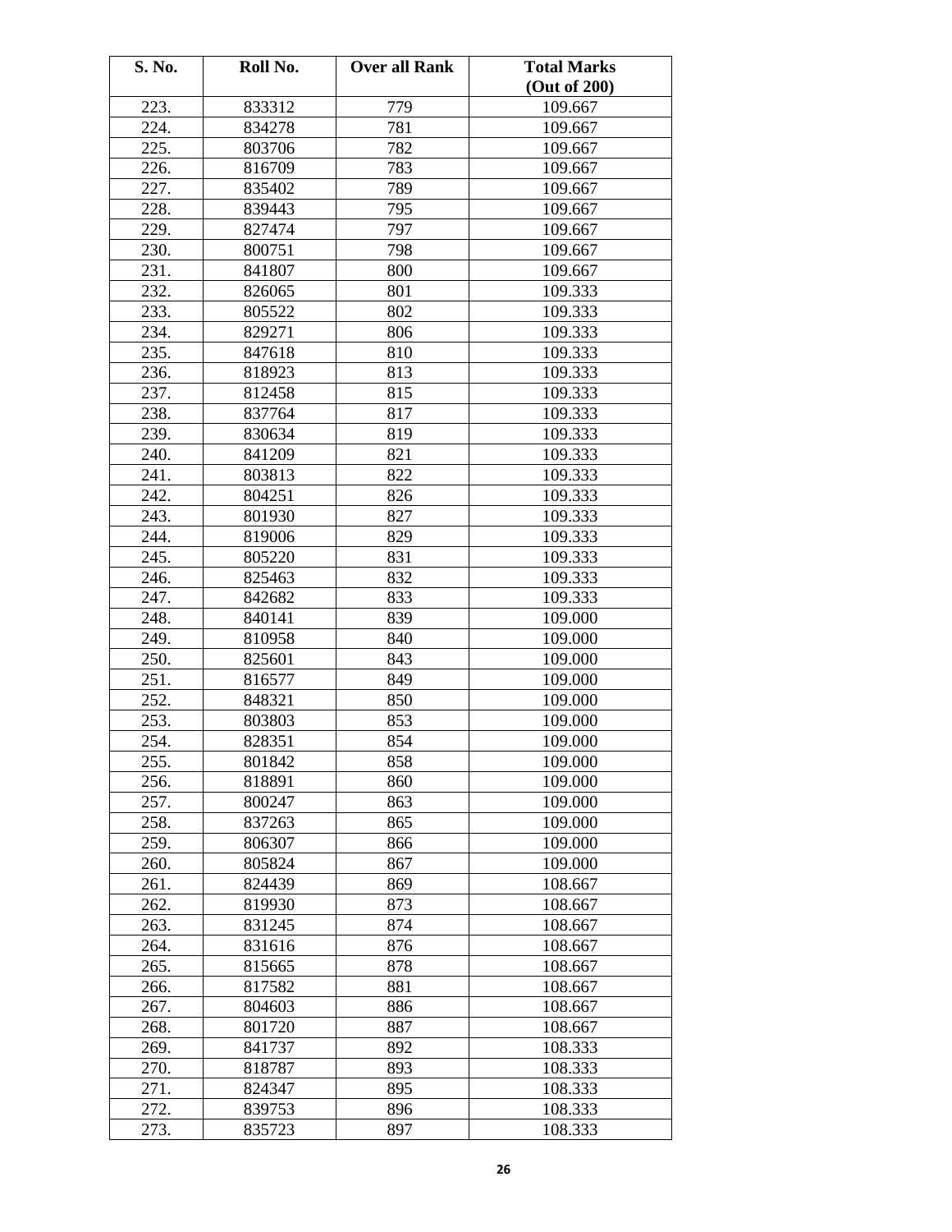| S. No. | Roll No. | Over all Rank | Total Marks (Out of 200) |
|---|---|---|---|
| 223. | 833312 | 779 | 109.667 |
| 224. | 834278 | 781 | 109.667 |
| 225. | 803706 | 782 | 109.667 |
| 226. | 816709 | 783 | 109.667 |
| 227. | 835402 | 789 | 109.667 |
| 228. | 839443 | 795 | 109.667 |
| 229. | 827474 | 797 | 109.667 |
| 230. | 800751 | 798 | 109.667 |
| 231. | 841807 | 800 | 109.667 |
| 232. | 826065 | 801 | 109.333 |
| 233. | 805522 | 802 | 109.333 |
| 234. | 829271 | 806 | 109.333 |
| 235. | 847618 | 810 | 109.333 |
| 236. | 818923 | 813 | 109.333 |
| 237. | 812458 | 815 | 109.333 |
| 238. | 837764 | 817 | 109.333 |
| 239. | 830634 | 819 | 109.333 |
| 240. | 841209 | 821 | 109.333 |
| 241. | 803813 | 822 | 109.333 |
| 242. | 804251 | 826 | 109.333 |
| 243. | 801930 | 827 | 109.333 |
| 244. | 819006 | 829 | 109.333 |
| 245. | 805220 | 831 | 109.333 |
| 246. | 825463 | 832 | 109.333 |
| 247. | 842682 | 833 | 109.333 |
| 248. | 840141 | 839 | 109.000 |
| 249. | 810958 | 840 | 109.000 |
| 250. | 825601 | 843 | 109.000 |
| 251. | 816577 | 849 | 109.000 |
| 252. | 848321 | 850 | 109.000 |
| 253. | 803803 | 853 | 109.000 |
| 254. | 828351 | 854 | 109.000 |
| 255. | 801842 | 858 | 109.000 |
| 256. | 818891 | 860 | 109.000 |
| 257. | 800247 | 863 | 109.000 |
| 258. | 837263 | 865 | 109.000 |
| 259. | 806307 | 866 | 109.000 |
| 260. | 805824 | 867 | 109.000 |
| 261. | 824439 | 869 | 108.667 |
| 262. | 819930 | 873 | 108.667 |
| 263. | 831245 | 874 | 108.667 |
| 264. | 831616 | 876 | 108.667 |
| 265. | 815665 | 878 | 108.667 |
| 266. | 817582 | 881 | 108.667 |
| 267. | 804603 | 886 | 108.667 |
| 268. | 801720 | 887 | 108.667 |
| 269. | 841737 | 892 | 108.333 |
| 270. | 818787 | 893 | 108.333 |
| 271. | 824347 | 895 | 108.333 |
| 272. | 839753 | 896 | 108.333 |
| 273. | 835723 | 897 | 108.333 |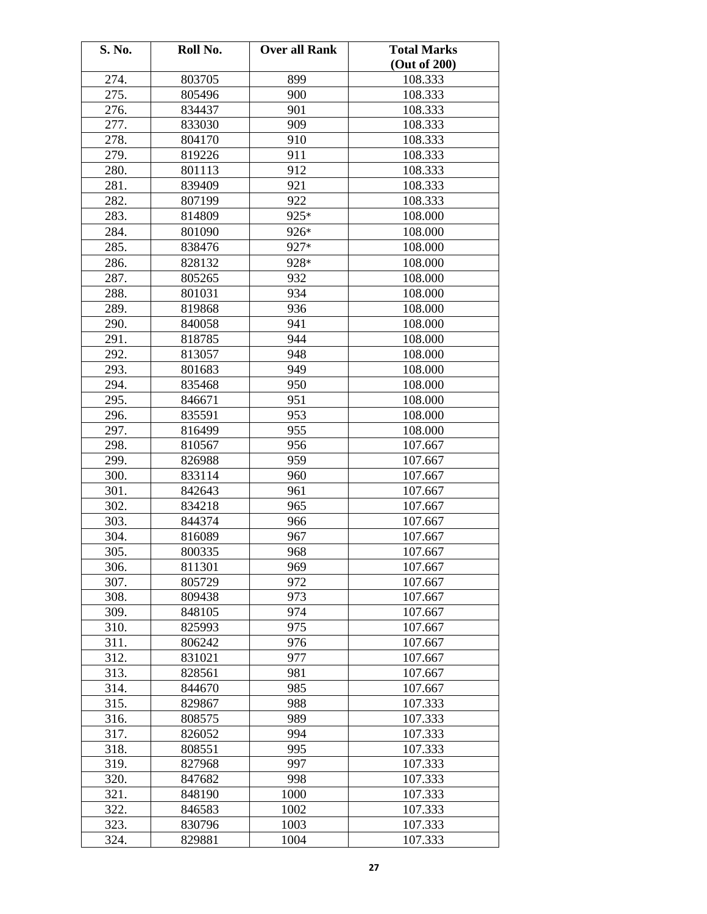| S. No. | Roll No. | Over all Rank | Total Marks (Out of 200) |
|---|---|---|---|
| 274. | 803705 | 899 | 108.333 |
| 275. | 805496 | 900 | 108.333 |
| 276. | 834437 | 901 | 108.333 |
| 277. | 833030 | 909 | 108.333 |
| 278. | 804170 | 910 | 108.333 |
| 279. | 819226 | 911 | 108.333 |
| 280. | 801113 | 912 | 108.333 |
| 281. | 839409 | 921 | 108.333 |
| 282. | 807199 | 922 | 108.333 |
| 283. | 814809 | 925* | 108.000 |
| 284. | 801090 | 926* | 108.000 |
| 285. | 838476 | 927* | 108.000 |
| 286. | 828132 | 928* | 108.000 |
| 287. | 805265 | 932 | 108.000 |
| 288. | 801031 | 934 | 108.000 |
| 289. | 819868 | 936 | 108.000 |
| 290. | 840058 | 941 | 108.000 |
| 291. | 818785 | 944 | 108.000 |
| 292. | 813057 | 948 | 108.000 |
| 293. | 801683 | 949 | 108.000 |
| 294. | 835468 | 950 | 108.000 |
| 295. | 846671 | 951 | 108.000 |
| 296. | 835591 | 953 | 108.000 |
| 297. | 816499 | 955 | 108.000 |
| 298. | 810567 | 956 | 107.667 |
| 299. | 826988 | 959 | 107.667 |
| 300. | 833114 | 960 | 107.667 |
| 301. | 842643 | 961 | 107.667 |
| 302. | 834218 | 965 | 107.667 |
| 303. | 844374 | 966 | 107.667 |
| 304. | 816089 | 967 | 107.667 |
| 305. | 800335 | 968 | 107.667 |
| 306. | 811301 | 969 | 107.667 |
| 307. | 805729 | 972 | 107.667 |
| 308. | 809438 | 973 | 107.667 |
| 309. | 848105 | 974 | 107.667 |
| 310. | 825993 | 975 | 107.667 |
| 311. | 806242 | 976 | 107.667 |
| 312. | 831021 | 977 | 107.667 |
| 313. | 828561 | 981 | 107.667 |
| 314. | 844670 | 985 | 107.667 |
| 315. | 829867 | 988 | 107.333 |
| 316. | 808575 | 989 | 107.333 |
| 317. | 826052 | 994 | 107.333 |
| 318. | 808551 | 995 | 107.333 |
| 319. | 827968 | 997 | 107.333 |
| 320. | 847682 | 998 | 107.333 |
| 321. | 848190 | 1000 | 107.333 |
| 322. | 846583 | 1002 | 107.333 |
| 323. | 830796 | 1003 | 107.333 |
| 324. | 829881 | 1004 | 107.333 |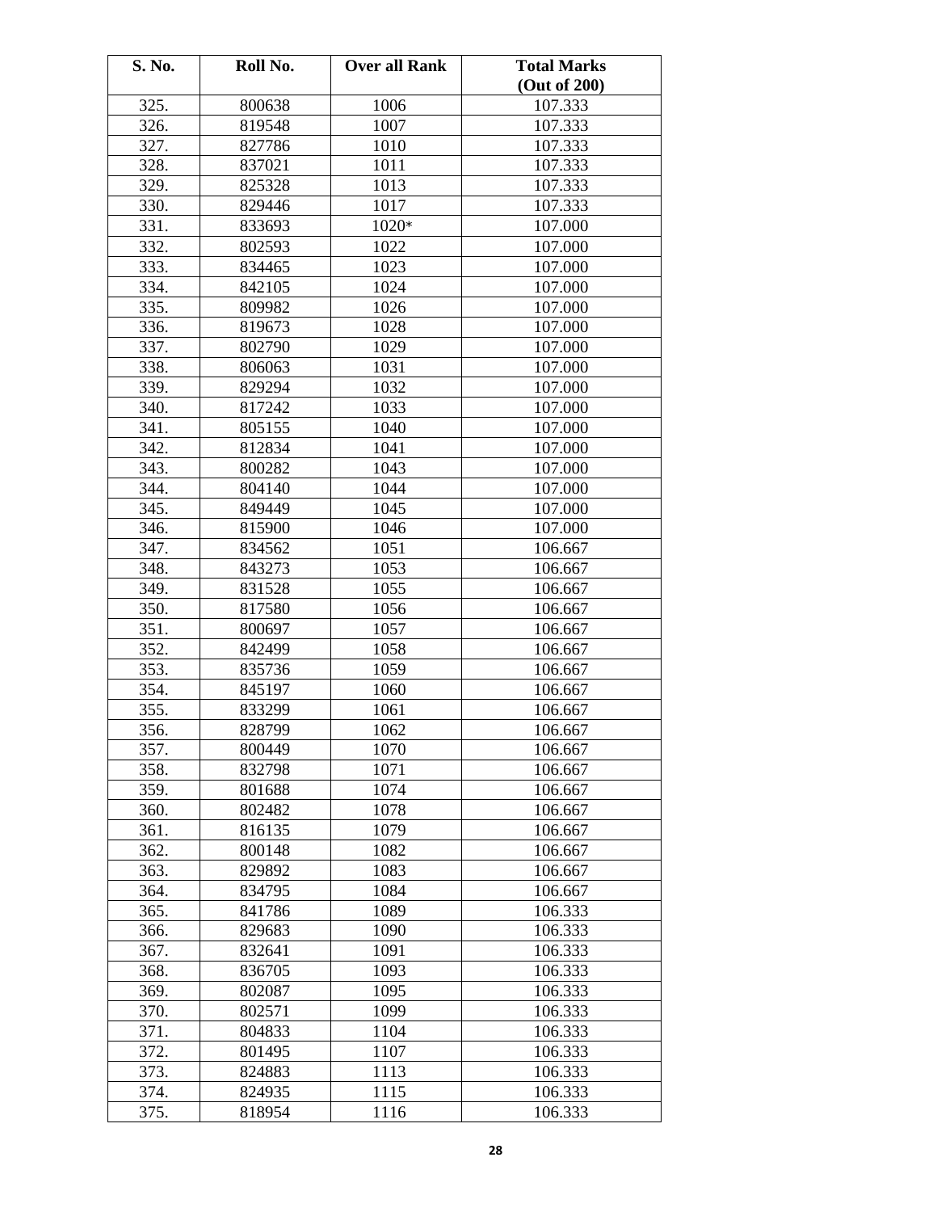| S. No. | Roll No. | Over all Rank | Total Marks (Out of 200) |
|---|---|---|---|
| 325. | 800638 | 1006 | 107.333 |
| 326. | 819548 | 1007 | 107.333 |
| 327. | 827786 | 1010 | 107.333 |
| 328. | 837021 | 1011 | 107.333 |
| 329. | 825328 | 1013 | 107.333 |
| 330. | 829446 | 1017 | 107.333 |
| 331. | 833693 | 1020* | 107.000 |
| 332. | 802593 | 1022 | 107.000 |
| 333. | 834465 | 1023 | 107.000 |
| 334. | 842105 | 1024 | 107.000 |
| 335. | 809982 | 1026 | 107.000 |
| 336. | 819673 | 1028 | 107.000 |
| 337. | 802790 | 1029 | 107.000 |
| 338. | 806063 | 1031 | 107.000 |
| 339. | 829294 | 1032 | 107.000 |
| 340. | 817242 | 1033 | 107.000 |
| 341. | 805155 | 1040 | 107.000 |
| 342. | 812834 | 1041 | 107.000 |
| 343. | 800282 | 1043 | 107.000 |
| 344. | 804140 | 1044 | 107.000 |
| 345. | 849449 | 1045 | 107.000 |
| 346. | 815900 | 1046 | 107.000 |
| 347. | 834562 | 1051 | 106.667 |
| 348. | 843273 | 1053 | 106.667 |
| 349. | 831528 | 1055 | 106.667 |
| 350. | 817580 | 1056 | 106.667 |
| 351. | 800697 | 1057 | 106.667 |
| 352. | 842499 | 1058 | 106.667 |
| 353. | 835736 | 1059 | 106.667 |
| 354. | 845197 | 1060 | 106.667 |
| 355. | 833299 | 1061 | 106.667 |
| 356. | 828799 | 1062 | 106.667 |
| 357. | 800449 | 1070 | 106.667 |
| 358. | 832798 | 1071 | 106.667 |
| 359. | 801688 | 1074 | 106.667 |
| 360. | 802482 | 1078 | 106.667 |
| 361. | 816135 | 1079 | 106.667 |
| 362. | 800148 | 1082 | 106.667 |
| 363. | 829892 | 1083 | 106.667 |
| 364. | 834795 | 1084 | 106.667 |
| 365. | 841786 | 1089 | 106.333 |
| 366. | 829683 | 1090 | 106.333 |
| 367. | 832641 | 1091 | 106.333 |
| 368. | 836705 | 1093 | 106.333 |
| 369. | 802087 | 1095 | 106.333 |
| 370. | 802571 | 1099 | 106.333 |
| 371. | 804833 | 1104 | 106.333 |
| 372. | 801495 | 1107 | 106.333 |
| 373. | 824883 | 1113 | 106.333 |
| 374. | 824935 | 1115 | 106.333 |
| 375. | 818954 | 1116 | 106.333 |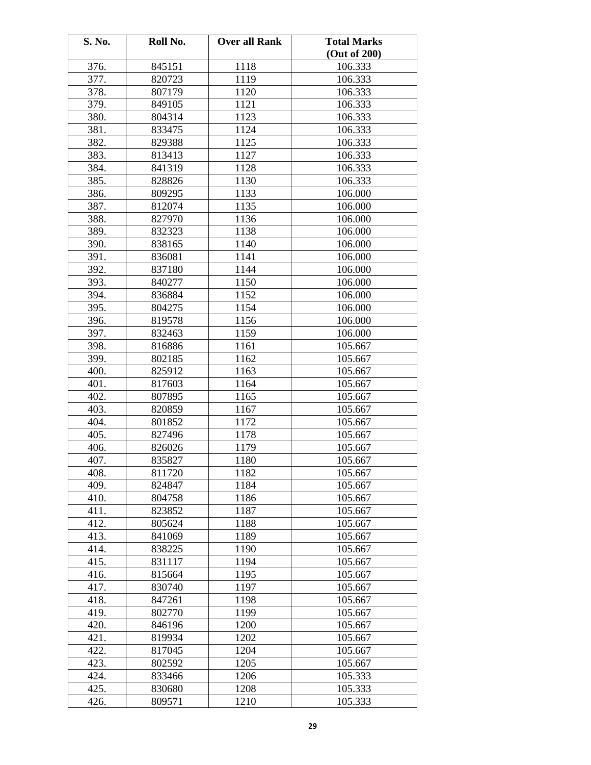| S. No. | Roll No. | Over all Rank | Total Marks (Out of 200) |
|---|---|---|---|
| 376. | 845151 | 1118 | 106.333 |
| 377. | 820723 | 1119 | 106.333 |
| 378. | 807179 | 1120 | 106.333 |
| 379. | 849105 | 1121 | 106.333 |
| 380. | 804314 | 1123 | 106.333 |
| 381. | 833475 | 1124 | 106.333 |
| 382. | 829388 | 1125 | 106.333 |
| 383. | 813413 | 1127 | 106.333 |
| 384. | 841319 | 1128 | 106.333 |
| 385. | 828826 | 1130 | 106.333 |
| 386. | 809295 | 1133 | 106.000 |
| 387. | 812074 | 1135 | 106.000 |
| 388. | 827970 | 1136 | 106.000 |
| 389. | 832323 | 1138 | 106.000 |
| 390. | 838165 | 1140 | 106.000 |
| 391. | 836081 | 1141 | 106.000 |
| 392. | 837180 | 1144 | 106.000 |
| 393. | 840277 | 1150 | 106.000 |
| 394. | 836884 | 1152 | 106.000 |
| 395. | 804275 | 1154 | 106.000 |
| 396. | 819578 | 1156 | 106.000 |
| 397. | 832463 | 1159 | 106.000 |
| 398. | 816886 | 1161 | 105.667 |
| 399. | 802185 | 1162 | 105.667 |
| 400. | 825912 | 1163 | 105.667 |
| 401. | 817603 | 1164 | 105.667 |
| 402. | 807895 | 1165 | 105.667 |
| 403. | 820859 | 1167 | 105.667 |
| 404. | 801852 | 1172 | 105.667 |
| 405. | 827496 | 1178 | 105.667 |
| 406. | 826026 | 1179 | 105.667 |
| 407. | 835827 | 1180 | 105.667 |
| 408. | 811720 | 1182 | 105.667 |
| 409. | 824847 | 1184 | 105.667 |
| 410. | 804758 | 1186 | 105.667 |
| 411. | 823852 | 1187 | 105.667 |
| 412. | 805624 | 1188 | 105.667 |
| 413. | 841069 | 1189 | 105.667 |
| 414. | 838225 | 1190 | 105.667 |
| 415. | 831117 | 1194 | 105.667 |
| 416. | 815664 | 1195 | 105.667 |
| 417. | 830740 | 1197 | 105.667 |
| 418. | 847261 | 1198 | 105.667 |
| 419. | 802770 | 1199 | 105.667 |
| 420. | 846196 | 1200 | 105.667 |
| 421. | 819934 | 1202 | 105.667 |
| 422. | 817045 | 1204 | 105.667 |
| 423. | 802592 | 1205 | 105.667 |
| 424. | 833466 | 1206 | 105.333 |
| 425. | 830680 | 1208 | 105.333 |
| 426. | 809571 | 1210 | 105.333 |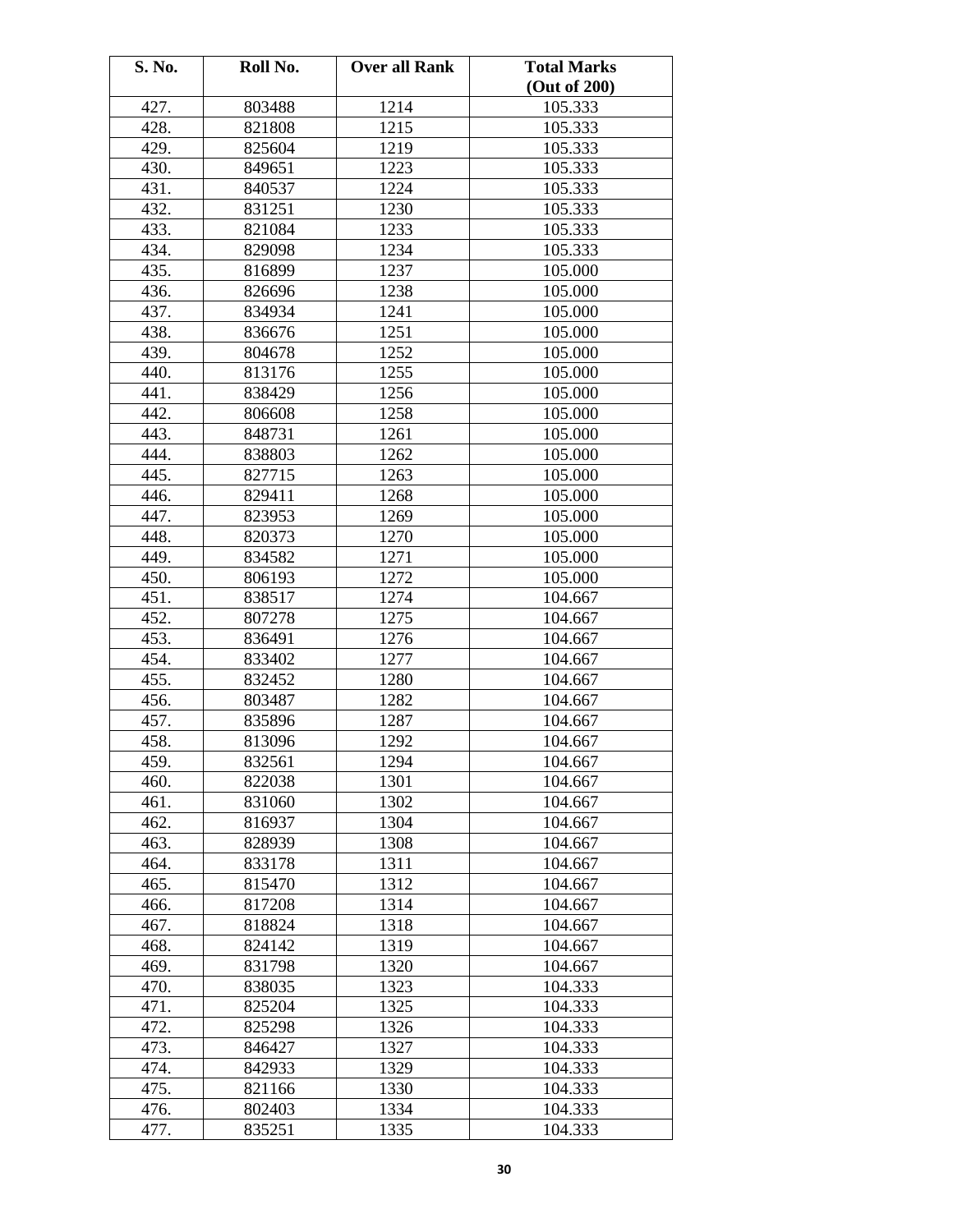| S. No. | Roll No. | Over all Rank | Total Marks (Out of 200) |
|---|---|---|---|
| 427. | 803488 | 1214 | 105.333 |
| 428. | 821808 | 1215 | 105.333 |
| 429. | 825604 | 1219 | 105.333 |
| 430. | 849651 | 1223 | 105.333 |
| 431. | 840537 | 1224 | 105.333 |
| 432. | 831251 | 1230 | 105.333 |
| 433. | 821084 | 1233 | 105.333 |
| 434. | 829098 | 1234 | 105.333 |
| 435. | 816899 | 1237 | 105.000 |
| 436. | 826696 | 1238 | 105.000 |
| 437. | 834934 | 1241 | 105.000 |
| 438. | 836676 | 1251 | 105.000 |
| 439. | 804678 | 1252 | 105.000 |
| 440. | 813176 | 1255 | 105.000 |
| 441. | 838429 | 1256 | 105.000 |
| 442. | 806608 | 1258 | 105.000 |
| 443. | 848731 | 1261 | 105.000 |
| 444. | 838803 | 1262 | 105.000 |
| 445. | 827715 | 1263 | 105.000 |
| 446. | 829411 | 1268 | 105.000 |
| 447. | 823953 | 1269 | 105.000 |
| 448. | 820373 | 1270 | 105.000 |
| 449. | 834582 | 1271 | 105.000 |
| 450. | 806193 | 1272 | 105.000 |
| 451. | 838517 | 1274 | 104.667 |
| 452. | 807278 | 1275 | 104.667 |
| 453. | 836491 | 1276 | 104.667 |
| 454. | 833402 | 1277 | 104.667 |
| 455. | 832452 | 1280 | 104.667 |
| 456. | 803487 | 1282 | 104.667 |
| 457. | 835896 | 1287 | 104.667 |
| 458. | 813096 | 1292 | 104.667 |
| 459. | 832561 | 1294 | 104.667 |
| 460. | 822038 | 1301 | 104.667 |
| 461. | 831060 | 1302 | 104.667 |
| 462. | 816937 | 1304 | 104.667 |
| 463. | 828939 | 1308 | 104.667 |
| 464. | 833178 | 1311 | 104.667 |
| 465. | 815470 | 1312 | 104.667 |
| 466. | 817208 | 1314 | 104.667 |
| 467. | 818824 | 1318 | 104.667 |
| 468. | 824142 | 1319 | 104.667 |
| 469. | 831798 | 1320 | 104.667 |
| 470. | 838035 | 1323 | 104.333 |
| 471. | 825204 | 1325 | 104.333 |
| 472. | 825298 | 1326 | 104.333 |
| 473. | 846427 | 1327 | 104.333 |
| 474. | 842933 | 1329 | 104.333 |
| 475. | 821166 | 1330 | 104.333 |
| 476. | 802403 | 1334 | 104.333 |
| 477. | 835251 | 1335 | 104.333 |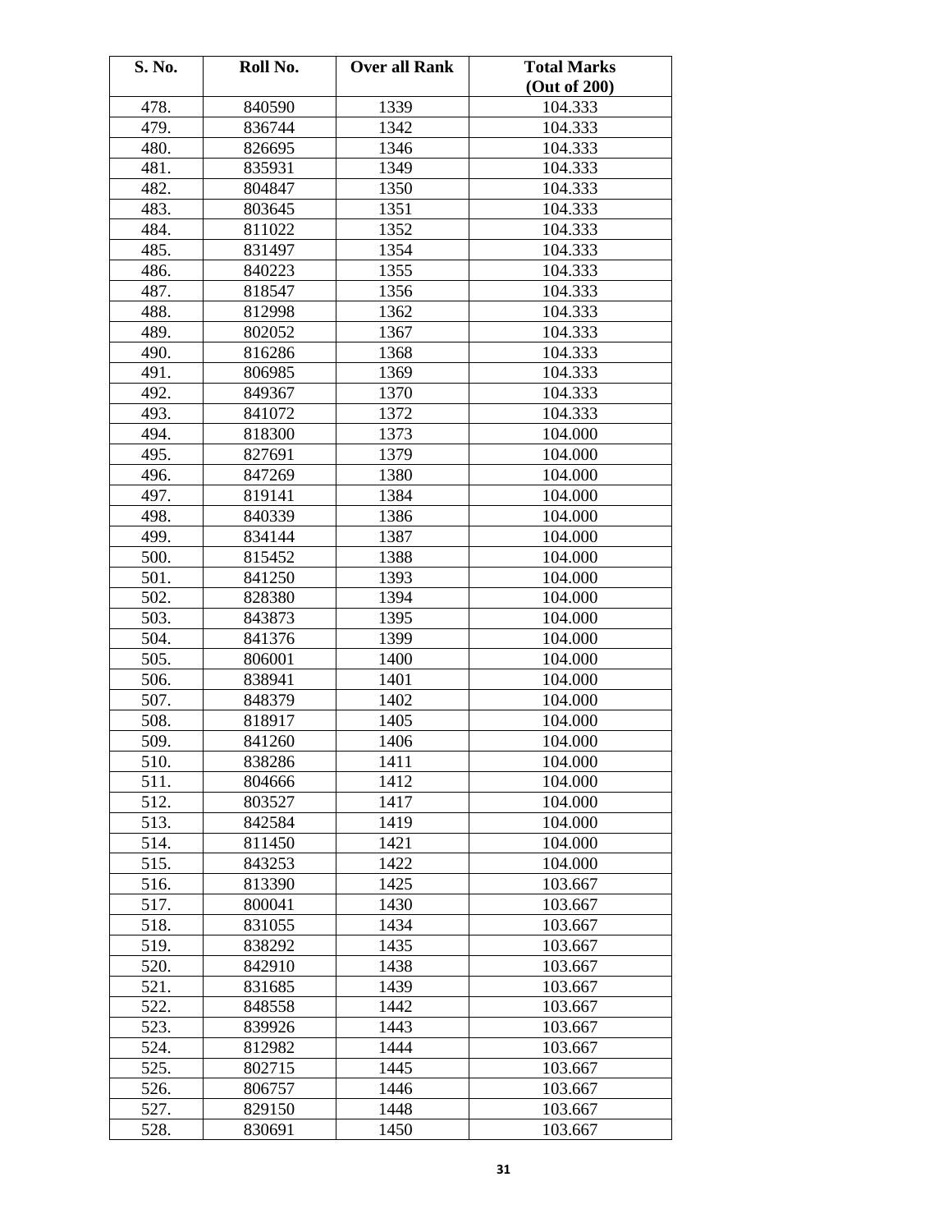| S. No. | Roll No. | Over all Rank | Total Marks (Out of 200) |
|---|---|---|---|
| 478. | 840590 | 1339 | 104.333 |
| 479. | 836744 | 1342 | 104.333 |
| 480. | 826695 | 1346 | 104.333 |
| 481. | 835931 | 1349 | 104.333 |
| 482. | 804847 | 1350 | 104.333 |
| 483. | 803645 | 1351 | 104.333 |
| 484. | 811022 | 1352 | 104.333 |
| 485. | 831497 | 1354 | 104.333 |
| 486. | 840223 | 1355 | 104.333 |
| 487. | 818547 | 1356 | 104.333 |
| 488. | 812998 | 1362 | 104.333 |
| 489. | 802052 | 1367 | 104.333 |
| 490. | 816286 | 1368 | 104.333 |
| 491. | 806985 | 1369 | 104.333 |
| 492. | 849367 | 1370 | 104.333 |
| 493. | 841072 | 1372 | 104.333 |
| 494. | 818300 | 1373 | 104.000 |
| 495. | 827691 | 1379 | 104.000 |
| 496. | 847269 | 1380 | 104.000 |
| 497. | 819141 | 1384 | 104.000 |
| 498. | 840339 | 1386 | 104.000 |
| 499. | 834144 | 1387 | 104.000 |
| 500. | 815452 | 1388 | 104.000 |
| 501. | 841250 | 1393 | 104.000 |
| 502. | 828380 | 1394 | 104.000 |
| 503. | 843873 | 1395 | 104.000 |
| 504. | 841376 | 1399 | 104.000 |
| 505. | 806001 | 1400 | 104.000 |
| 506. | 838941 | 1401 | 104.000 |
| 507. | 848379 | 1402 | 104.000 |
| 508. | 818917 | 1405 | 104.000 |
| 509. | 841260 | 1406 | 104.000 |
| 510. | 838286 | 1411 | 104.000 |
| 511. | 804666 | 1412 | 104.000 |
| 512. | 803527 | 1417 | 104.000 |
| 513. | 842584 | 1419 | 104.000 |
| 514. | 811450 | 1421 | 104.000 |
| 515. | 843253 | 1422 | 104.000 |
| 516. | 813390 | 1425 | 103.667 |
| 517. | 800041 | 1430 | 103.667 |
| 518. | 831055 | 1434 | 103.667 |
| 519. | 838292 | 1435 | 103.667 |
| 520. | 842910 | 1438 | 103.667 |
| 521. | 831685 | 1439 | 103.667 |
| 522. | 848558 | 1442 | 103.667 |
| 523. | 839926 | 1443 | 103.667 |
| 524. | 812982 | 1444 | 103.667 |
| 525. | 802715 | 1445 | 103.667 |
| 526. | 806757 | 1446 | 103.667 |
| 527. | 829150 | 1448 | 103.667 |
| 528. | 830691 | 1450 | 103.667 |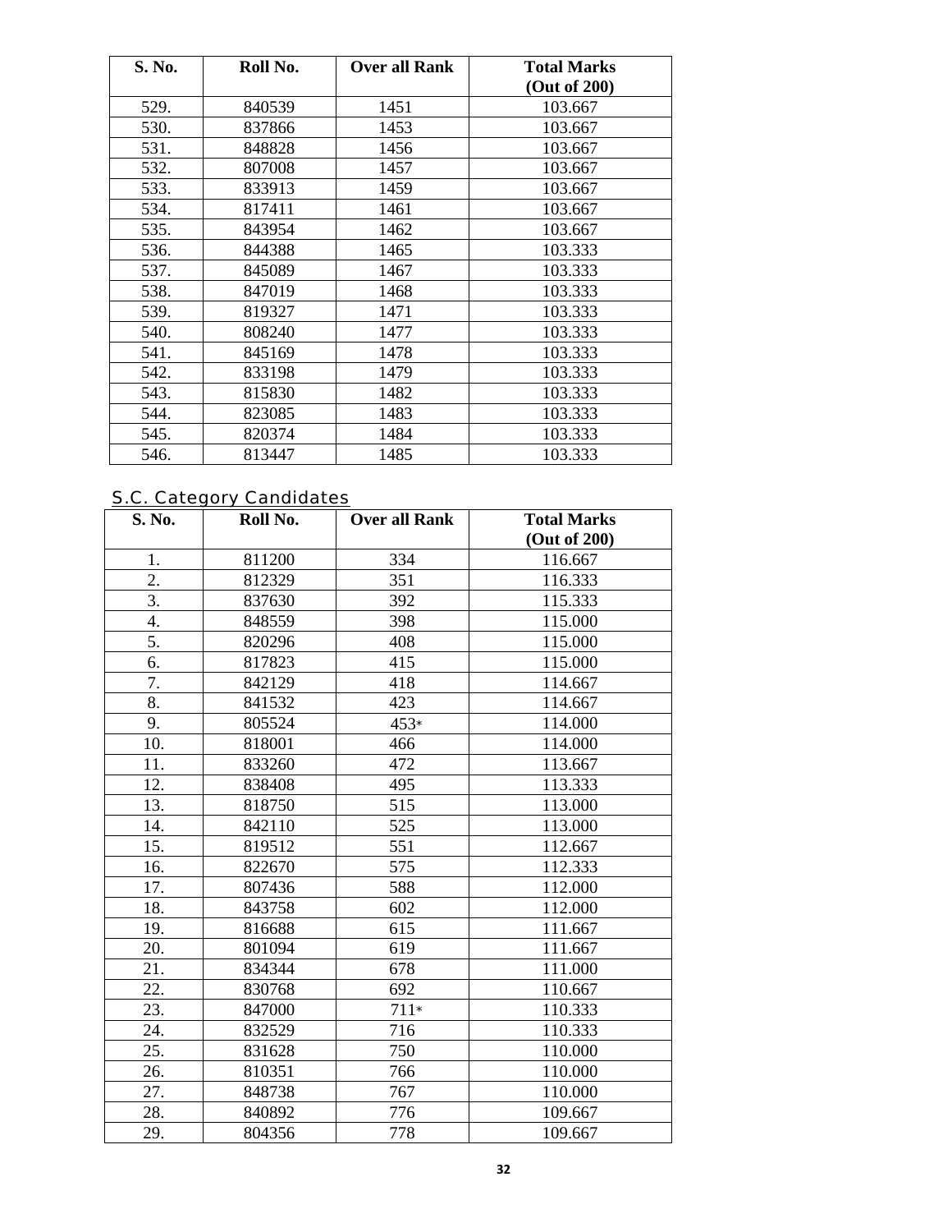| S. No. | Roll No. | Over all Rank | Total Marks (Out of 200) |
|---|---|---|---|
| 529. | 840539 | 1451 | 103.667 |
| 530. | 837866 | 1453 | 103.667 |
| 531. | 848828 | 1456 | 103.667 |
| 532. | 807008 | 1457 | 103.667 |
| 533. | 833913 | 1459 | 103.667 |
| 534. | 817411 | 1461 | 103.667 |
| 535. | 843954 | 1462 | 103.667 |
| 536. | 844388 | 1465 | 103.333 |
| 537. | 845089 | 1467 | 103.333 |
| 538. | 847019 | 1468 | 103.333 |
| 539. | 819327 | 1471 | 103.333 |
| 540. | 808240 | 1477 | 103.333 |
| 541. | 845169 | 1478 | 103.333 |
| 542. | 833198 | 1479 | 103.333 |
| 543. | 815830 | 1482 | 103.333 |
| 544. | 823085 | 1483 | 103.333 |
| 545. | 820374 | 1484 | 103.333 |
| 546. | 813447 | 1485 | 103.333 |

## S.C. Category Candidates

| S. No. | Roll No. | Over all Rank | Total Marks (Out of 200) |
|---|---|---|---|
| 1. | 811200 | 334 | 116.667 |
| 2. | 812329 | 351 | 116.333 |
| 3. | 837630 | 392 | 115.333 |
| 4. | 848559 | 398 | 115.000 |
| 5. | 820296 | 408 | 115.000 |
| 6. | 817823 | 415 | 115.000 |
| 7. | 842129 | 418 | 114.667 |
| 8. | 841532 | 423 | 114.667 |
| 9. | 805524 | 453* | 114.000 |
| 10. | 818001 | 466 | 114.000 |
| 11. | 833260 | 472 | 113.667 |
| 12. | 838408 | 495 | 113.333 |
| 13. | 818750 | 515 | 113.000 |
| 14. | 842110 | 525 | 113.000 |
| 15. | 819512 | 551 | 112.667 |
| 16. | 822670 | 575 | 112.333 |
| 17. | 807436 | 588 | 112.000 |
| 18. | 843758 | 602 | 112.000 |
| 19. | 816688 | 615 | 111.667 |
| 20. | 801094 | 619 | 111.667 |
| 21. | 834344 | 678 | 111.000 |
| 22. | 830768 | 692 | 110.667 |
| 23. | 847000 | 711* | 110.333 |
| 24. | 832529 | 716 | 110.333 |
| 25. | 831628 | 750 | 110.000 |
| 26. | 810351 | 766 | 110.000 |
| 27. | 848738 | 767 | 110.000 |
| 28. | 840892 | 776 | 109.667 |
| 29. | 804356 | 778 | 109.667 |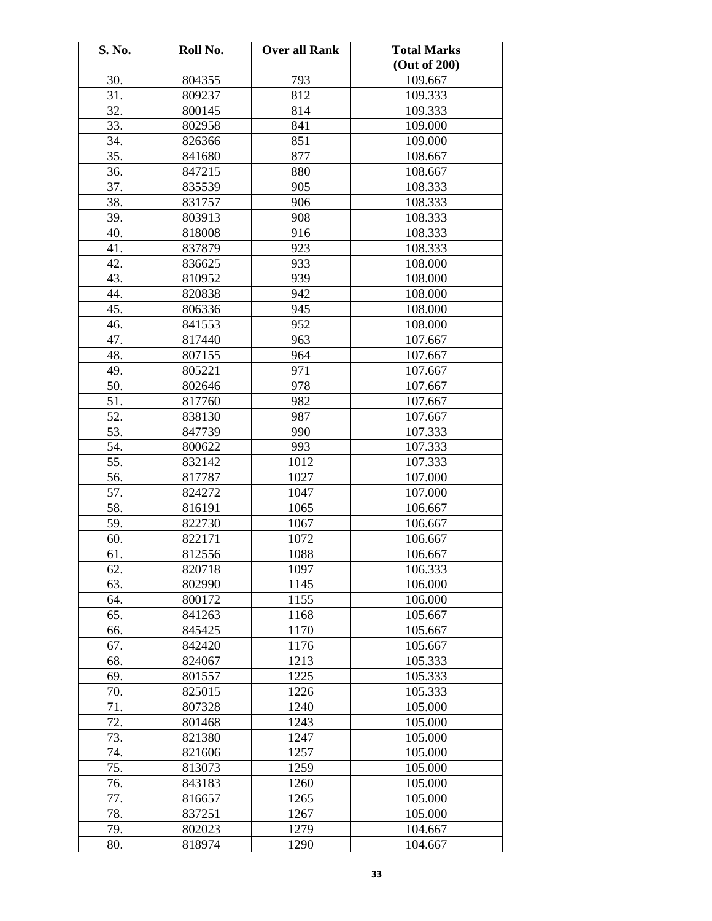| S. No. | Roll No. | Over all Rank | Total Marks (Out of 200) |
|---|---|---|---|
| 30. | 804355 | 793 | 109.667 |
| 31. | 809237 | 812 | 109.333 |
| 32. | 800145 | 814 | 109.333 |
| 33. | 802958 | 841 | 109.000 |
| 34. | 826366 | 851 | 109.000 |
| 35. | 841680 | 877 | 108.667 |
| 36. | 847215 | 880 | 108.667 |
| 37. | 835539 | 905 | 108.333 |
| 38. | 831757 | 906 | 108.333 |
| 39. | 803913 | 908 | 108.333 |
| 40. | 818008 | 916 | 108.333 |
| 41. | 837879 | 923 | 108.333 |
| 42. | 836625 | 933 | 108.000 |
| 43. | 810952 | 939 | 108.000 |
| 44. | 820838 | 942 | 108.000 |
| 45. | 806336 | 945 | 108.000 |
| 46. | 841553 | 952 | 108.000 |
| 47. | 817440 | 963 | 107.667 |
| 48. | 807155 | 964 | 107.667 |
| 49. | 805221 | 971 | 107.667 |
| 50. | 802646 | 978 | 107.667 |
| 51. | 817760 | 982 | 107.667 |
| 52. | 838130 | 987 | 107.667 |
| 53. | 847739 | 990 | 107.333 |
| 54. | 800622 | 993 | 107.333 |
| 55. | 832142 | 1012 | 107.333 |
| 56. | 817787 | 1027 | 107.000 |
| 57. | 824272 | 1047 | 107.000 |
| 58. | 816191 | 1065 | 106.667 |
| 59. | 822730 | 1067 | 106.667 |
| 60. | 822171 | 1072 | 106.667 |
| 61. | 812556 | 1088 | 106.667 |
| 62. | 820718 | 1097 | 106.333 |
| 63. | 802990 | 1145 | 106.000 |
| 64. | 800172 | 1155 | 106.000 |
| 65. | 841263 | 1168 | 105.667 |
| 66. | 845425 | 1170 | 105.667 |
| 67. | 842420 | 1176 | 105.667 |
| 68. | 824067 | 1213 | 105.333 |
| 69. | 801557 | 1225 | 105.333 |
| 70. | 825015 | 1226 | 105.333 |
| 71. | 807328 | 1240 | 105.000 |
| 72. | 801468 | 1243 | 105.000 |
| 73. | 821380 | 1247 | 105.000 |
| 74. | 821606 | 1257 | 105.000 |
| 75. | 813073 | 1259 | 105.000 |
| 76. | 843183 | 1260 | 105.000 |
| 77. | 816657 | 1265 | 105.000 |
| 78. | 837251 | 1267 | 105.000 |
| 79. | 802023 | 1279 | 104.667 |
| 80. | 818974 | 1290 | 104.667 |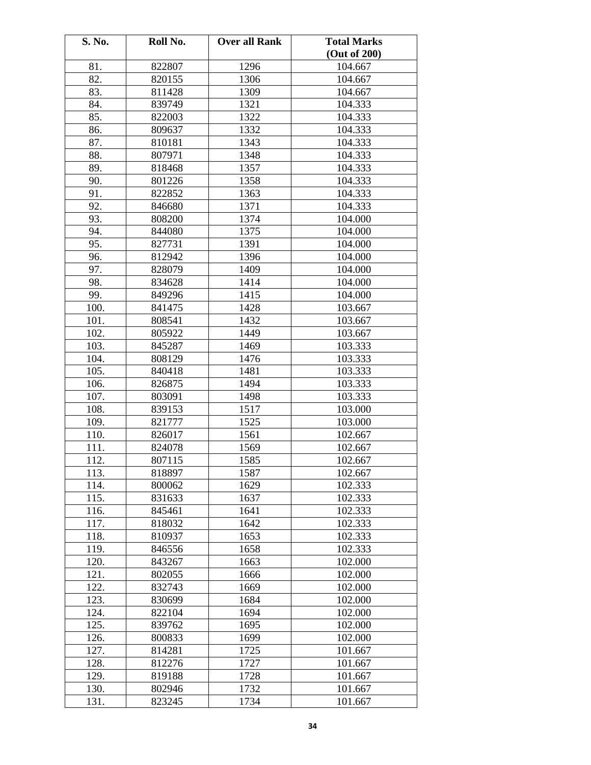| S. No. | Roll No. | Over all Rank | Total Marks (Out of 200) |
|---|---|---|---|
| 81. | 822807 | 1296 | 104.667 |
| 82. | 820155 | 1306 | 104.667 |
| 83. | 811428 | 1309 | 104.667 |
| 84. | 839749 | 1321 | 104.333 |
| 85. | 822003 | 1322 | 104.333 |
| 86. | 809637 | 1332 | 104.333 |
| 87. | 810181 | 1343 | 104.333 |
| 88. | 807971 | 1348 | 104.333 |
| 89. | 818468 | 1357 | 104.333 |
| 90. | 801226 | 1358 | 104.333 |
| 91. | 822852 | 1363 | 104.333 |
| 92. | 846680 | 1371 | 104.333 |
| 93. | 808200 | 1374 | 104.000 |
| 94. | 844080 | 1375 | 104.000 |
| 95. | 827731 | 1391 | 104.000 |
| 96. | 812942 | 1396 | 104.000 |
| 97. | 828079 | 1409 | 104.000 |
| 98. | 834628 | 1414 | 104.000 |
| 99. | 849296 | 1415 | 104.000 |
| 100. | 841475 | 1428 | 103.667 |
| 101. | 808541 | 1432 | 103.667 |
| 102. | 805922 | 1449 | 103.667 |
| 103. | 845287 | 1469 | 103.333 |
| 104. | 808129 | 1476 | 103.333 |
| 105. | 840418 | 1481 | 103.333 |
| 106. | 826875 | 1494 | 103.333 |
| 107. | 803091 | 1498 | 103.333 |
| 108. | 839153 | 1517 | 103.000 |
| 109. | 821777 | 1525 | 103.000 |
| 110. | 826017 | 1561 | 102.667 |
| 111. | 824078 | 1569 | 102.667 |
| 112. | 807115 | 1585 | 102.667 |
| 113. | 818897 | 1587 | 102.667 |
| 114. | 800062 | 1629 | 102.333 |
| 115. | 831633 | 1637 | 102.333 |
| 116. | 845461 | 1641 | 102.333 |
| 117. | 818032 | 1642 | 102.333 |
| 118. | 810937 | 1653 | 102.333 |
| 119. | 846556 | 1658 | 102.333 |
| 120. | 843267 | 1663 | 102.000 |
| 121. | 802055 | 1666 | 102.000 |
| 122. | 832743 | 1669 | 102.000 |
| 123. | 830699 | 1684 | 102.000 |
| 124. | 822104 | 1694 | 102.000 |
| 125. | 839762 | 1695 | 102.000 |
| 126. | 800833 | 1699 | 102.000 |
| 127. | 814281 | 1725 | 101.667 |
| 128. | 812276 | 1727 | 101.667 |
| 129. | 819188 | 1728 | 101.667 |
| 130. | 802946 | 1732 | 101.667 |
| 131. | 823245 | 1734 | 101.667 |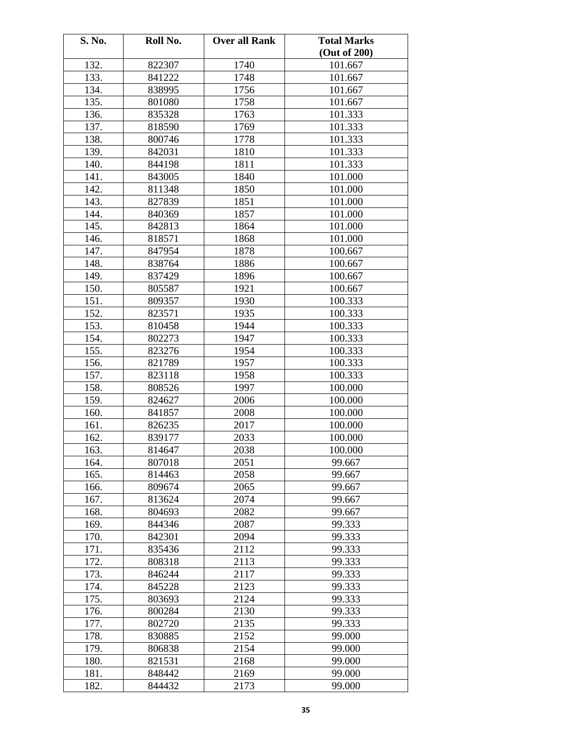| S. No. | Roll No. | Over all Rank | Total Marks (Out of 200) |
|---|---|---|---|
| 132. | 822307 | 1740 | 101.667 |
| 133. | 841222 | 1748 | 101.667 |
| 134. | 838995 | 1756 | 101.667 |
| 135. | 801080 | 1758 | 101.667 |
| 136. | 835328 | 1763 | 101.333 |
| 137. | 818590 | 1769 | 101.333 |
| 138. | 800746 | 1778 | 101.333 |
| 139. | 842031 | 1810 | 101.333 |
| 140. | 844198 | 1811 | 101.333 |
| 141. | 843005 | 1840 | 101.000 |
| 142. | 811348 | 1850 | 101.000 |
| 143. | 827839 | 1851 | 101.000 |
| 144. | 840369 | 1857 | 101.000 |
| 145. | 842813 | 1864 | 101.000 |
| 146. | 818571 | 1868 | 101.000 |
| 147. | 847954 | 1878 | 100.667 |
| 148. | 838764 | 1886 | 100.667 |
| 149. | 837429 | 1896 | 100.667 |
| 150. | 805587 | 1921 | 100.667 |
| 151. | 809357 | 1930 | 100.333 |
| 152. | 823571 | 1935 | 100.333 |
| 153. | 810458 | 1944 | 100.333 |
| 154. | 802273 | 1947 | 100.333 |
| 155. | 823276 | 1954 | 100.333 |
| 156. | 821789 | 1957 | 100.333 |
| 157. | 823118 | 1958 | 100.333 |
| 158. | 808526 | 1997 | 100.000 |
| 159. | 824627 | 2006 | 100.000 |
| 160. | 841857 | 2008 | 100.000 |
| 161. | 826235 | 2017 | 100.000 |
| 162. | 839177 | 2033 | 100.000 |
| 163. | 814647 | 2038 | 100.000 |
| 164. | 807018 | 2051 | 99.667 |
| 165. | 814463 | 2058 | 99.667 |
| 166. | 809674 | 2065 | 99.667 |
| 167. | 813624 | 2074 | 99.667 |
| 168. | 804693 | 2082 | 99.667 |
| 169. | 844346 | 2087 | 99.333 |
| 170. | 842301 | 2094 | 99.333 |
| 171. | 835436 | 2112 | 99.333 |
| 172. | 808318 | 2113 | 99.333 |
| 173. | 846244 | 2117 | 99.333 |
| 174. | 845228 | 2123 | 99.333 |
| 175. | 803693 | 2124 | 99.333 |
| 176. | 800284 | 2130 | 99.333 |
| 177. | 802720 | 2135 | 99.333 |
| 178. | 830885 | 2152 | 99.000 |
| 179. | 806838 | 2154 | 99.000 |
| 180. | 821531 | 2168 | 99.000 |
| 181. | 848442 | 2169 | 99.000 |
| 182. | 844432 | 2173 | 99.000 |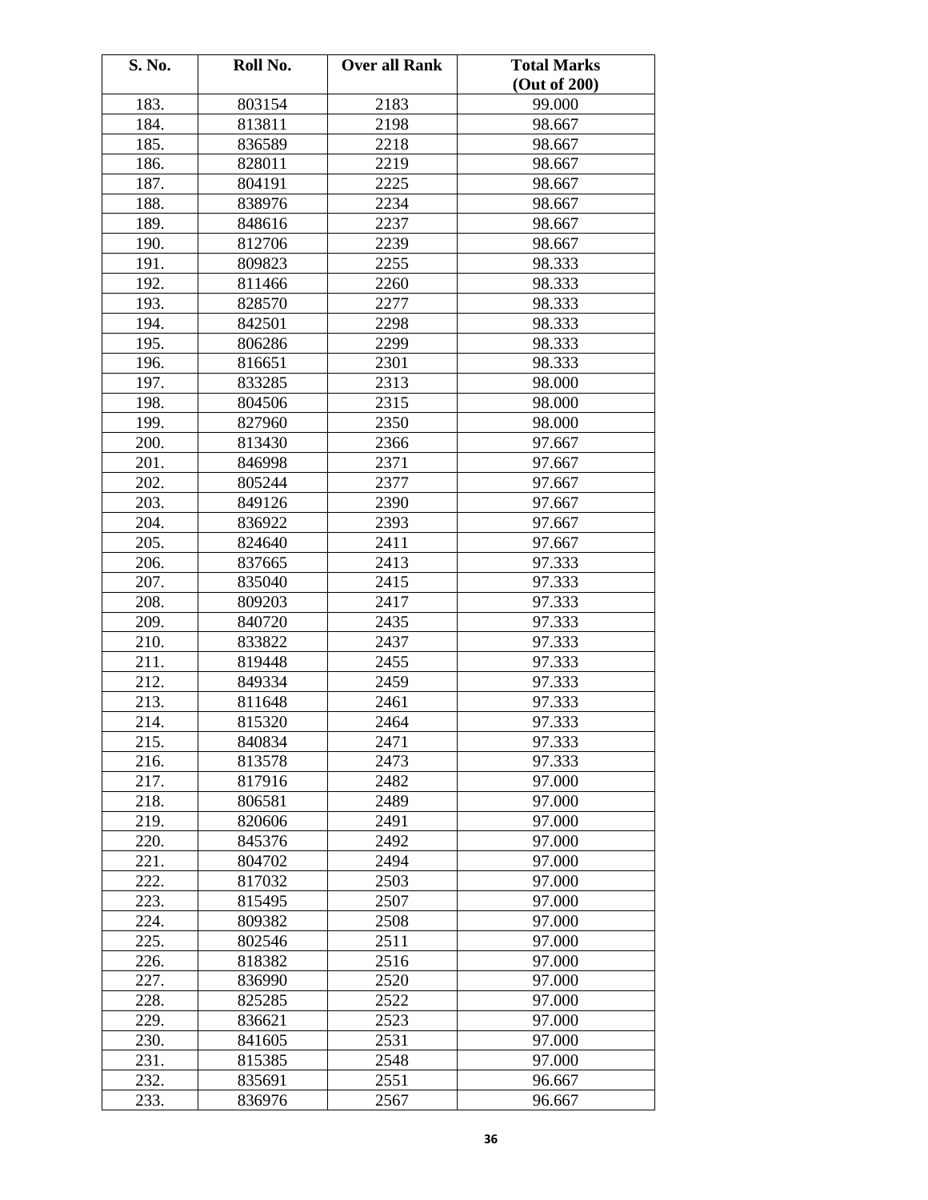| S. No. | Roll No. | Over all Rank | Total Marks (Out of 200) |
|---|---|---|---|
| 183. | 803154 | 2183 | 99.000 |
| 184. | 813811 | 2198 | 98.667 |
| 185. | 836589 | 2218 | 98.667 |
| 186. | 828011 | 2219 | 98.667 |
| 187. | 804191 | 2225 | 98.667 |
| 188. | 838976 | 2234 | 98.667 |
| 189. | 848616 | 2237 | 98.667 |
| 190. | 812706 | 2239 | 98.667 |
| 191. | 809823 | 2255 | 98.333 |
| 192. | 811466 | 2260 | 98.333 |
| 193. | 828570 | 2277 | 98.333 |
| 194. | 842501 | 2298 | 98.333 |
| 195. | 806286 | 2299 | 98.333 |
| 196. | 816651 | 2301 | 98.333 |
| 197. | 833285 | 2313 | 98.000 |
| 198. | 804506 | 2315 | 98.000 |
| 199. | 827960 | 2350 | 98.000 |
| 200. | 813430 | 2366 | 97.667 |
| 201. | 846998 | 2371 | 97.667 |
| 202. | 805244 | 2377 | 97.667 |
| 203. | 849126 | 2390 | 97.667 |
| 204. | 836922 | 2393 | 97.667 |
| 205. | 824640 | 2411 | 97.667 |
| 206. | 837665 | 2413 | 97.333 |
| 207. | 835040 | 2415 | 97.333 |
| 208. | 809203 | 2417 | 97.333 |
| 209. | 840720 | 2435 | 97.333 |
| 210. | 833822 | 2437 | 97.333 |
| 211. | 819448 | 2455 | 97.333 |
| 212. | 849334 | 2459 | 97.333 |
| 213. | 811648 | 2461 | 97.333 |
| 214. | 815320 | 2464 | 97.333 |
| 215. | 840834 | 2471 | 97.333 |
| 216. | 813578 | 2473 | 97.333 |
| 217. | 817916 | 2482 | 97.000 |
| 218. | 806581 | 2489 | 97.000 |
| 219. | 820606 | 2491 | 97.000 |
| 220. | 845376 | 2492 | 97.000 |
| 221. | 804702 | 2494 | 97.000 |
| 222. | 817032 | 2503 | 97.000 |
| 223. | 815495 | 2507 | 97.000 |
| 224. | 809382 | 2508 | 97.000 |
| 225. | 802546 | 2511 | 97.000 |
| 226. | 818382 | 2516 | 97.000 |
| 227. | 836990 | 2520 | 97.000 |
| 228. | 825285 | 2522 | 97.000 |
| 229. | 836621 | 2523 | 97.000 |
| 230. | 841605 | 2531 | 97.000 |
| 231. | 815385 | 2548 | 97.000 |
| 232. | 835691 | 2551 | 96.667 |
| 233. | 836976 | 2567 | 96.667 |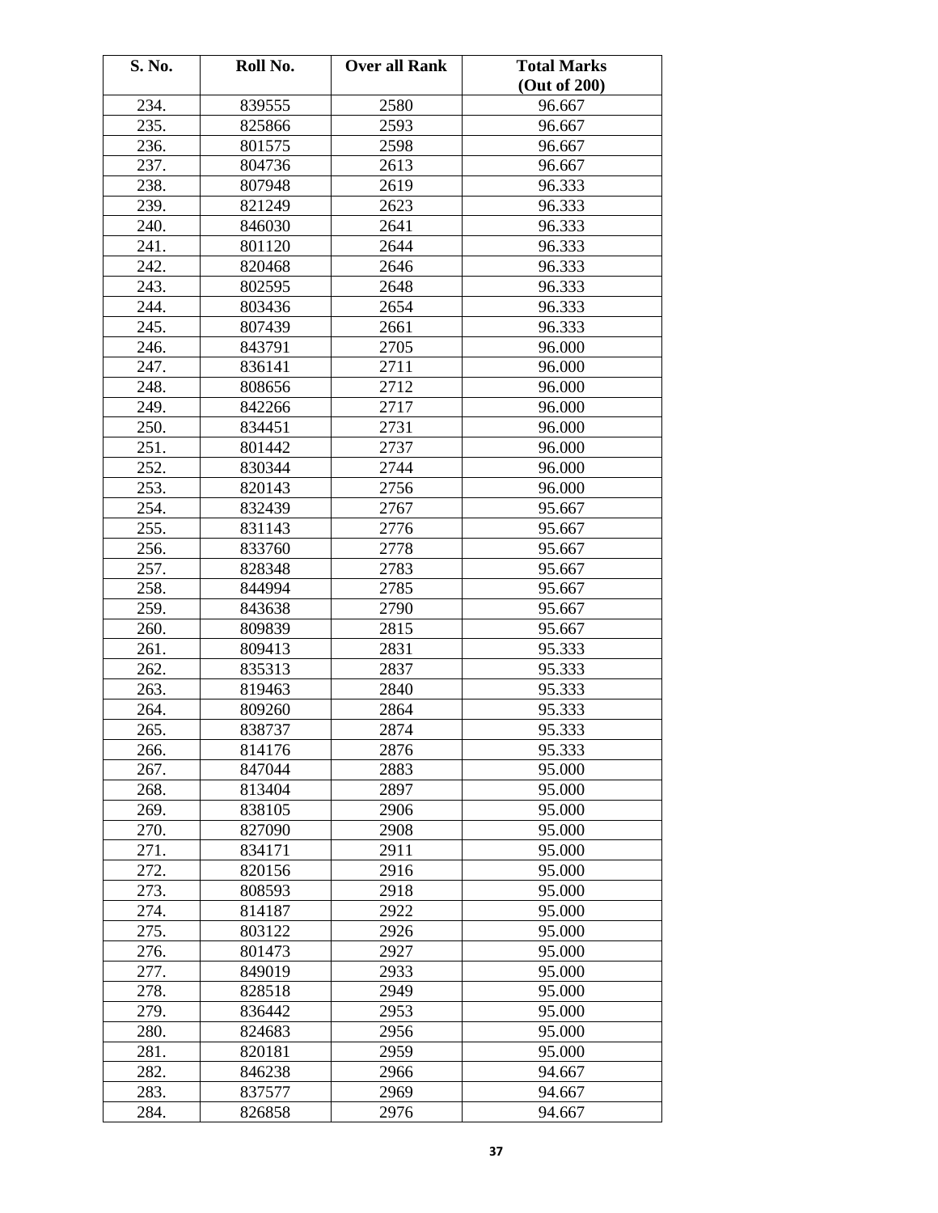| S. No. | Roll No. | Over all Rank | Total Marks (Out of 200) |
| --- | --- | --- | --- |
| 234. | 839555 | 2580 | 96.667 |
| 235. | 825866 | 2593 | 96.667 |
| 236. | 801575 | 2598 | 96.667 |
| 237. | 804736 | 2613 | 96.667 |
| 238. | 807948 | 2619 | 96.333 |
| 239. | 821249 | 2623 | 96.333 |
| 240. | 846030 | 2641 | 96.333 |
| 241. | 801120 | 2644 | 96.333 |
| 242. | 820468 | 2646 | 96.333 |
| 243. | 802595 | 2648 | 96.333 |
| 244. | 803436 | 2654 | 96.333 |
| 245. | 807439 | 2661 | 96.333 |
| 246. | 843791 | 2705 | 96.000 |
| 247. | 836141 | 2711 | 96.000 |
| 248. | 808656 | 2712 | 96.000 |
| 249. | 842266 | 2717 | 96.000 |
| 250. | 834451 | 2731 | 96.000 |
| 251. | 801442 | 2737 | 96.000 |
| 252. | 830344 | 2744 | 96.000 |
| 253. | 820143 | 2756 | 96.000 |
| 254. | 832439 | 2767 | 95.667 |
| 255. | 831143 | 2776 | 95.667 |
| 256. | 833760 | 2778 | 95.667 |
| 257. | 828348 | 2783 | 95.667 |
| 258. | 844994 | 2785 | 95.667 |
| 259. | 843638 | 2790 | 95.667 |
| 260. | 809839 | 2815 | 95.667 |
| 261. | 809413 | 2831 | 95.333 |
| 262. | 835313 | 2837 | 95.333 |
| 263. | 819463 | 2840 | 95.333 |
| 264. | 809260 | 2864 | 95.333 |
| 265. | 838737 | 2874 | 95.333 |
| 266. | 814176 | 2876 | 95.333 |
| 267. | 847044 | 2883 | 95.000 |
| 268. | 813404 | 2897 | 95.000 |
| 269. | 838105 | 2906 | 95.000 |
| 270. | 827090 | 2908 | 95.000 |
| 271. | 834171 | 2911 | 95.000 |
| 272. | 820156 | 2916 | 95.000 |
| 273. | 808593 | 2918 | 95.000 |
| 274. | 814187 | 2922 | 95.000 |
| 275. | 803122 | 2926 | 95.000 |
| 276. | 801473 | 2927 | 95.000 |
| 277. | 849019 | 2933 | 95.000 |
| 278. | 828518 | 2949 | 95.000 |
| 279. | 836442 | 2953 | 95.000 |
| 280. | 824683 | 2956 | 95.000 |
| 281. | 820181 | 2959 | 95.000 |
| 282. | 846238 | 2966 | 94.667 |
| 283. | 837577 | 2969 | 94.667 |
| 284. | 826858 | 2976 | 94.667 |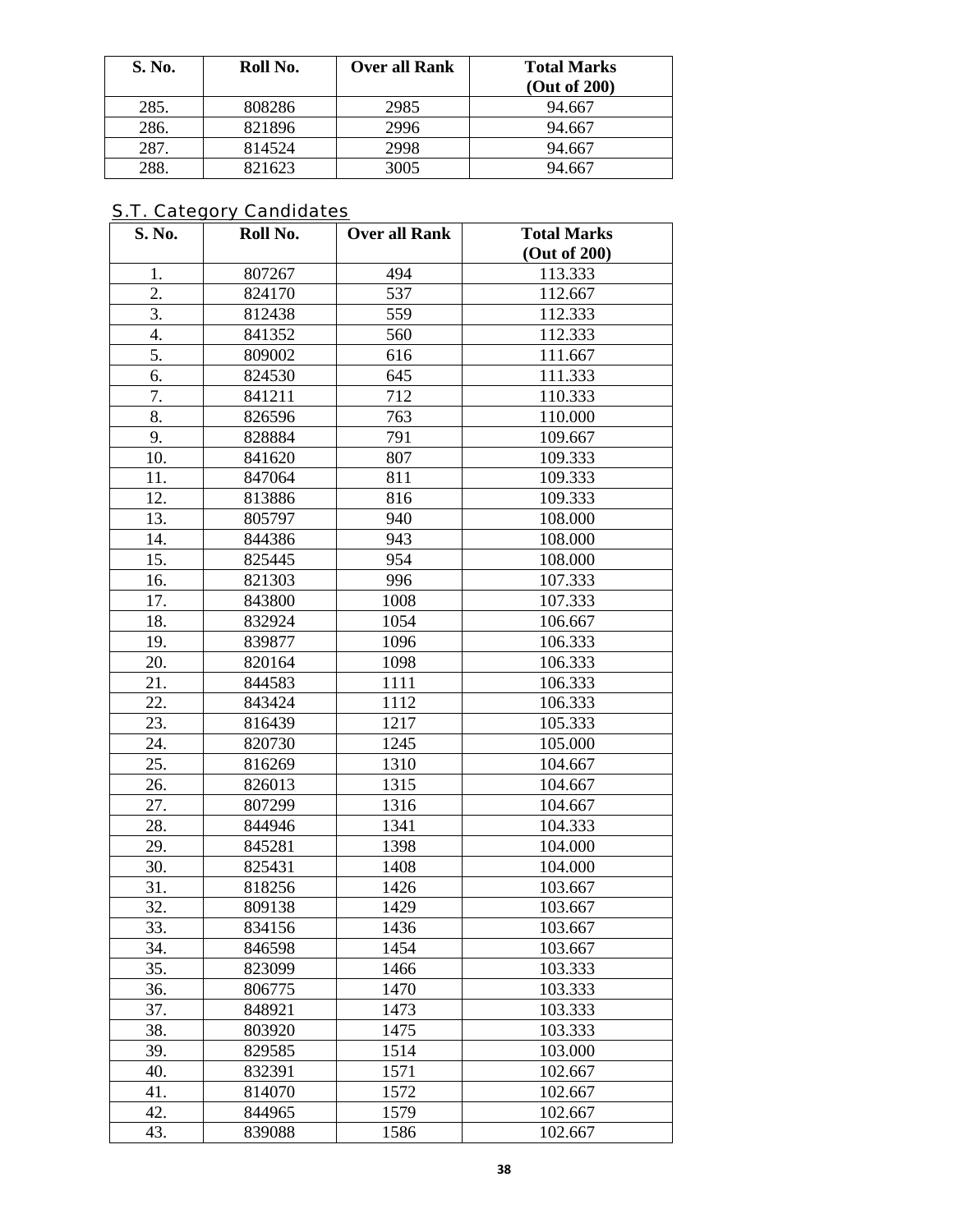| S. No. | Roll No. | Over all Rank | Total Marks (Out of 200) |
|---|---|---|---|
| 285. | 808286 | 2985 | 94.667 |
| 286. | 821896 | 2996 | 94.667 |
| 287. | 814524 | 2998 | 94.667 |
| 288. | 821623 | 3005 | 94.667 |

## S.T. Category Candidates

| S. No. | Roll No. | Over all Rank | Total Marks (Out of 200) |
|---|---|---|---|
| 1. | 807267 | 494 | 113.333 |
| 2. | 824170 | 537 | 112.667 |
| 3. | 812438 | 559 | 112.333 |
| 4. | 841352 | 560 | 112.333 |
| 5. | 809002 | 616 | 111.667 |
| 6. | 824530 | 645 | 111.333 |
| 7. | 841211 | 712 | 110.333 |
| 8. | 826596 | 763 | 110.000 |
| 9. | 828884 | 791 | 109.667 |
| 10. | 841620 | 807 | 109.333 |
| 11. | 847064 | 811 | 109.333 |
| 12. | 813886 | 816 | 109.333 |
| 13. | 805797 | 940 | 108.000 |
| 14. | 844386 | 943 | 108.000 |
| 15. | 825445 | 954 | 108.000 |
| 16. | 821303 | 996 | 107.333 |
| 17. | 843800 | 1008 | 107.333 |
| 18. | 832924 | 1054 | 106.667 |
| 19. | 839877 | 1096 | 106.333 |
| 20. | 820164 | 1098 | 106.333 |
| 21. | 844583 | 1111 | 106.333 |
| 22. | 843424 | 1112 | 106.333 |
| 23. | 816439 | 1217 | 105.333 |
| 24. | 820730 | 1245 | 105.000 |
| 25. | 816269 | 1310 | 104.667 |
| 26. | 826013 | 1315 | 104.667 |
| 27. | 807299 | 1316 | 104.667 |
| 28. | 844946 | 1341 | 104.333 |
| 29. | 845281 | 1398 | 104.000 |
| 30. | 825431 | 1408 | 104.000 |
| 31. | 818256 | 1426 | 103.667 |
| 32. | 809138 | 1429 | 103.667 |
| 33. | 834156 | 1436 | 103.667 |
| 34. | 846598 | 1454 | 103.667 |
| 35. | 823099 | 1466 | 103.333 |
| 36. | 806775 | 1470 | 103.333 |
| 37. | 848921 | 1473 | 103.333 |
| 38. | 803920 | 1475 | 103.333 |
| 39. | 829585 | 1514 | 103.000 |
| 40. | 832391 | 1571 | 102.667 |
| 41. | 814070 | 1572 | 102.667 |
| 42. | 844965 | 1579 | 102.667 |
| 43. | 839088 | 1586 | 102.667 |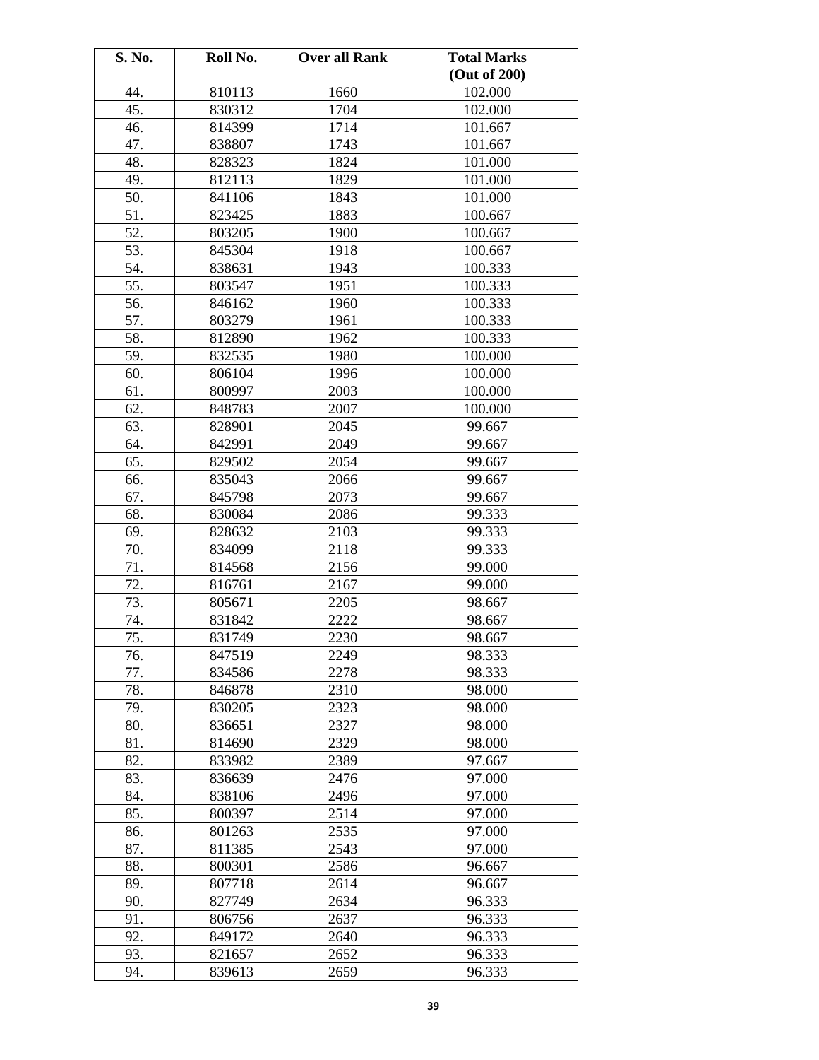| S. No. | Roll No. | Over all Rank | Total Marks (Out of 200) |
|---|---|---|---|
| 44. | 810113 | 1660 | 102.000 |
| 45. | 830312 | 1704 | 102.000 |
| 46. | 814399 | 1714 | 101.667 |
| 47. | 838807 | 1743 | 101.667 |
| 48. | 828323 | 1824 | 101.000 |
| 49. | 812113 | 1829 | 101.000 |
| 50. | 841106 | 1843 | 101.000 |
| 51. | 823425 | 1883 | 100.667 |
| 52. | 803205 | 1900 | 100.667 |
| 53. | 845304 | 1918 | 100.667 |
| 54. | 838631 | 1943 | 100.333 |
| 55. | 803547 | 1951 | 100.333 |
| 56. | 846162 | 1960 | 100.333 |
| 57. | 803279 | 1961 | 100.333 |
| 58. | 812890 | 1962 | 100.333 |
| 59. | 832535 | 1980 | 100.000 |
| 60. | 806104 | 1996 | 100.000 |
| 61. | 800997 | 2003 | 100.000 |
| 62. | 848783 | 2007 | 100.000 |
| 63. | 828901 | 2045 | 99.667 |
| 64. | 842991 | 2049 | 99.667 |
| 65. | 829502 | 2054 | 99.667 |
| 66. | 835043 | 2066 | 99.667 |
| 67. | 845798 | 2073 | 99.667 |
| 68. | 830084 | 2086 | 99.333 |
| 69. | 828632 | 2103 | 99.333 |
| 70. | 834099 | 2118 | 99.333 |
| 71. | 814568 | 2156 | 99.000 |
| 72. | 816761 | 2167 | 99.000 |
| 73. | 805671 | 2205 | 98.667 |
| 74. | 831842 | 2222 | 98.667 |
| 75. | 831749 | 2230 | 98.667 |
| 76. | 847519 | 2249 | 98.333 |
| 77. | 834586 | 2278 | 98.333 |
| 78. | 846878 | 2310 | 98.000 |
| 79. | 830205 | 2323 | 98.000 |
| 80. | 836651 | 2327 | 98.000 |
| 81. | 814690 | 2329 | 98.000 |
| 82. | 833982 | 2389 | 97.667 |
| 83. | 836639 | 2476 | 97.000 |
| 84. | 838106 | 2496 | 97.000 |
| 85. | 800397 | 2514 | 97.000 |
| 86. | 801263 | 2535 | 97.000 |
| 87. | 811385 | 2543 | 97.000 |
| 88. | 800301 | 2586 | 96.667 |
| 89. | 807718 | 2614 | 96.667 |
| 90. | 827749 | 2634 | 96.333 |
| 91. | 806756 | 2637 | 96.333 |
| 92. | 849172 | 2640 | 96.333 |
| 93. | 821657 | 2652 | 96.333 |
| 94. | 839613 | 2659 | 96.333 |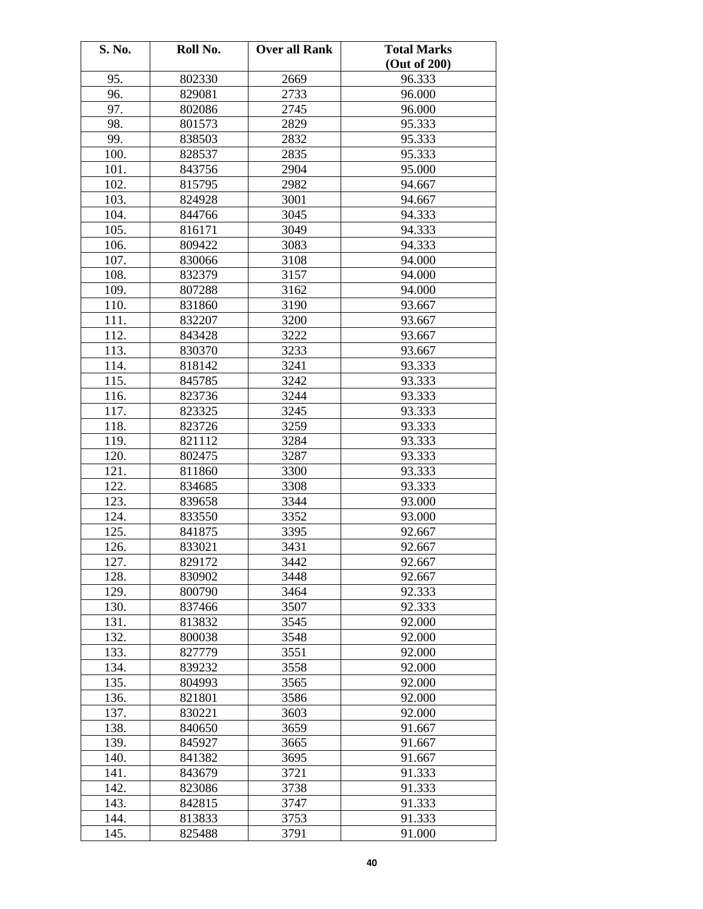| S. No. | Roll No. | Over all Rank | Total Marks (Out of 200) |
|---|---|---|---|
| 95. | 802330 | 2669 | 96.333 |
| 96. | 829081 | 2733 | 96.000 |
| 97. | 802086 | 2745 | 96.000 |
| 98. | 801573 | 2829 | 95.333 |
| 99. | 838503 | 2832 | 95.333 |
| 100. | 828537 | 2835 | 95.333 |
| 101. | 843756 | 2904 | 95.000 |
| 102. | 815795 | 2982 | 94.667 |
| 103. | 824928 | 3001 | 94.667 |
| 104. | 844766 | 3045 | 94.333 |
| 105. | 816171 | 3049 | 94.333 |
| 106. | 809422 | 3083 | 94.333 |
| 107. | 830066 | 3108 | 94.000 |
| 108. | 832379 | 3157 | 94.000 |
| 109. | 807288 | 3162 | 94.000 |
| 110. | 831860 | 3190 | 93.667 |
| 111. | 832207 | 3200 | 93.667 |
| 112. | 843428 | 3222 | 93.667 |
| 113. | 830370 | 3233 | 93.667 |
| 114. | 818142 | 3241 | 93.333 |
| 115. | 845785 | 3242 | 93.333 |
| 116. | 823736 | 3244 | 93.333 |
| 117. | 823325 | 3245 | 93.333 |
| 118. | 823726 | 3259 | 93.333 |
| 119. | 821112 | 3284 | 93.333 |
| 120. | 802475 | 3287 | 93.333 |
| 121. | 811860 | 3300 | 93.333 |
| 122. | 834685 | 3308 | 93.333 |
| 123. | 839658 | 3344 | 93.000 |
| 124. | 833550 | 3352 | 93.000 |
| 125. | 841875 | 3395 | 92.667 |
| 126. | 833021 | 3431 | 92.667 |
| 127. | 829172 | 3442 | 92.667 |
| 128. | 830902 | 3448 | 92.667 |
| 129. | 800790 | 3464 | 92.333 |
| 130. | 837466 | 3507 | 92.333 |
| 131. | 813832 | 3545 | 92.000 |
| 132. | 800038 | 3548 | 92.000 |
| 133. | 827779 | 3551 | 92.000 |
| 134. | 839232 | 3558 | 92.000 |
| 135. | 804993 | 3565 | 92.000 |
| 136. | 821801 | 3586 | 92.000 |
| 137. | 830221 | 3603 | 92.000 |
| 138. | 840650 | 3659 | 91.667 |
| 139. | 845927 | 3665 | 91.667 |
| 140. | 841382 | 3695 | 91.667 |
| 141. | 843679 | 3721 | 91.333 |
| 142. | 823086 | 3738 | 91.333 |
| 143. | 842815 | 3747 | 91.333 |
| 144. | 813833 | 3753 | 91.333 |
| 145. | 825488 | 3791 | 91.000 |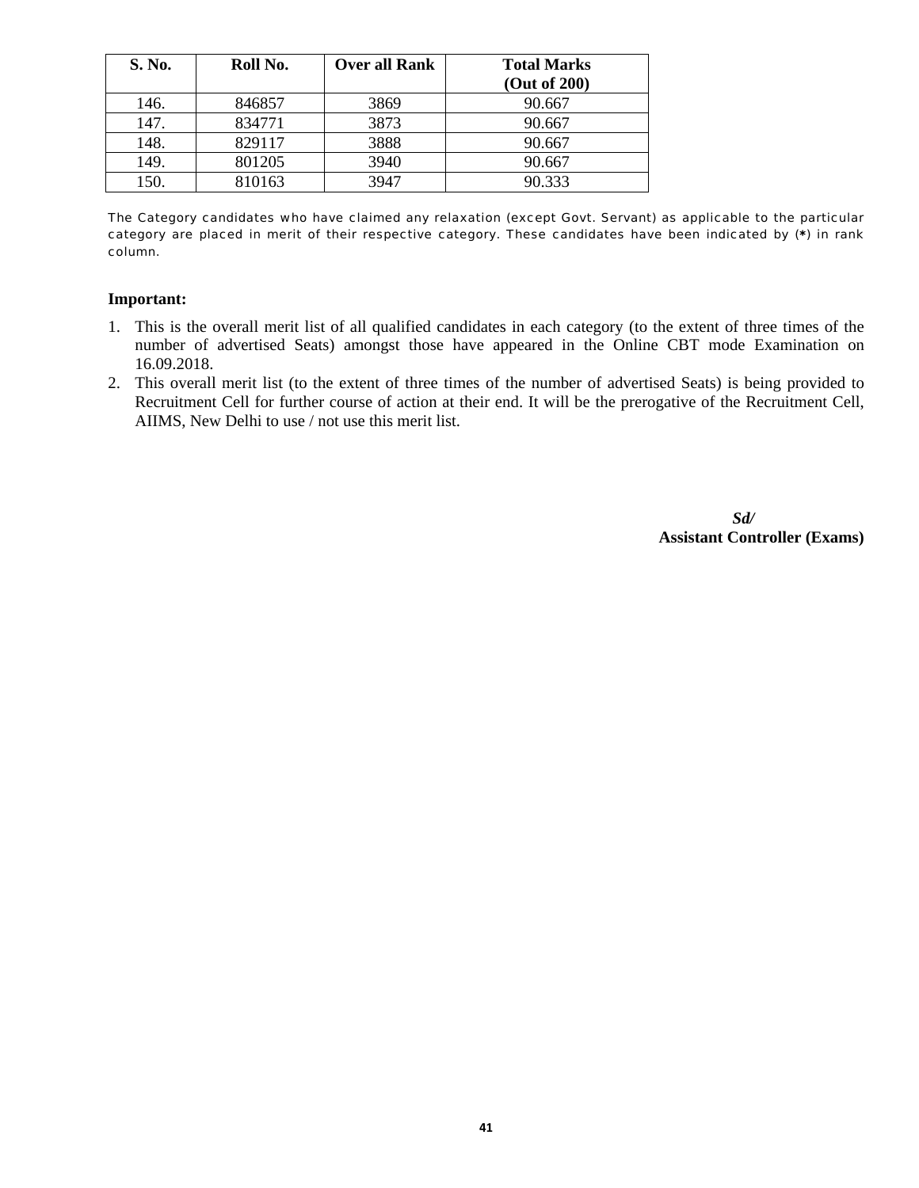| S. No. | Roll No. | Over all Rank | Total Marks (Out of 200) |
|---|---|---|---|
| 146. | 846857 | 3869 | 90.667 |
| 147. | 834771 | 3873 | 90.667 |
| 148. | 829117 | 3888 | 90.667 |
| 149. | 801205 | 3940 | 90.667 |
| 150. | 810163 | 3947 | 90.333 |

The Category candidates who have claimed any relaxation (except Govt. Servant) as applicable to the particular category are placed in merit of their respective category. These candidates have been indicated by (**\***) in rank column.

**Important:**

1. This is the overall merit list of all qualified candidates in each category (to the extent of three times of the number of advertised Seats) amongst those have appeared in the Online CBT mode Examination on 16.09.2018.
2. This overall merit list (to the extent of three times of the number of advertised Seats) is being provided to Recruitment Cell for further course of action at their end. It will be the prerogative of the Recruitment Cell, AIIMS, New Delhi to use / not use this merit list.

***Sd/***
**Assistant Controller (Exams)**